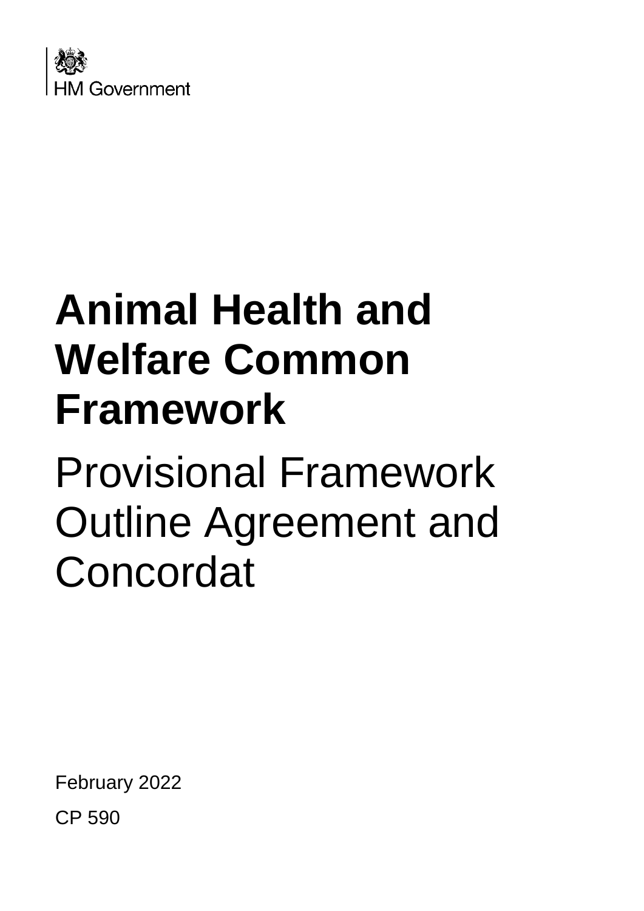HM Government

# Animal Health and Welfare Common Framework

## Provisional Framework Outline Agreement and Concordat

February 2022

CP 590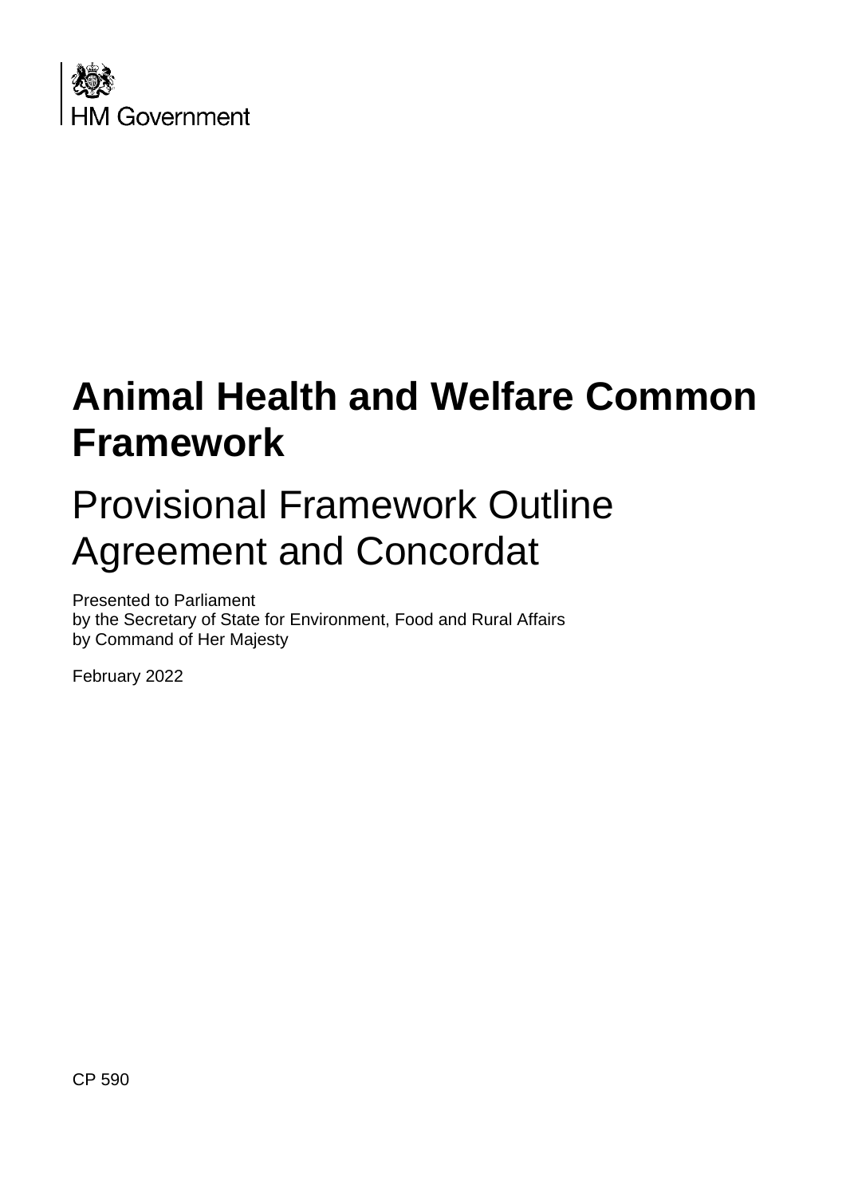HM Government

# Animal Health and Welfare Common Framework

## Provisional Framework Outline Agreement and Concordat

Presented to Parliament
by the Secretary of State for Environment, Food and Rural Affairs
by Command of Her Majesty

February 2022

CP 590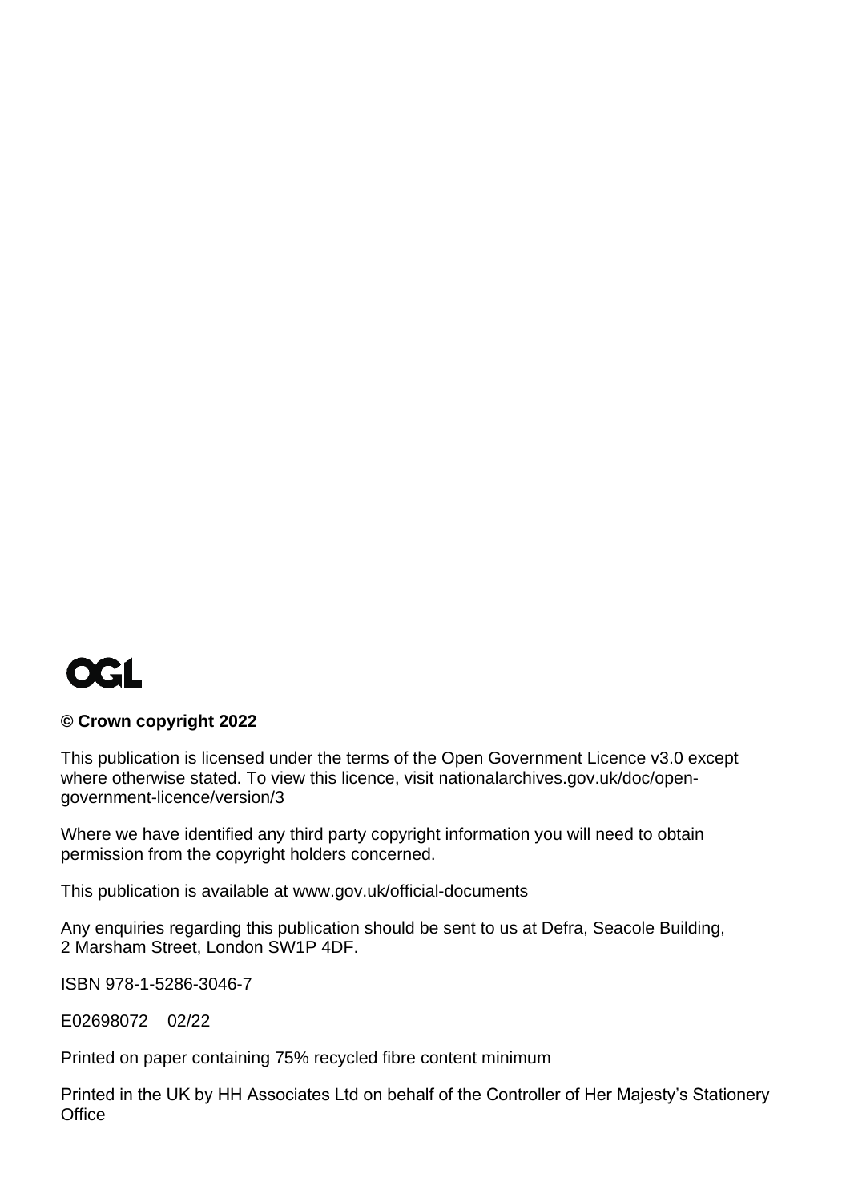OGL

**© Crown copyright 2022**

This publication is licensed under the terms of the Open Government Licence v3.0 except where otherwise stated. To view this licence, visit nationalarchives.gov.uk/doc/open-government-licence/version/3

Where we have identified any third party copyright information you will need to obtain permission from the copyright holders concerned.

This publication is available at www.gov.uk/official-documents

Any enquiries regarding this publication should be sent to us at Defra, Seacole Building, 2 Marsham Street, London SW1P 4DF.

ISBN 978-1-5286-3046-7

E02698072 02/22

Printed on paper containing 75% recycled fibre content minimum

Printed in the UK by HH Associates Ltd on behalf of the Controller of Her Majesty's Stationery Office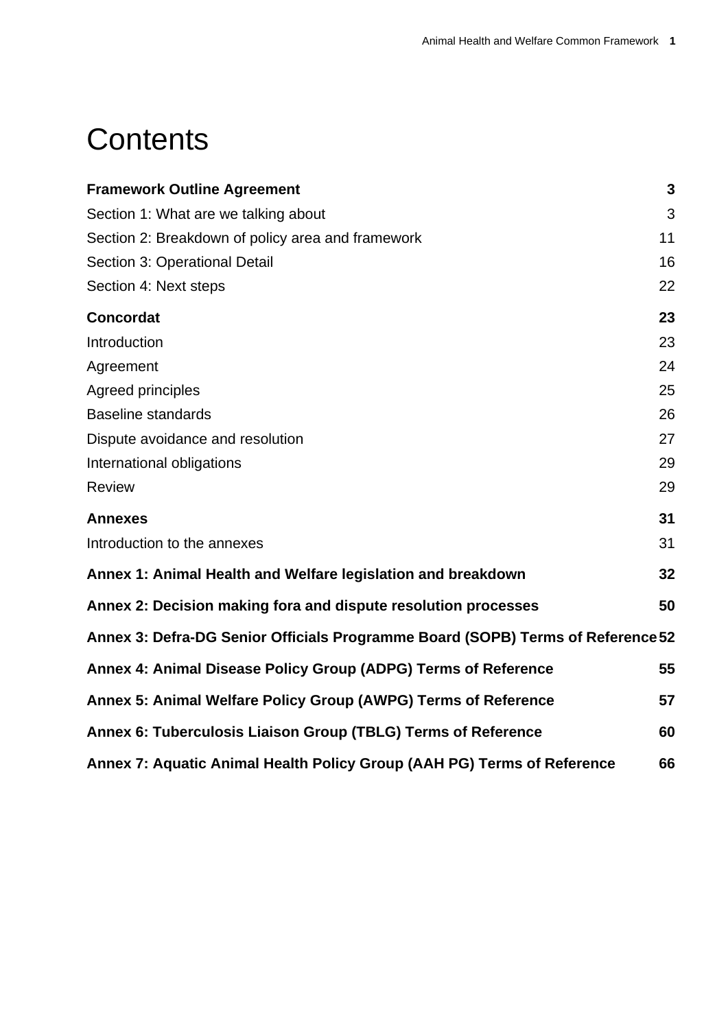# Contents

| | |
|---|---|
| **Framework Outline Agreement** | **3** |
| Section 1: What are we talking about | 3 |
| Section 2: Breakdown of policy area and framework | 11 |
| Section 3: Operational Detail | 16 |
| Section 4: Next steps | 22 |
| **Concordat** | **23** |
| Introduction | 23 |
| Agreement | 24 |
| Agreed principles | 25 |
| Baseline standards | 26 |
| Dispute avoidance and resolution | 27 |
| International obligations | 29 |
| Review | 29 |
| **Annexes** | **31** |
| Introduction to the annexes | 31 |
| **Annex 1: Animal Health and Welfare legislation and breakdown** | **32** |
| **Annex 2: Decision making fora and dispute resolution processes** | **50** |
| **Annex 3: Defra-DG Senior Officials Programme Board (SOPB) Terms of Reference** | **52** |
| **Annex 4: Animal Disease Policy Group (ADPG) Terms of Reference** | **55** |
| **Annex 5: Animal Welfare Policy Group (AWPG) Terms of Reference** | **57** |
| **Annex 6: Tuberculosis Liaison Group (TBLG) Terms of Reference** | **60** |
| **Annex 7: Aquatic Animal Health Policy Group (AAH PG) Terms of Reference** | **66** |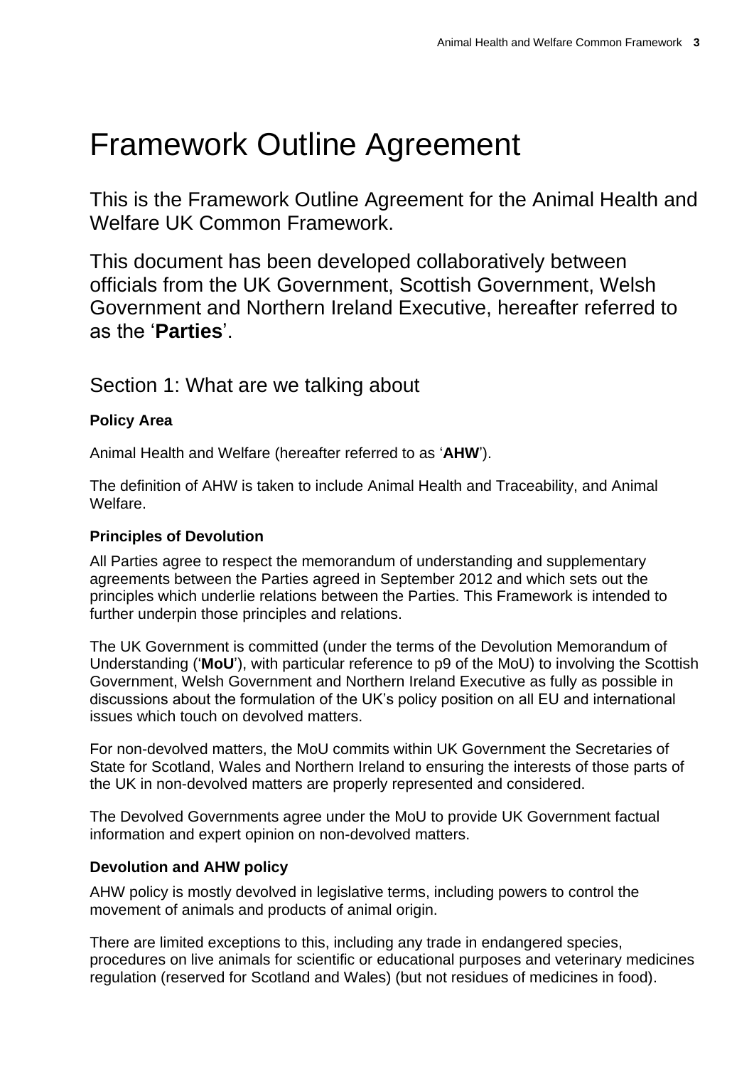# Framework Outline Agreement

This is the Framework Outline Agreement for the Animal Health and Welfare UK Common Framework.

This document has been developed collaboratively between officials from the UK Government, Scottish Government, Welsh Government and Northern Ireland Executive, hereafter referred to as the '**Parties**'.

## Section 1: What are we talking about

**Policy Area**

Animal Health and Welfare (hereafter referred to as '**AHW**').

The definition of AHW is taken to include Animal Health and Traceability, and Animal Welfare.

**Principles of Devolution**

All Parties agree to respect the memorandum of understanding and supplementary agreements between the Parties agreed in September 2012 and which sets out the principles which underlie relations between the Parties. This Framework is intended to further underpin those principles and relations.

The UK Government is committed (under the terms of the Devolution Memorandum of Understanding ('**MoU**'), with particular reference to p9 of the MoU) to involving the Scottish Government, Welsh Government and Northern Ireland Executive as fully as possible in discussions about the formulation of the UK's policy position on all EU and international issues which touch on devolved matters.

For non-devolved matters, the MoU commits within UK Government the Secretaries of State for Scotland, Wales and Northern Ireland to ensuring the interests of those parts of the UK in non-devolved matters are properly represented and considered.

The Devolved Governments agree under the MoU to provide UK Government factual information and expert opinion on non-devolved matters.

**Devolution and AHW policy**

AHW policy is mostly devolved in legislative terms, including powers to control the movement of animals and products of animal origin.

There are limited exceptions to this, including any trade in endangered species, procedures on live animals for scientific or educational purposes and veterinary medicines regulation (reserved for Scotland and Wales) (but not residues of medicines in food).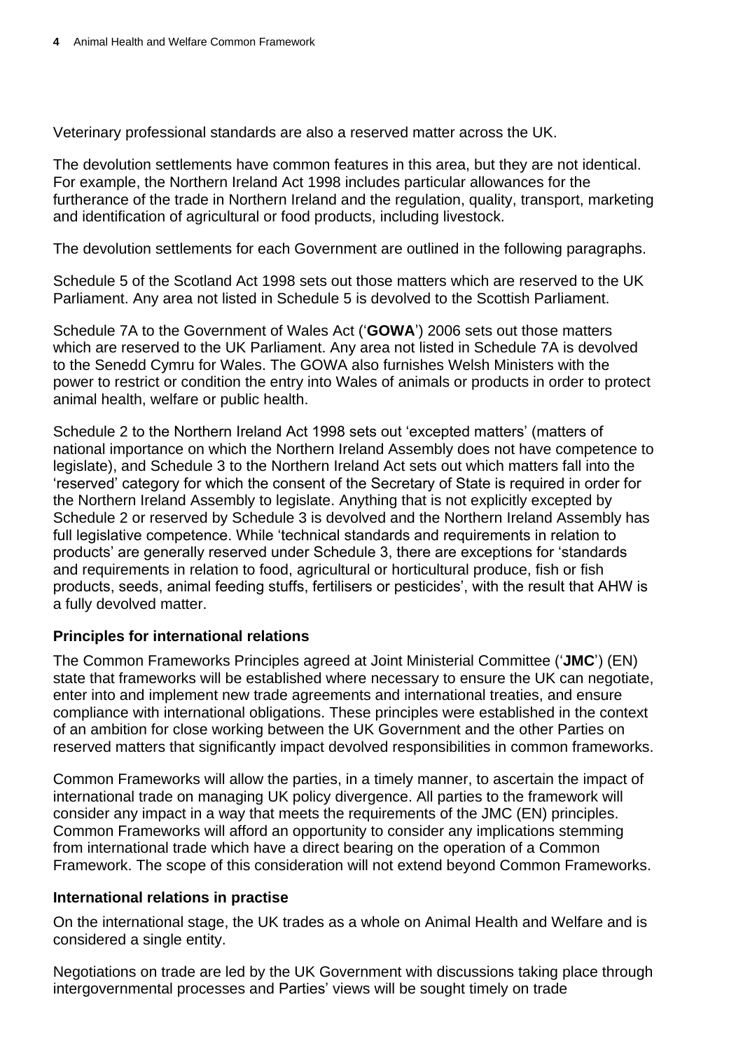Veterinary professional standards are also a reserved matter across the UK.

The devolution settlements have common features in this area, but they are not identical. For example, the Northern Ireland Act 1998 includes particular allowances for the furtherance of the trade in Northern Ireland and the regulation, quality, transport, marketing and identification of agricultural or food products, including livestock.

The devolution settlements for each Government are outlined in the following paragraphs.

Schedule 5 of the Scotland Act 1998 sets out those matters which are reserved to the UK Parliament. Any area not listed in Schedule 5 is devolved to the Scottish Parliament.

Schedule 7A to the Government of Wales Act ('**GOWA**') 2006 sets out those matters which are reserved to the UK Parliament. Any area not listed in Schedule 7A is devolved to the Senedd Cymru for Wales. The GOWA also furnishes Welsh Ministers with the power to restrict or condition the entry into Wales of animals or products in order to protect animal health, welfare or public health.

Schedule 2 to the Northern Ireland Act 1998 sets out 'excepted matters' (matters of national importance on which the Northern Ireland Assembly does not have competence to legislate), and Schedule 3 to the Northern Ireland Act sets out which matters fall into the 'reserved' category for which the consent of the Secretary of State is required in order for the Northern Ireland Assembly to legislate. Anything that is not explicitly excepted by Schedule 2 or reserved by Schedule 3 is devolved and the Northern Ireland Assembly has full legislative competence. While 'technical standards and requirements in relation to products' are generally reserved under Schedule 3, there are exceptions for 'standards and requirements in relation to food, agricultural or horticultural produce, fish or fish products, seeds, animal feeding stuffs, fertilisers or pesticides', with the result that AHW is a fully devolved matter.

**Principles for international relations**

The Common Frameworks Principles agreed at Joint Ministerial Committee ('**JMC**') (EN) state that frameworks will be established where necessary to ensure the UK can negotiate, enter into and implement new trade agreements and international treaties, and ensure compliance with international obligations. These principles were established in the context of an ambition for close working between the UK Government and the other Parties on reserved matters that significantly impact devolved responsibilities in common frameworks.

Common Frameworks will allow the parties, in a timely manner, to ascertain the impact of international trade on managing UK policy divergence. All parties to the framework will consider any impact in a way that meets the requirements of the JMC (EN) principles. Common Frameworks will afford an opportunity to consider any implications stemming from international trade which have a direct bearing on the operation of a Common Framework. The scope of this consideration will not extend beyond Common Frameworks.

**International relations in practise**

On the international stage, the UK trades as a whole on Animal Health and Welfare and is considered a single entity.

Negotiations on trade are led by the UK Government with discussions taking place through intergovernmental processes and Parties' views will be sought timely on trade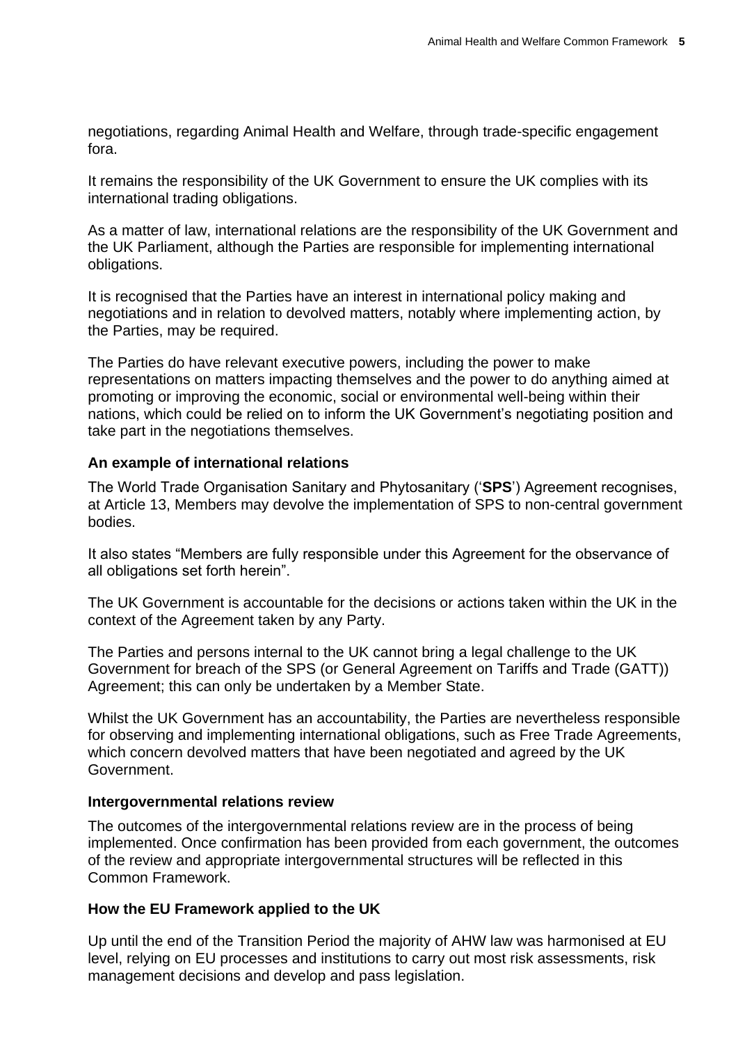negotiations, regarding Animal Health and Welfare, through trade-specific engagement fora.

It remains the responsibility of the UK Government to ensure the UK complies with its international trading obligations.

As a matter of law, international relations are the responsibility of the UK Government and the UK Parliament, although the Parties are responsible for implementing international obligations.

It is recognised that the Parties have an interest in international policy making and negotiations and in relation to devolved matters, notably where implementing action, by the Parties, may be required.

The Parties do have relevant executive powers, including the power to make representations on matters impacting themselves and the power to do anything aimed at promoting or improving the economic, social or environmental well-being within their nations, which could be relied on to inform the UK Government's negotiating position and take part in the negotiations themselves.

**An example of international relations**

The World Trade Organisation Sanitary and Phytosanitary ('**SPS**') Agreement recognises, at Article 13, Members may devolve the implementation of SPS to non-central government bodies.

It also states "Members are fully responsible under this Agreement for the observance of all obligations set forth herein".

The UK Government is accountable for the decisions or actions taken within the UK in the context of the Agreement taken by any Party.

The Parties and persons internal to the UK cannot bring a legal challenge to the UK Government for breach of the SPS (or General Agreement on Tariffs and Trade (GATT)) Agreement; this can only be undertaken by a Member State.

Whilst the UK Government has an accountability, the Parties are nevertheless responsible for observing and implementing international obligations, such as Free Trade Agreements, which concern devolved matters that have been negotiated and agreed by the UK Government.

**Intergovernmental relations review**

The outcomes of the intergovernmental relations review are in the process of being implemented. Once confirmation has been provided from each government, the outcomes of the review and appropriate intergovernmental structures will be reflected in this Common Framework.

**How the EU Framework applied to the UK**

Up until the end of the Transition Period the majority of AHW law was harmonised at EU level, relying on EU processes and institutions to carry out most risk assessments, risk management decisions and develop and pass legislation.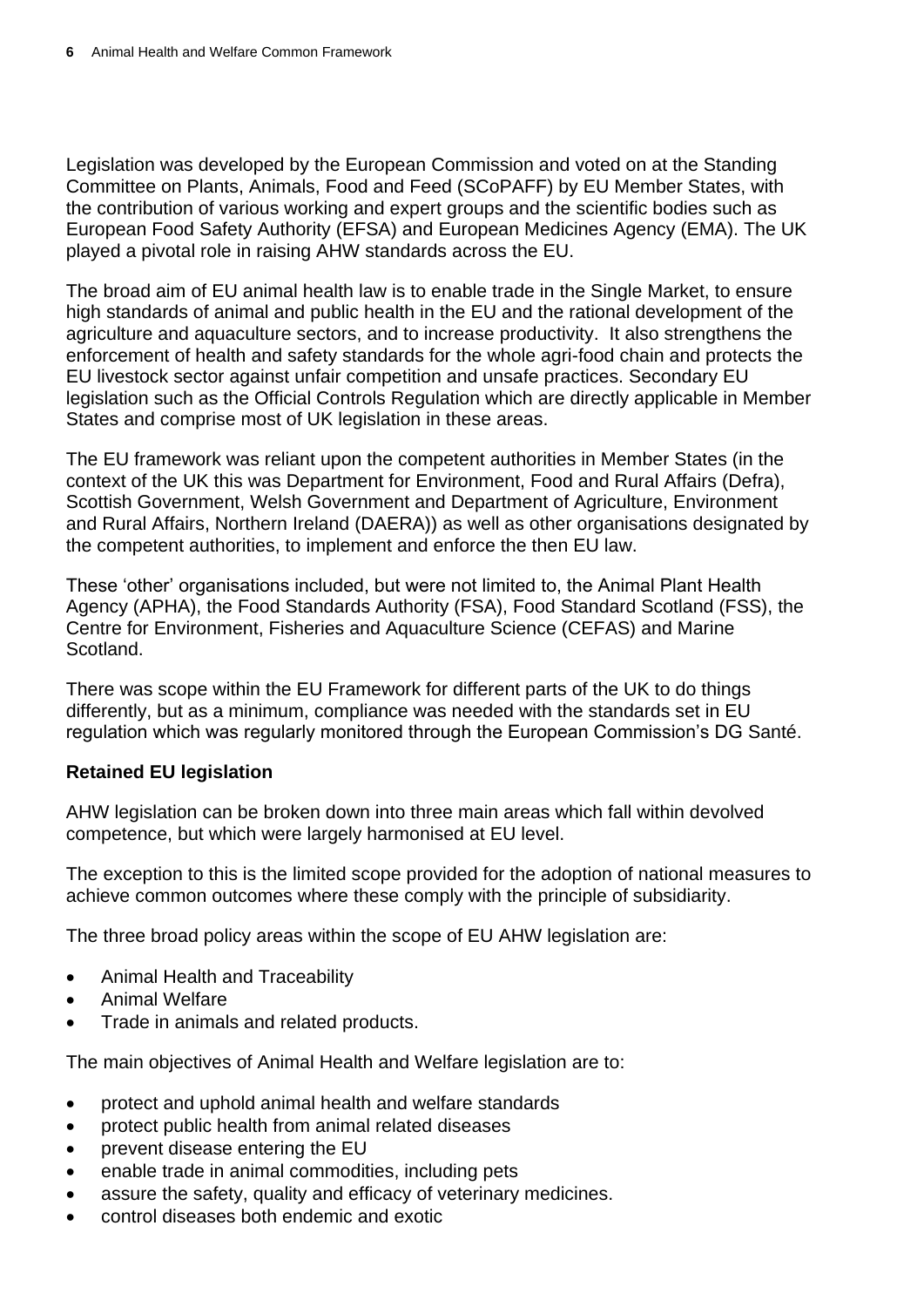Legislation was developed by the European Commission and voted on at the Standing Committee on Plants, Animals, Food and Feed (SCoPAFF) by EU Member States, with the contribution of various working and expert groups and the scientific bodies such as European Food Safety Authority (EFSA) and European Medicines Agency (EMA). The UK played a pivotal role in raising AHW standards across the EU.

The broad aim of EU animal health law is to enable trade in the Single Market, to ensure high standards of animal and public health in the EU and the rational development of the agriculture and aquaculture sectors, and to increase productivity.  It also strengthens the enforcement of health and safety standards for the whole agri-food chain and protects the EU livestock sector against unfair competition and unsafe practices. Secondary EU legislation such as the Official Controls Regulation which are directly applicable in Member States and comprise most of UK legislation in these areas.

The EU framework was reliant upon the competent authorities in Member States (in the context of the UK this was Department for Environment, Food and Rural Affairs (Defra), Scottish Government, Welsh Government and Department of Agriculture, Environment and Rural Affairs, Northern Ireland (DAERA)) as well as other organisations designated by the competent authorities, to implement and enforce the then EU law.

These 'other' organisations included, but were not limited to, the Animal Plant Health Agency (APHA), the Food Standards Authority (FSA), Food Standard Scotland (FSS), the Centre for Environment, Fisheries and Aquaculture Science (CEFAS) and Marine Scotland.

There was scope within the EU Framework for different parts of the UK to do things differently, but as a minimum, compliance was needed with the standards set in EU regulation which was regularly monitored through the European Commission's DG Santé.

**Retained EU legislation**

AHW legislation can be broken down into three main areas which fall within devolved competence, but which were largely harmonised at EU level.

The exception to this is the limited scope provided for the adoption of national measures to achieve common outcomes where these comply with the principle of subsidiarity.

The three broad policy areas within the scope of EU AHW legislation are:

- Animal Health and Traceability
- Animal Welfare
- Trade in animals and related products.

The main objectives of Animal Health and Welfare legislation are to:

- protect and uphold animal health and welfare standards
- protect public health from animal related diseases
- prevent disease entering the EU
- enable trade in animal commodities, including pets
- assure the safety, quality and efficacy of veterinary medicines.
- control diseases both endemic and exotic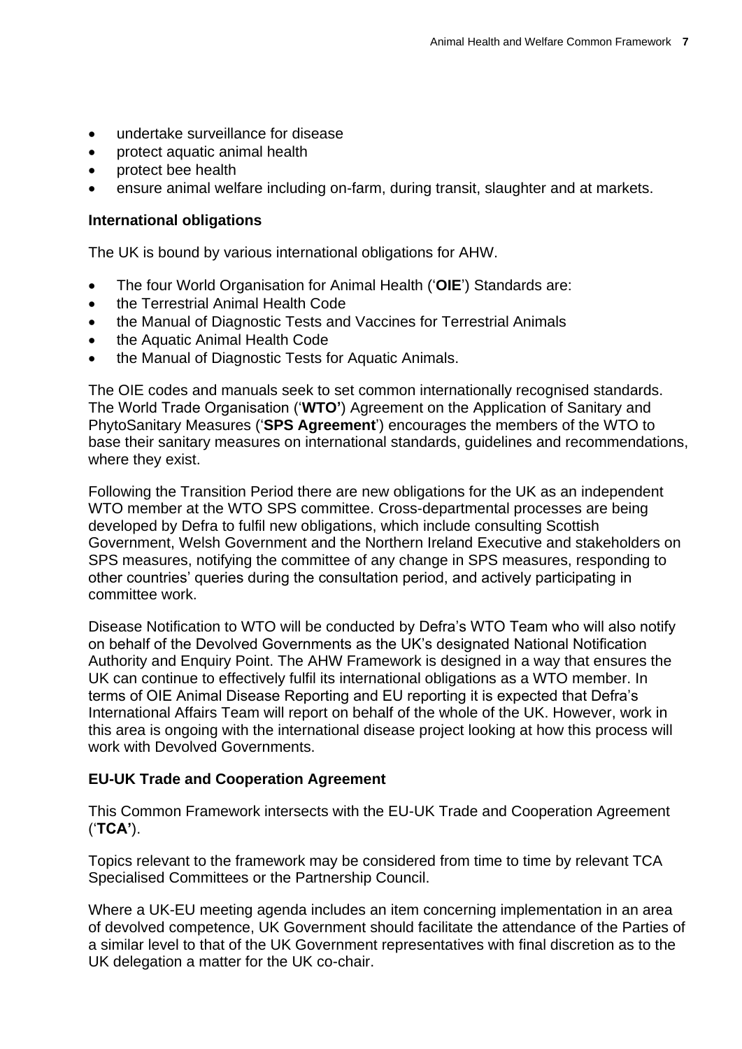- undertake surveillance for disease
- protect aquatic animal health
- protect bee health
- ensure animal welfare including on-farm, during transit, slaughter and at markets.

**International obligations**

The UK is bound by various international obligations for AHW.

- The four World Organisation for Animal Health ('**OIE**') Standards are:
- the Terrestrial Animal Health Code
- the Manual of Diagnostic Tests and Vaccines for Terrestrial Animals
- the Aquatic Animal Health Code
- the Manual of Diagnostic Tests for Aquatic Animals.

The OIE codes and manuals seek to set common internationally recognised standards. The World Trade Organisation ('**WTO'**) Agreement on the Application of Sanitary and PhytoSanitary Measures ('**SPS Agreement**') encourages the members of the WTO to base their sanitary measures on international standards, guidelines and recommendations, where they exist.

Following the Transition Period there are new obligations for the UK as an independent WTO member at the WTO SPS committee. Cross-departmental processes are being developed by Defra to fulfil new obligations, which include consulting Scottish Government, Welsh Government and the Northern Ireland Executive and stakeholders on SPS measures, notifying the committee of any change in SPS measures, responding to other countries' queries during the consultation period, and actively participating in committee work.

Disease Notification to WTO will be conducted by Defra's WTO Team who will also notify on behalf of the Devolved Governments as the UK's designated National Notification Authority and Enquiry Point. The AHW Framework is designed in a way that ensures the UK can continue to effectively fulfil its international obligations as a WTO member. In terms of OIE Animal Disease Reporting and EU reporting it is expected that Defra's International Affairs Team will report on behalf of the whole of the UK. However, work in this area is ongoing with the international disease project looking at how this process will work with Devolved Governments.

**EU-UK Trade and Cooperation Agreement**

This Common Framework intersects with the EU-UK Trade and Cooperation Agreement ('**TCA'**).

Topics relevant to the framework may be considered from time to time by relevant TCA Specialised Committees or the Partnership Council.

Where a UK-EU meeting agenda includes an item concerning implementation in an area of devolved competence, UK Government should facilitate the attendance of the Parties of a similar level to that of the UK Government representatives with final discretion as to the UK delegation a matter for the UK co-chair.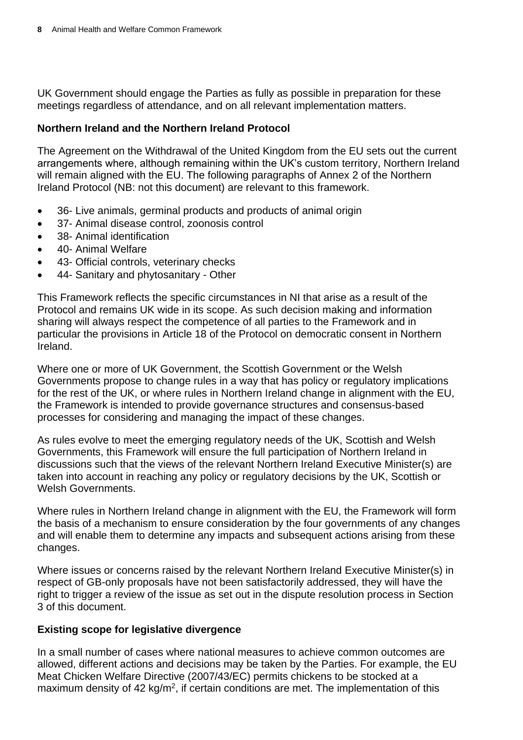UK Government should engage the Parties as fully as possible in preparation for these meetings regardless of attendance, and on all relevant implementation matters.

**Northern Ireland and the Northern Ireland Protocol**

The Agreement on the Withdrawal of the United Kingdom from the EU sets out the current arrangements where, although remaining within the UK's custom territory, Northern Ireland will remain aligned with the EU. The following paragraphs of Annex 2 of the Northern Ireland Protocol (NB: not this document) are relevant to this framework.

- 36- Live animals, germinal products and products of animal origin
- 37- Animal disease control, zoonosis control
- 38- Animal identification
- 40- Animal Welfare
- 43- Official controls, veterinary checks
- 44- Sanitary and phytosanitary - Other

This Framework reflects the specific circumstances in NI that arise as a result of the Protocol and remains UK wide in its scope. As such decision making and information sharing will always respect the competence of all parties to the Framework and in particular the provisions in Article 18 of the Protocol on democratic consent in Northern Ireland.

Where one or more of UK Government, the Scottish Government or the Welsh Governments propose to change rules in a way that has policy or regulatory implications for the rest of the UK, or where rules in Northern Ireland change in alignment with the EU, the Framework is intended to provide governance structures and consensus-based processes for considering and managing the impact of these changes.

As rules evolve to meet the emerging regulatory needs of the UK, Scottish and Welsh Governments, this Framework will ensure the full participation of Northern Ireland in discussions such that the views of the relevant Northern Ireland Executive Minister(s) are taken into account in reaching any policy or regulatory decisions by the UK, Scottish or Welsh Governments.

Where rules in Northern Ireland change in alignment with the EU, the Framework will form the basis of a mechanism to ensure consideration by the four governments of any changes and will enable them to determine any impacts and subsequent actions arising from these changes.

Where issues or concerns raised by the relevant Northern Ireland Executive Minister(s) in respect of GB-only proposals have not been satisfactorily addressed, they will have the right to trigger a review of the issue as set out in the dispute resolution process in Section 3 of this document.

**Existing scope for legislative divergence**

In a small number of cases where national measures to achieve common outcomes are allowed, different actions and decisions may be taken by the Parties. For example, the EU Meat Chicken Welfare Directive (2007/43/EC) permits chickens to be stocked at a maximum density of 42 $kg/m^2$, if certain conditions are met. The implementation of this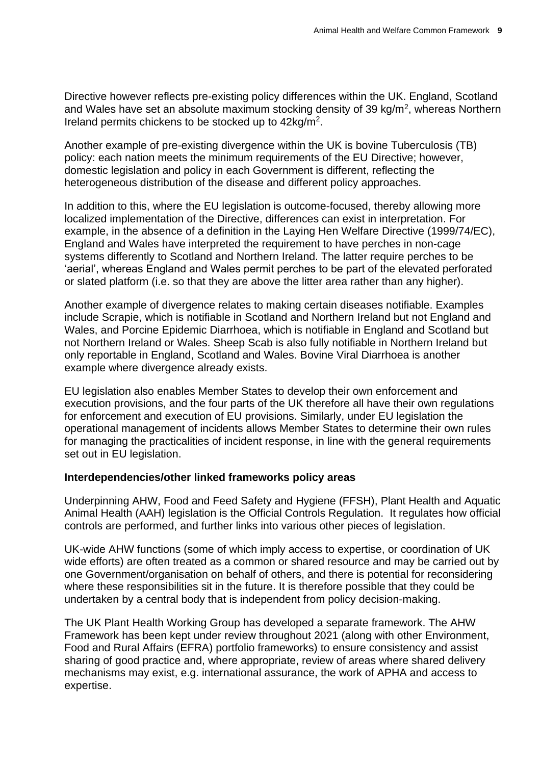Directive however reflects pre-existing policy differences within the UK. England, Scotland and Wales have set an absolute maximum stocking density of 39 $kg/m^2$, whereas Northern Ireland permits chickens to be stocked up to 42$kg/m^2$.

Another example of pre-existing divergence within the UK is bovine Tuberculosis (TB) policy: each nation meets the minimum requirements of the EU Directive; however, domestic legislation and policy in each Government is different, reflecting the heterogeneous distribution of the disease and different policy approaches.

In addition to this, where the EU legislation is outcome-focused, thereby allowing more localized implementation of the Directive, differences can exist in interpretation. For example, in the absence of a definition in the Laying Hen Welfare Directive (1999/74/EC), England and Wales have interpreted the requirement to have perches in non-cage systems differently to Scotland and Northern Ireland. The latter require perches to be 'aerial', whereas England and Wales permit perches to be part of the elevated perforated or slated platform (i.e. so that they are above the litter area rather than any higher).

Another example of divergence relates to making certain diseases notifiable. Examples include Scrapie, which is notifiable in Scotland and Northern Ireland but not England and Wales, and Porcine Epidemic Diarrhoea, which is notifiable in England and Scotland but not Northern Ireland or Wales. Sheep Scab is also fully notifiable in Northern Ireland but only reportable in England, Scotland and Wales. Bovine Viral Diarrhoea is another example where divergence already exists.

EU legislation also enables Member States to develop their own enforcement and execution provisions, and the four parts of the UK therefore all have their own regulations for enforcement and execution of EU provisions. Similarly, under EU legislation the operational management of incidents allows Member States to determine their own rules for managing the practicalities of incident response, in line with the general requirements set out in EU legislation.

**Interdependencies/other linked frameworks policy areas**

Underpinning AHW, Food and Feed Safety and Hygiene (FFSH), Plant Health and Aquatic Animal Health (AAH) legislation is the Official Controls Regulation. It regulates how official controls are performed, and further links into various other pieces of legislation.

UK-wide AHW functions (some of which imply access to expertise, or coordination of UK wide efforts) are often treated as a common or shared resource and may be carried out by one Government/organisation on behalf of others, and there is potential for reconsidering where these responsibilities sit in the future. It is therefore possible that they could be undertaken by a central body that is independent from policy decision-making.

The UK Plant Health Working Group has developed a separate framework. The AHW Framework has been kept under review throughout 2021 (along with other Environment, Food and Rural Affairs (EFRA) portfolio frameworks) to ensure consistency and assist sharing of good practice and, where appropriate, review of areas where shared delivery mechanisms may exist, e.g. international assurance, the work of APHA and access to expertise.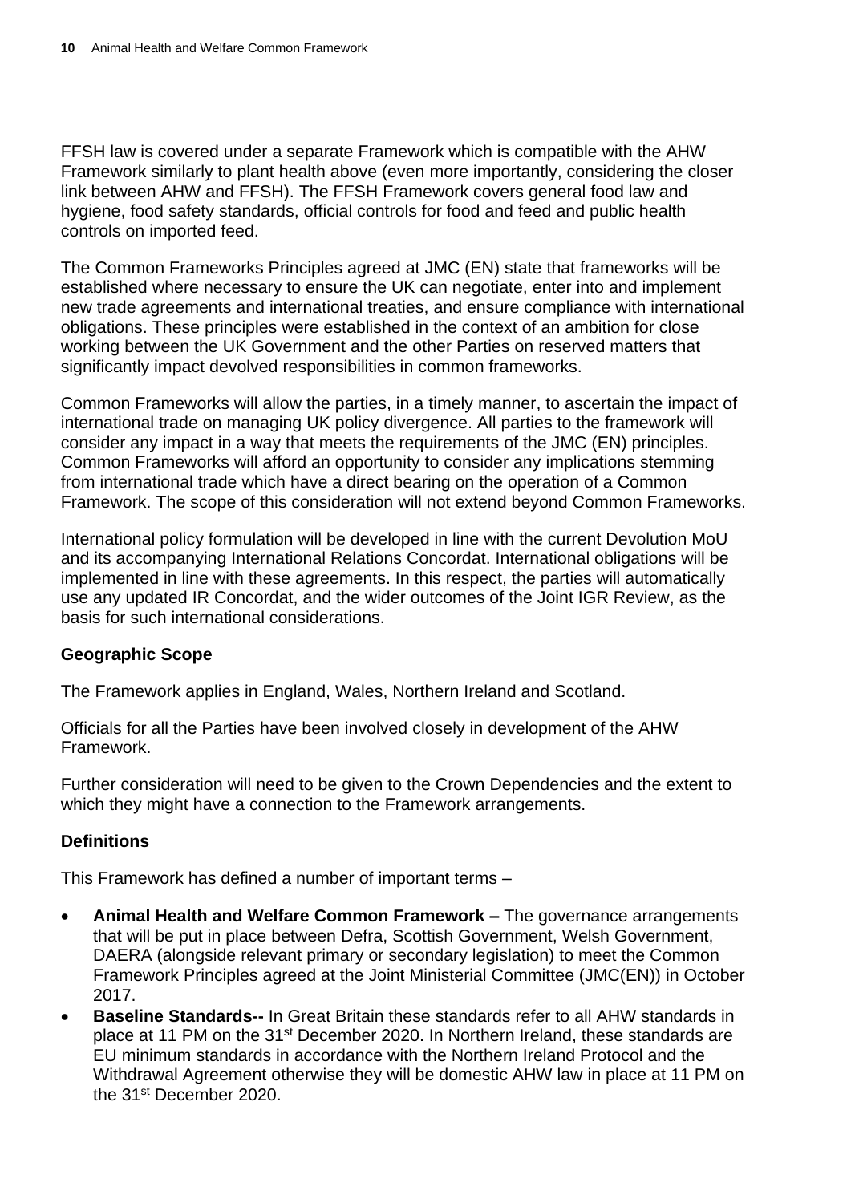FFSH law is covered under a separate Framework which is compatible with the AHW Framework similarly to plant health above (even more importantly, considering the closer link between AHW and FFSH). The FFSH Framework covers general food law and hygiene, food safety standards, official controls for food and feed and public health controls on imported feed.

The Common Frameworks Principles agreed at JMC (EN) state that frameworks will be established where necessary to ensure the UK can negotiate, enter into and implement new trade agreements and international treaties, and ensure compliance with international obligations. These principles were established in the context of an ambition for close working between the UK Government and the other Parties on reserved matters that significantly impact devolved responsibilities in common frameworks.

Common Frameworks will allow the parties, in a timely manner, to ascertain the impact of international trade on managing UK policy divergence. All parties to the framework will consider any impact in a way that meets the requirements of the JMC (EN) principles. Common Frameworks will afford an opportunity to consider any implications stemming from international trade which have a direct bearing on the operation of a Common Framework. The scope of this consideration will not extend beyond Common Frameworks.

International policy formulation will be developed in line with the current Devolution MoU and its accompanying International Relations Concordat. International obligations will be implemented in line with these agreements. In this respect, the parties will automatically use any updated IR Concordat, and the wider outcomes of the Joint IGR Review, as the basis for such international considerations.

**Geographic Scope**

The Framework applies in England, Wales, Northern Ireland and Scotland.

Officials for all the Parties have been involved closely in development of the AHW Framework.

Further consideration will need to be given to the Crown Dependencies and the extent to which they might have a connection to the Framework arrangements.

**Definitions**

This Framework has defined a number of important terms –

- **Animal Health and Welfare Common Framework –** The governance arrangements that will be put in place between Defra, Scottish Government, Welsh Government, DAERA (alongside relevant primary or secondary legislation) to meet the Common Framework Principles agreed at the Joint Ministerial Committee (JMC(EN)) in October 2017.
- **Baseline Standards--** In Great Britain these standards refer to all AHW standards in place at 11 PM on the 31st December 2020. In Northern Ireland, these standards are EU minimum standards in accordance with the Northern Ireland Protocol and the Withdrawal Agreement otherwise they will be domestic AHW law in place at 11 PM on the 31st December 2020.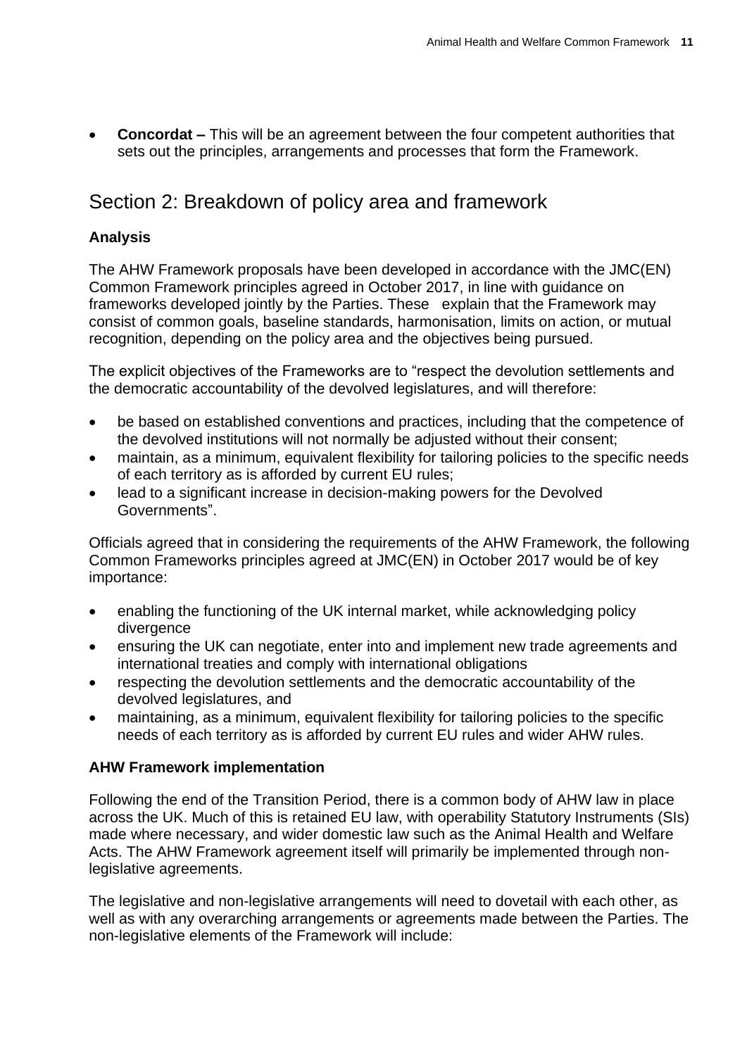- **Concordat –** This will be an agreement between the four competent authorities that sets out the principles, arrangements and processes that form the Framework.

## Section 2: Breakdown of policy area and framework

### Analysis

The AHW Framework proposals have been developed in accordance with the JMC(EN) Common Framework principles agreed in October 2017, in line with guidance on frameworks developed jointly by the Parties. These explain that the Framework may consist of common goals, baseline standards, harmonisation, limits on action, or mutual recognition, depending on the policy area and the objectives being pursued.

The explicit objectives of the Frameworks are to "respect the devolution settlements and the democratic accountability of the devolved legislatures, and will therefore:

- be based on established conventions and practices, including that the competence of the devolved institutions will not normally be adjusted without their consent;
- maintain, as a minimum, equivalent flexibility for tailoring policies to the specific needs of each territory as is afforded by current EU rules;
- lead to a significant increase in decision-making powers for the Devolved Governments".

Officials agreed that in considering the requirements of the AHW Framework, the following Common Frameworks principles agreed at JMC(EN) in October 2017 would be of key importance:

- enabling the functioning of the UK internal market, while acknowledging policy divergence
- ensuring the UK can negotiate, enter into and implement new trade agreements and international treaties and comply with international obligations
- respecting the devolution settlements and the democratic accountability of the devolved legislatures, and
- maintaining, as a minimum, equivalent flexibility for tailoring policies to the specific needs of each territory as is afforded by current EU rules and wider AHW rules.

### AHW Framework implementation

Following the end of the Transition Period, there is a common body of AHW law in place across the UK. Much of this is retained EU law, with operability Statutory Instruments (SIs) made where necessary, and wider domestic law such as the Animal Health and Welfare Acts. The AHW Framework agreement itself will primarily be implemented through non-legislative agreements.

The legislative and non-legislative arrangements will need to dovetail with each other, as well as with any overarching arrangements or agreements made between the Parties. The non-legislative elements of the Framework will include: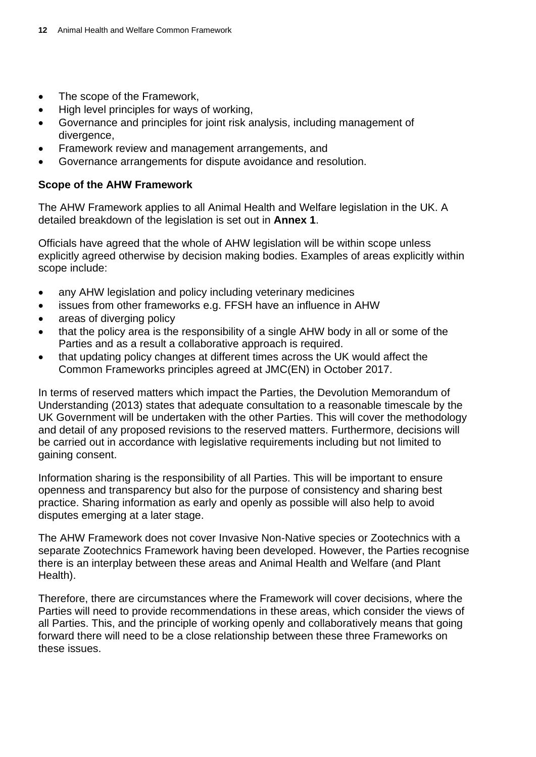- The scope of the Framework,
- High level principles for ways of working,
- Governance and principles for joint risk analysis, including management of divergence,
- Framework review and management arrangements, and
- Governance arrangements for dispute avoidance and resolution.

**Scope of the AHW Framework**

The AHW Framework applies to all Animal Health and Welfare legislation in the UK. A detailed breakdown of the legislation is set out in **Annex 1**.

Officials have agreed that the whole of AHW legislation will be within scope unless explicitly agreed otherwise by decision making bodies. Examples of areas explicitly within scope include:

- any AHW legislation and policy including veterinary medicines
- issues from other frameworks e.g. FFSH have an influence in AHW
- areas of diverging policy
- that the policy area is the responsibility of a single AHW body in all or some of the Parties and as a result a collaborative approach is required.
- that updating policy changes at different times across the UK would affect the Common Frameworks principles agreed at JMC(EN) in October 2017.

In terms of reserved matters which impact the Parties, the Devolution Memorandum of Understanding (2013) states that adequate consultation to a reasonable timescale by the UK Government will be undertaken with the other Parties. This will cover the methodology and detail of any proposed revisions to the reserved matters. Furthermore, decisions will be carried out in accordance with legislative requirements including but not limited to gaining consent.

Information sharing is the responsibility of all Parties. This will be important to ensure openness and transparency but also for the purpose of consistency and sharing best practice. Sharing information as early and openly as possible will also help to avoid disputes emerging at a later stage.

The AHW Framework does not cover Invasive Non-Native species or Zootechnics with a separate Zootechnics Framework having been developed. However, the Parties recognise there is an interplay between these areas and Animal Health and Welfare (and Plant Health).

Therefore, there are circumstances where the Framework will cover decisions, where the Parties will need to provide recommendations in these areas, which consider the views of all Parties. This, and the principle of working openly and collaboratively means that going forward there will need to be a close relationship between these three Frameworks on these issues.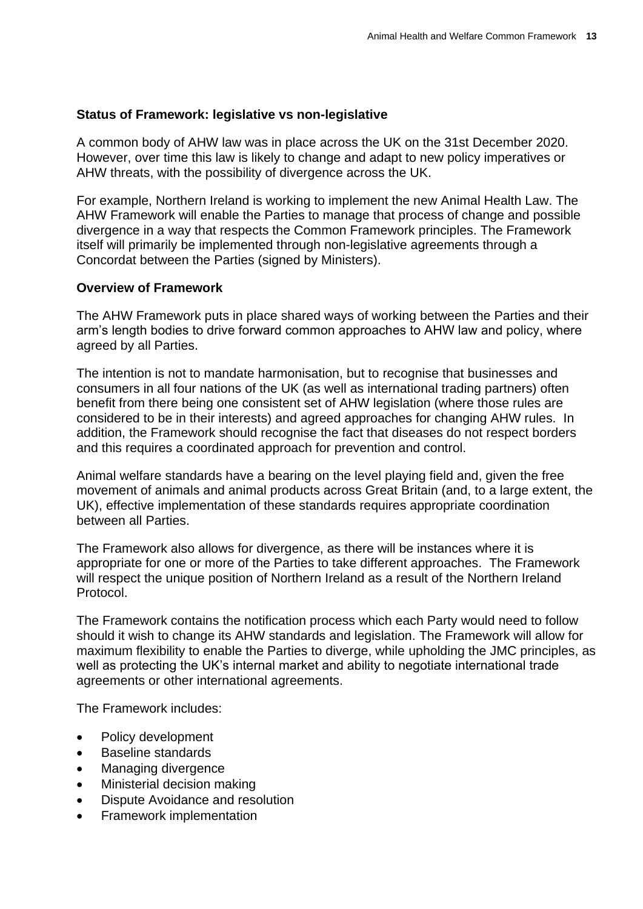**Status of Framework: legislative vs non-legislative**

A common body of AHW law was in place across the UK on the 31st December 2020. However, over time this law is likely to change and adapt to new policy imperatives or AHW threats, with the possibility of divergence across the UK.

For example, Northern Ireland is working to implement the new Animal Health Law. The AHW Framework will enable the Parties to manage that process of change and possible divergence in a way that respects the Common Framework principles. The Framework itself will primarily be implemented through non-legislative agreements through a Concordat between the Parties (signed by Ministers).

**Overview of Framework**

The AHW Framework puts in place shared ways of working between the Parties and their arm's length bodies to drive forward common approaches to AHW law and policy, where agreed by all Parties.

The intention is not to mandate harmonisation, but to recognise that businesses and consumers in all four nations of the UK (as well as international trading partners) often benefit from there being one consistent set of AHW legislation (where those rules are considered to be in their interests) and agreed approaches for changing AHW rules. In addition, the Framework should recognise the fact that diseases do not respect borders and this requires a coordinated approach for prevention and control.

Animal welfare standards have a bearing on the level playing field and, given the free movement of animals and animal products across Great Britain (and, to a large extent, the UK), effective implementation of these standards requires appropriate coordination between all Parties.

The Framework also allows for divergence, as there will be instances where it is appropriate for one or more of the Parties to take different approaches. The Framework will respect the unique position of Northern Ireland as a result of the Northern Ireland Protocol.

The Framework contains the notification process which each Party would need to follow should it wish to change its AHW standards and legislation. The Framework will allow for maximum flexibility to enable the Parties to diverge, while upholding the JMC principles, as well as protecting the UK's internal market and ability to negotiate international trade agreements or other international agreements.

The Framework includes:

- Policy development
- Baseline standards
- Managing divergence
- Ministerial decision making
- Dispute Avoidance and resolution
- Framework implementation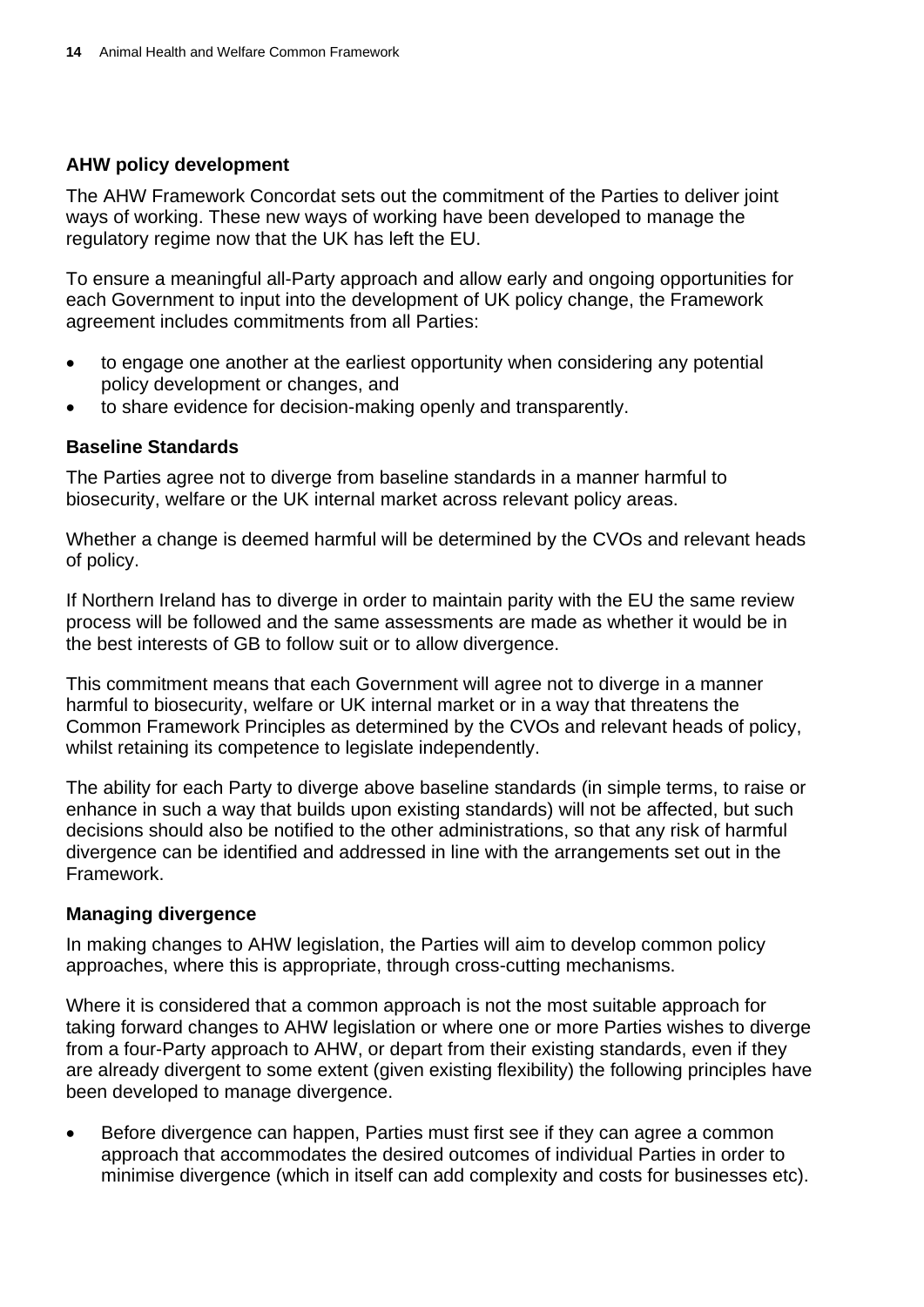### AHW policy development

The AHW Framework Concordat sets out the commitment of the Parties to deliver joint ways of working. These new ways of working have been developed to manage the regulatory regime now that the UK has left the EU.

To ensure a meaningful all-Party approach and allow early and ongoing opportunities for each Government to input into the development of UK policy change, the Framework agreement includes commitments from all Parties:

- to engage one another at the earliest opportunity when considering any potential policy development or changes, and
- to share evidence for decision-making openly and transparently.

### Baseline Standards

The Parties agree not to diverge from baseline standards in a manner harmful to biosecurity, welfare or the UK internal market across relevant policy areas.

Whether a change is deemed harmful will be determined by the CVOs and relevant heads of policy.

If Northern Ireland has to diverge in order to maintain parity with the EU the same review process will be followed and the same assessments are made as whether it would be in the best interests of GB to follow suit or to allow divergence.

This commitment means that each Government will agree not to diverge in a manner harmful to biosecurity, welfare or UK internal market or in a way that threatens the Common Framework Principles as determined by the CVOs and relevant heads of policy, whilst retaining its competence to legislate independently.

The ability for each Party to diverge above baseline standards (in simple terms, to raise or enhance in such a way that builds upon existing standards) will not be affected, but such decisions should also be notified to the other administrations, so that any risk of harmful divergence can be identified and addressed in line with the arrangements set out in the Framework.

### Managing divergence

In making changes to AHW legislation, the Parties will aim to develop common policy approaches, where this is appropriate, through cross-cutting mechanisms.

Where it is considered that a common approach is not the most suitable approach for taking forward changes to AHW legislation or where one or more Parties wishes to diverge from a four-Party approach to AHW, or depart from their existing standards, even if they are already divergent to some extent (given existing flexibility) the following principles have been developed to manage divergence.

- Before divergence can happen, Parties must first see if they can agree a common approach that accommodates the desired outcomes of individual Parties in order to minimise divergence (which in itself can add complexity and costs for businesses etc).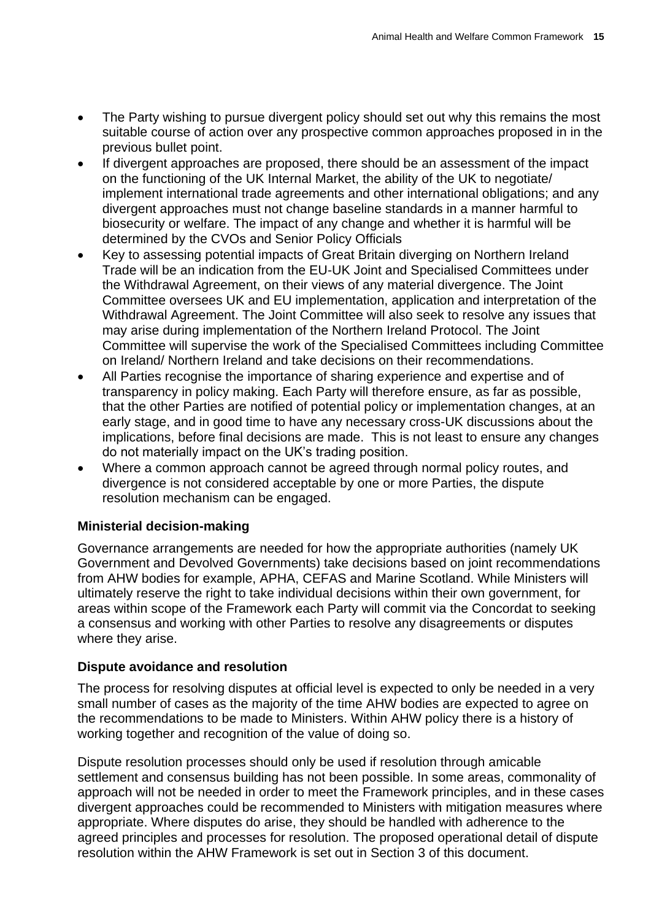- The Party wishing to pursue divergent policy should set out why this remains the most suitable course of action over any prospective common approaches proposed in in the previous bullet point.
- If divergent approaches are proposed, there should be an assessment of the impact on the functioning of the UK Internal Market, the ability of the UK to negotiate/ implement international trade agreements and other international obligations; and any divergent approaches must not change baseline standards in a manner harmful to biosecurity or welfare. The impact of any change and whether it is harmful will be determined by the CVOs and Senior Policy Officials
- Key to assessing potential impacts of Great Britain diverging on Northern Ireland Trade will be an indication from the EU-UK Joint and Specialised Committees under the Withdrawal Agreement, on their views of any material divergence. The Joint Committee oversees UK and EU implementation, application and interpretation of the Withdrawal Agreement. The Joint Committee will also seek to resolve any issues that may arise during implementation of the Northern Ireland Protocol. The Joint Committee will supervise the work of the Specialised Committees including Committee on Ireland/ Northern Ireland and take decisions on their recommendations.
- All Parties recognise the importance of sharing experience and expertise and of transparency in policy making. Each Party will therefore ensure, as far as possible, that the other Parties are notified of potential policy or implementation changes, at an early stage, and in good time to have any necessary cross-UK discussions about the implications, before final decisions are made. This is not least to ensure any changes do not materially impact on the UK's trading position.
- Where a common approach cannot be agreed through normal policy routes, and divergence is not considered acceptable by one or more Parties, the dispute resolution mechanism can be engaged.

### Ministerial decision-making

Governance arrangements are needed for how the appropriate authorities (namely UK Government and Devolved Governments) take decisions based on joint recommendations from AHW bodies for example, APHA, CEFAS and Marine Scotland. While Ministers will ultimately reserve the right to take individual decisions within their own government, for areas within scope of the Framework each Party will commit via the Concordat to seeking a consensus and working with other Parties to resolve any disagreements or disputes where they arise.

### Dispute avoidance and resolution

The process for resolving disputes at official level is expected to only be needed in a very small number of cases as the majority of the time AHW bodies are expected to agree on the recommendations to be made to Ministers. Within AHW policy there is a history of working together and recognition of the value of doing so.

Dispute resolution processes should only be used if resolution through amicable settlement and consensus building has not been possible. In some areas, commonality of approach will not be needed in order to meet the Framework principles, and in these cases divergent approaches could be recommended to Ministers with mitigation measures where appropriate. Where disputes do arise, they should be handled with adherence to the agreed principles and processes for resolution. The proposed operational detail of dispute resolution within the AHW Framework is set out in Section 3 of this document.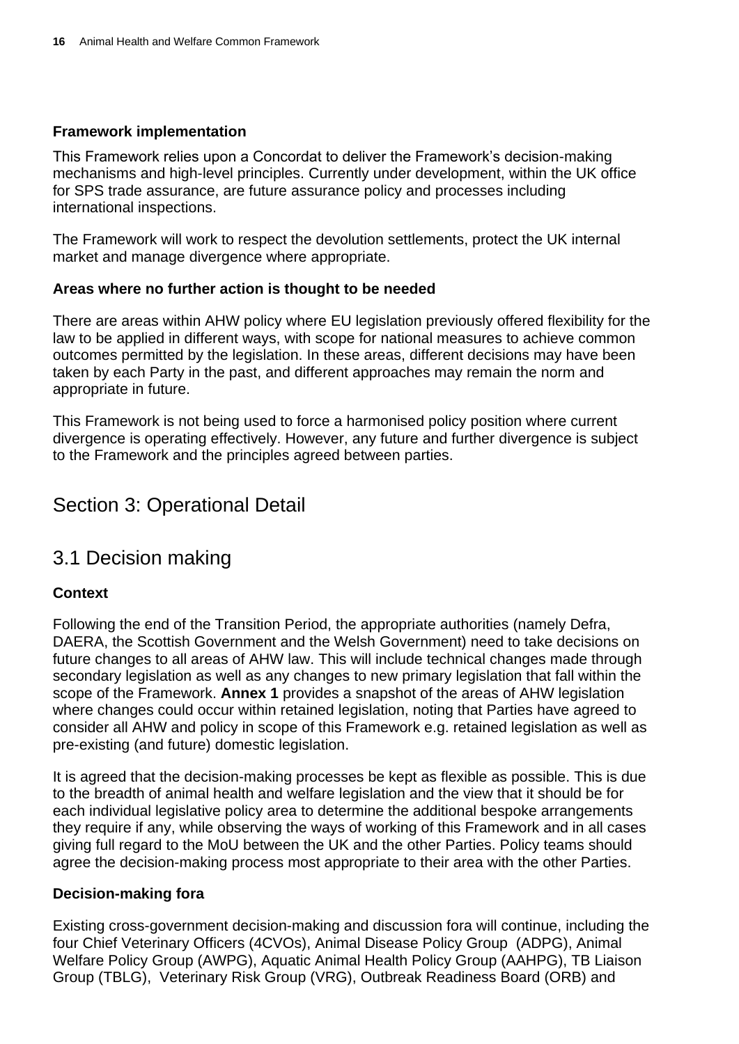**Framework implementation**

This Framework relies upon a Concordat to deliver the Framework's decision-making mechanisms and high-level principles. Currently under development, within the UK office for SPS trade assurance, are future assurance policy and processes including international inspections.

The Framework will work to respect the devolution settlements, protect the UK internal market and manage divergence where appropriate.

**Areas where no further action is thought to be needed**

There are areas within AHW policy where EU legislation previously offered flexibility for the law to be applied in different ways, with scope for national measures to achieve common outcomes permitted by the legislation. In these areas, different decisions may have been taken by each Party in the past, and different approaches may remain the norm and appropriate in future.

This Framework is not being used to force a harmonised policy position where current divergence is operating effectively. However, any future and further divergence is subject to the Framework and the principles agreed between parties.

# Section 3: Operational Detail

## 3.1 Decision making

**Context**

Following the end of the Transition Period, the appropriate authorities (namely Defra, DAERA, the Scottish Government and the Welsh Government) need to take decisions on future changes to all areas of AHW law. This will include technical changes made through secondary legislation as well as any changes to new primary legislation that fall within the scope of the Framework. **Annex 1** provides a snapshot of the areas of AHW legislation where changes could occur within retained legislation, noting that Parties have agreed to consider all AHW and policy in scope of this Framework e.g. retained legislation as well as pre-existing (and future) domestic legislation.

It is agreed that the decision-making processes be kept as flexible as possible. This is due to the breadth of animal health and welfare legislation and the view that it should be for each individual legislative policy area to determine the additional bespoke arrangements they require if any, while observing the ways of working of this Framework and in all cases giving full regard to the MoU between the UK and the other Parties. Policy teams should agree the decision-making process most appropriate to their area with the other Parties.

**Decision-making fora**

Existing cross-government decision-making and discussion fora will continue, including the four Chief Veterinary Officers (4CVOs), Animal Disease Policy Group (ADPG), Animal Welfare Policy Group (AWPG), Aquatic Animal Health Policy Group (AAHPG), TB Liaison Group (TBLG), Veterinary Risk Group (VRG), Outbreak Readiness Board (ORB) and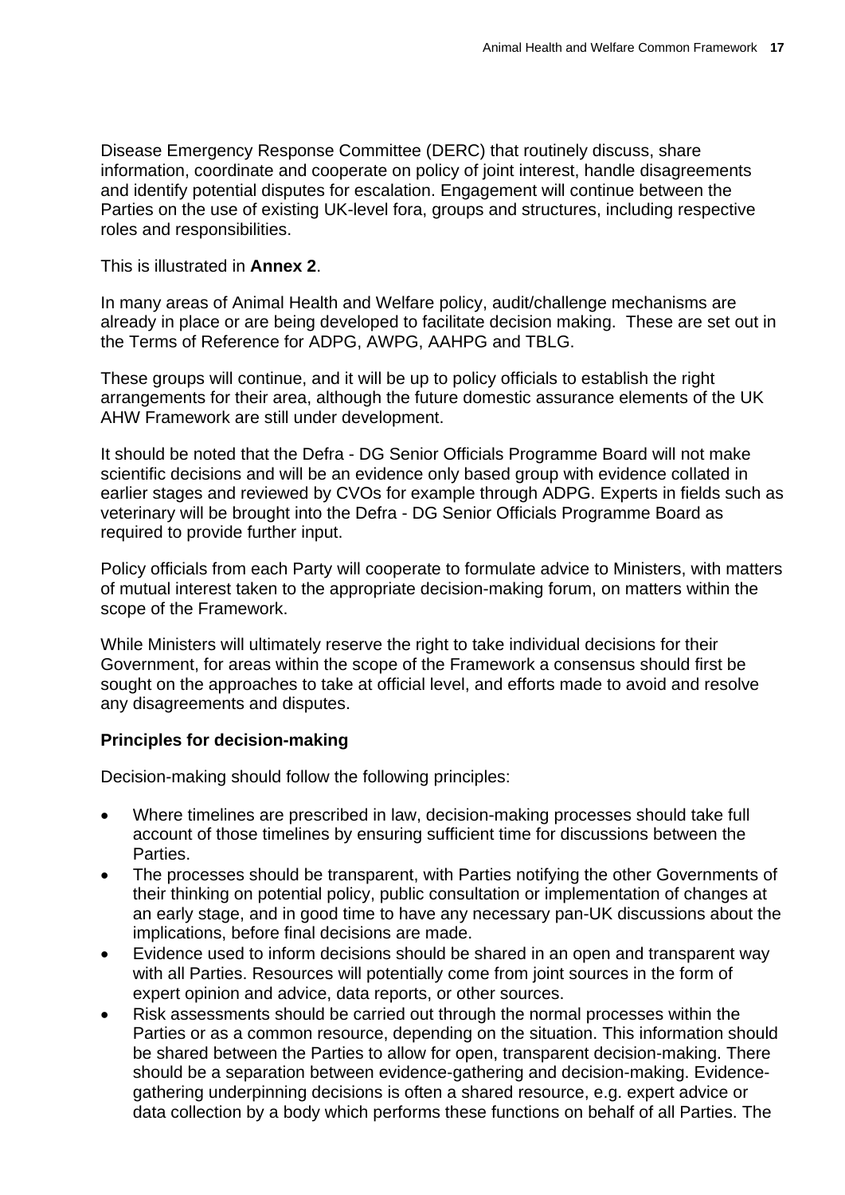Disease Emergency Response Committee (DERC) that routinely discuss, share information, coordinate and cooperate on policy of joint interest, handle disagreements and identify potential disputes for escalation. Engagement will continue between the Parties on the use of existing UK-level fora, groups and structures, including respective roles and responsibilities.

This is illustrated in **Annex 2**.

In many areas of Animal Health and Welfare policy, audit/challenge mechanisms are already in place or are being developed to facilitate decision making. These are set out in the Terms of Reference for ADPG, AWPG, AAHPG and TBLG.

These groups will continue, and it will be up to policy officials to establish the right arrangements for their area, although the future domestic assurance elements of the UK AHW Framework are still under development.

It should be noted that the Defra - DG Senior Officials Programme Board will not make scientific decisions and will be an evidence only based group with evidence collated in earlier stages and reviewed by CVOs for example through ADPG. Experts in fields such as veterinary will be brought into the Defra - DG Senior Officials Programme Board as required to provide further input.

Policy officials from each Party will cooperate to formulate advice to Ministers, with matters of mutual interest taken to the appropriate decision-making forum, on matters within the scope of the Framework.

While Ministers will ultimately reserve the right to take individual decisions for their Government, for areas within the scope of the Framework a consensus should first be sought on the approaches to take at official level, and efforts made to avoid and resolve any disagreements and disputes.

**Principles for decision-making**

Decision-making should follow the following principles:

- Where timelines are prescribed in law, decision-making processes should take full account of those timelines by ensuring sufficient time for discussions between the Parties.
- The processes should be transparent, with Parties notifying the other Governments of their thinking on potential policy, public consultation or implementation of changes at an early stage, and in good time to have any necessary pan-UK discussions about the implications, before final decisions are made.
- Evidence used to inform decisions should be shared in an open and transparent way with all Parties. Resources will potentially come from joint sources in the form of expert opinion and advice, data reports, or other sources.
- Risk assessments should be carried out through the normal processes within the Parties or as a common resource, depending on the situation. This information should be shared between the Parties to allow for open, transparent decision-making. There should be a separation between evidence-gathering and decision-making. Evidence-gathering underpinning decisions is often a shared resource, e.g. expert advice or data collection by a body which performs these functions on behalf of all Parties. The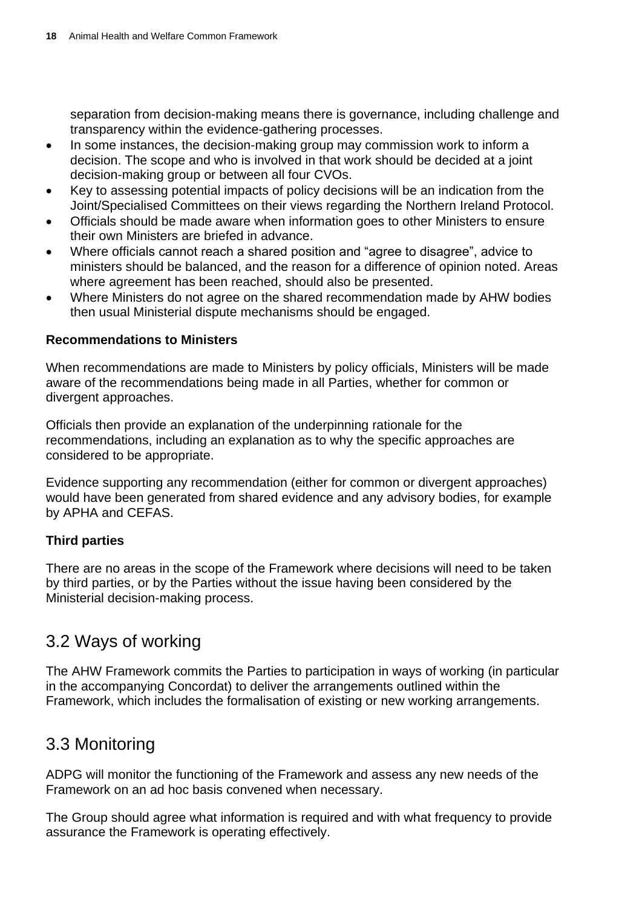separation from decision-making means there is governance, including challenge and transparency within the evidence-gathering processes.

- In some instances, the decision-making group may commission work to inform a decision. The scope and who is involved in that work should be decided at a joint decision-making group or between all four CVOs.
- Key to assessing potential impacts of policy decisions will be an indication from the Joint/Specialised Committees on their views regarding the Northern Ireland Protocol.
- Officials should be made aware when information goes to other Ministers to ensure their own Ministers are briefed in advance.
- Where officials cannot reach a shared position and "agree to disagree", advice to ministers should be balanced, and the reason for a difference of opinion noted. Areas where agreement has been reached, should also be presented.
- Where Ministers do not agree on the shared recommendation made by AHW bodies then usual Ministerial dispute mechanisms should be engaged.

**Recommendations to Ministers**

When recommendations are made to Ministers by policy officials, Ministers will be made aware of the recommendations being made in all Parties, whether for common or divergent approaches.

Officials then provide an explanation of the underpinning rationale for the recommendations, including an explanation as to why the specific approaches are considered to be appropriate.

Evidence supporting any recommendation (either for common or divergent approaches) would have been generated from shared evidence and any advisory bodies, for example by APHA and CEFAS.

**Third parties**

There are no areas in the scope of the Framework where decisions will need to be taken by third parties, or by the Parties without the issue having been considered by the Ministerial decision-making process.

## 3.2 Ways of working

The AHW Framework commits the Parties to participation in ways of working (in particular in the accompanying Concordat) to deliver the arrangements outlined within the Framework, which includes the formalisation of existing or new working arrangements.

## 3.3 Monitoring

ADPG will monitor the functioning of the Framework and assess any new needs of the Framework on an ad hoc basis convened when necessary.

The Group should agree what information is required and with what frequency to provide assurance the Framework is operating effectively.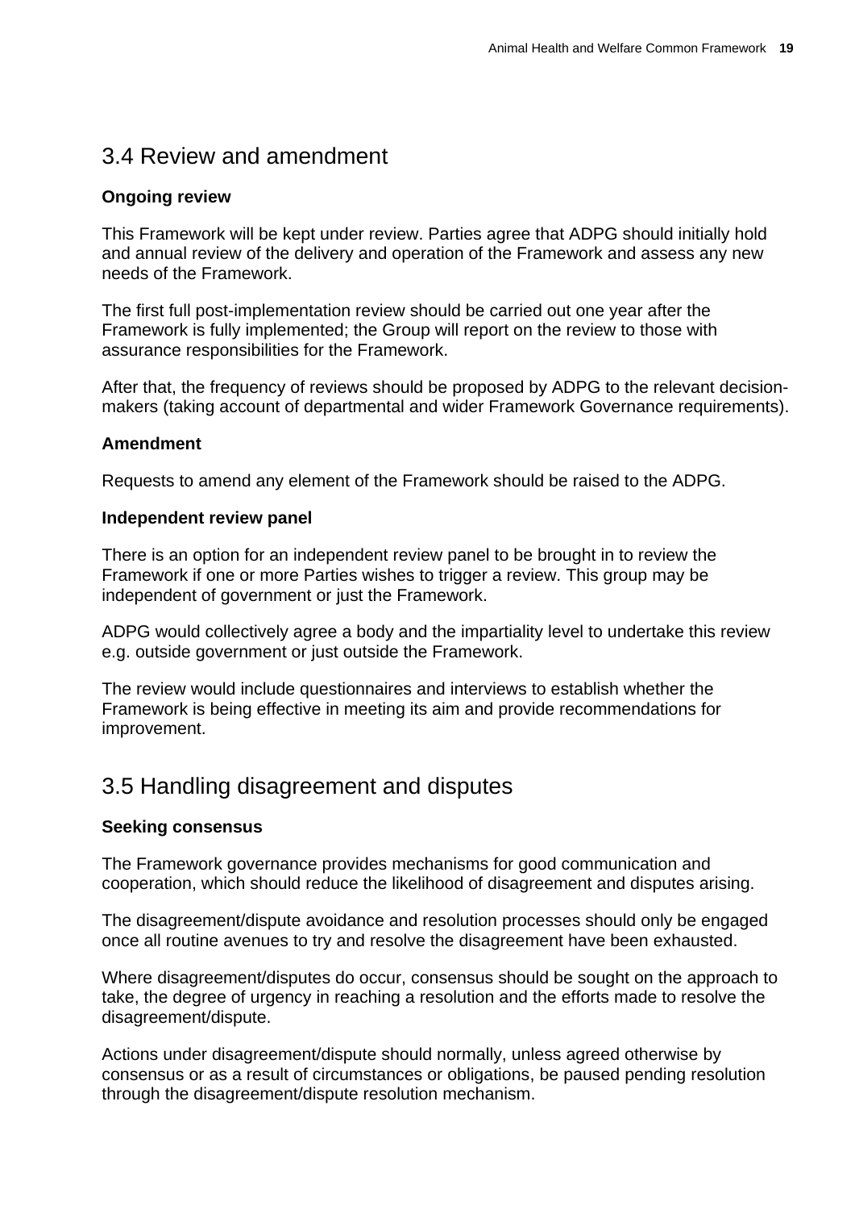## 3.4 Review and amendment

**Ongoing review**

This Framework will be kept under review. Parties agree that ADPG should initially hold and annual review of the delivery and operation of the Framework and assess any new needs of the Framework.

The first full post-implementation review should be carried out one year after the Framework is fully implemented; the Group will report on the review to those with assurance responsibilities for the Framework.

After that, the frequency of reviews should be proposed by ADPG to the relevant decision-makers (taking account of departmental and wider Framework Governance requirements).

**Amendment**

Requests to amend any element of the Framework should be raised to the ADPG.

**Independent review panel**

There is an option for an independent review panel to be brought in to review the Framework if one or more Parties wishes to trigger a review. This group may be independent of government or just the Framework.

ADPG would collectively agree a body and the impartiality level to undertake this review e.g. outside government or just outside the Framework.

The review would include questionnaires and interviews to establish whether the Framework is being effective in meeting its aim and provide recommendations for improvement.

## 3.5 Handling disagreement and disputes

**Seeking consensus**

The Framework governance provides mechanisms for good communication and cooperation, which should reduce the likelihood of disagreement and disputes arising.

The disagreement/dispute avoidance and resolution processes should only be engaged once all routine avenues to try and resolve the disagreement have been exhausted.

Where disagreement/disputes do occur, consensus should be sought on the approach to take, the degree of urgency in reaching a resolution and the efforts made to resolve the disagreement/dispute.

Actions under disagreement/dispute should normally, unless agreed otherwise by consensus or as a result of circumstances or obligations, be paused pending resolution through the disagreement/dispute resolution mechanism.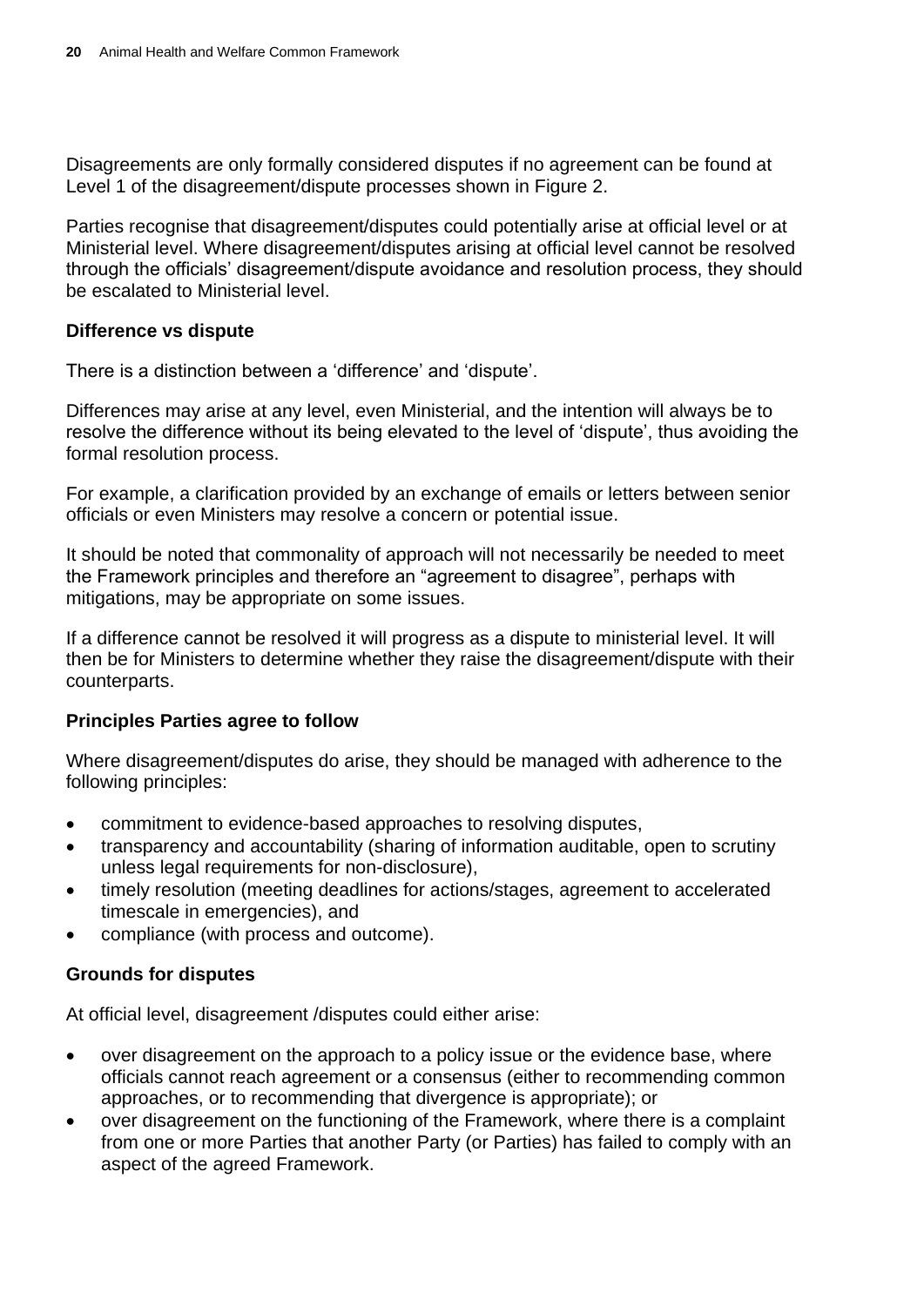Disagreements are only formally considered disputes if no agreement can be found at Level 1 of the disagreement/dispute processes shown in Figure 2.

Parties recognise that disagreement/disputes could potentially arise at official level or at Ministerial level. Where disagreement/disputes arising at official level cannot be resolved through the officials' disagreement/dispute avoidance and resolution process, they should be escalated to Ministerial level.

### Difference vs dispute

There is a distinction between a 'difference' and 'dispute'.

Differences may arise at any level, even Ministerial, and the intention will always be to resolve the difference without its being elevated to the level of 'dispute', thus avoiding the formal resolution process.

For example, a clarification provided by an exchange of emails or letters between senior officials or even Ministers may resolve a concern or potential issue.

It should be noted that commonality of approach will not necessarily be needed to meet the Framework principles and therefore an "agreement to disagree", perhaps with mitigations, may be appropriate on some issues.

If a difference cannot be resolved it will progress as a dispute to ministerial level. It will then be for Ministers to determine whether they raise the disagreement/dispute with their counterparts.

### Principles Parties agree to follow

Where disagreement/disputes do arise, they should be managed with adherence to the following principles:

- commitment to evidence-based approaches to resolving disputes,
- transparency and accountability (sharing of information auditable, open to scrutiny unless legal requirements for non-disclosure),
- timely resolution (meeting deadlines for actions/stages, agreement to accelerated timescale in emergencies), and
- compliance (with process and outcome).

### Grounds for disputes

At official level, disagreement /disputes could either arise:

- over disagreement on the approach to a policy issue or the evidence base, where officials cannot reach agreement or a consensus (either to recommending common approaches, or to recommending that divergence is appropriate); or
- over disagreement on the functioning of the Framework, where there is a complaint from one or more Parties that another Party (or Parties) has failed to comply with an aspect of the agreed Framework.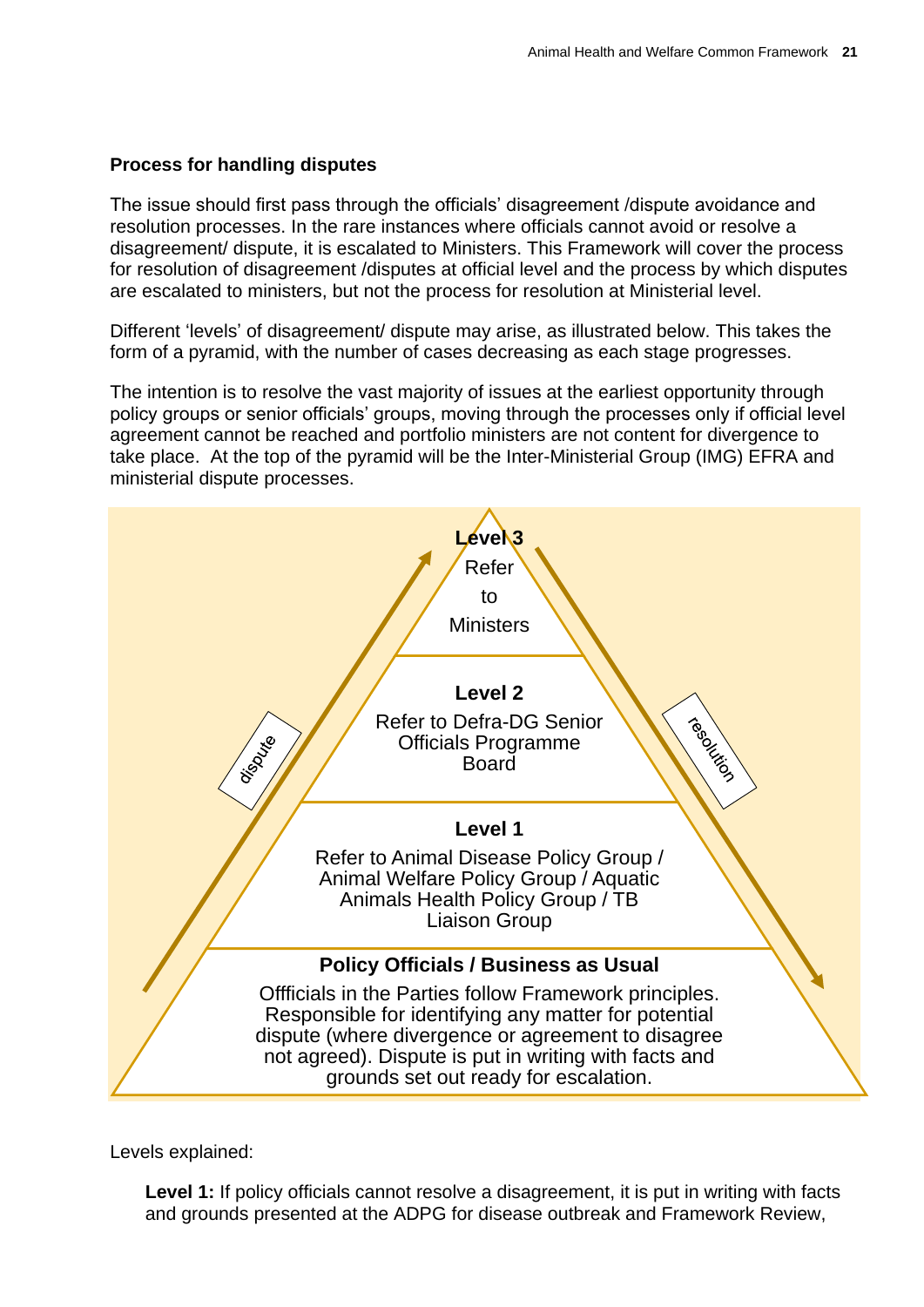**Process for handling disputes**

The issue should first pass through the officials' disagreement /dispute avoidance and resolution processes. In the rare instances where officials cannot avoid or resolve a disagreement/ dispute, it is escalated to Ministers. This Framework will cover the process for resolution of disagreement /disputes at official level and the process by which disputes are escalated to ministers, but not the process for resolution at Ministerial level.

Different 'levels' of disagreement/ dispute may arise, as illustrated below. This takes the form of a pyramid, with the number of cases decreasing as each stage progresses.

The intention is to resolve the vast majority of issues at the earliest opportunity through policy groups or senior officials' groups, moving through the processes only if official level agreement cannot be reached and portfolio ministers are not content for divergence to take place. At the top of the pyramid will be the Inter-Ministerial Group (IMG) EFRA and ministerial dispute processes.

**Level 3**
Refer to Ministers

**Level 2**
Refer to Defra-DG Senior Officials Programme Board

**Level 1**
Refer to Animal Disease Policy Group / Animal Welfare Policy Group / Aquatic Animals Health Policy Group / TB Liaison Group

**Policy Officials / Business as Usual**
Offficials in the Parties follow Framework principles. Responsible for identifying any matter for potential dispute (where divergence or agreement to disagree not agreed). Dispute is put in writing with facts and grounds set out ready for escalation.

dispute

resolution

Levels explained:

**Level 1:** If policy officials cannot resolve a disagreement, it is put in writing with facts and grounds presented at the ADPG for disease outbreak and Framework Review,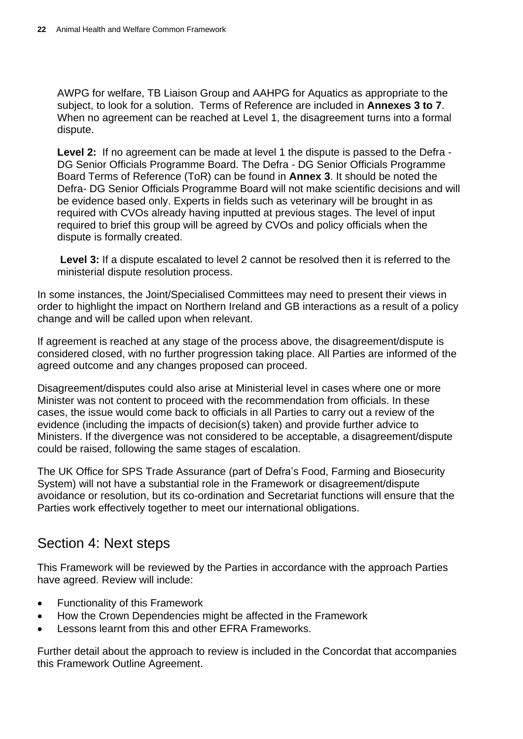AWPG for welfare, TB Liaison Group and AAHPG for Aquatics as appropriate to the subject, to look for a solution.  Terms of Reference are included in **Annexes 3 to 7**. When no agreement can be reached at Level 1, the disagreement turns into a formal dispute.

**Level 2:** If no agreement can be made at level 1 the dispute is passed to the Defra - DG Senior Officials Programme Board. The Defra - DG Senior Officials Programme Board Terms of Reference (ToR) can be found in **Annex 3**. It should be noted the Defra- DG Senior Officials Programme Board will not make scientific decisions and will be evidence based only. Experts in fields such as veterinary will be brought in as required with CVOs already having inputted at previous stages. The level of input required to brief this group will be agreed by CVOs and policy officials when the dispute is formally created.

**Level 3:** If a dispute escalated to level 2 cannot be resolved then it is referred to the ministerial dispute resolution process.

In some instances, the Joint/Specialised Committees may need to present their views in order to highlight the impact on Northern Ireland and GB interactions as a result of a policy change and will be called upon when relevant.

If agreement is reached at any stage of the process above, the disagreement/dispute is considered closed, with no further progression taking place. All Parties are informed of the agreed outcome and any changes proposed can proceed.

Disagreement/disputes could also arise at Ministerial level in cases where one or more Minister was not content to proceed with the recommendation from officials. In these cases, the issue would come back to officials in all Parties to carry out a review of the evidence (including the impacts of decision(s) taken) and provide further advice to Ministers. If the divergence was not considered to be acceptable, a disagreement/dispute could be raised, following the same stages of escalation.

The UK Office for SPS Trade Assurance (part of Defra's Food, Farming and Biosecurity System) will not have a substantial role in the Framework or disagreement/dispute avoidance or resolution, but its co-ordination and Secretariat functions will ensure that the Parties work effectively together to meet our international obligations.

## Section 4: Next steps

This Framework will be reviewed by the Parties in accordance with the approach Parties have agreed. Review will include:

- Functionality of this Framework
- How the Crown Dependencies might be affected in the Framework
- Lessons learnt from this and other EFRA Frameworks.

Further detail about the approach to review is included in the Concordat that accompanies this Framework Outline Agreement.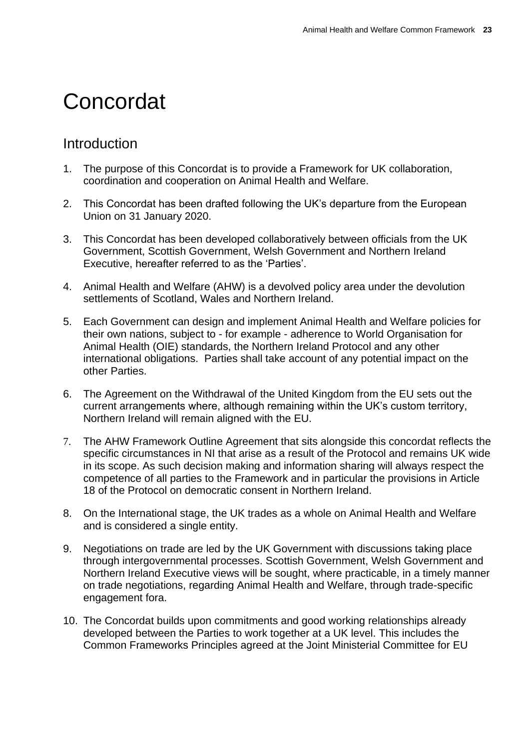# Concordat

## Introduction

1. The purpose of this Concordat is to provide a Framework for UK collaboration, coordination and cooperation on Animal Health and Welfare.
2. This Concordat has been drafted following the UK's departure from the European Union on 31 January 2020.
3. This Concordat has been developed collaboratively between officials from the UK Government, Scottish Government, Welsh Government and Northern Ireland Executive, hereafter referred to as the 'Parties'.
4. Animal Health and Welfare (AHW) is a devolved policy area under the devolution settlements of Scotland, Wales and Northern Ireland.
5. Each Government can design and implement Animal Health and Welfare policies for their own nations, subject to - for example - adherence to World Organisation for Animal Health (OIE) standards, the Northern Ireland Protocol and any other international obligations. Parties shall take account of any potential impact on the other Parties.
6. The Agreement on the Withdrawal of the United Kingdom from the EU sets out the current arrangements where, although remaining within the UK's custom territory, Northern Ireland will remain aligned with the EU.
7. The AHW Framework Outline Agreement that sits alongside this concordat reflects the specific circumstances in NI that arise as a result of the Protocol and remains UK wide in its scope. As such decision making and information sharing will always respect the competence of all parties to the Framework and in particular the provisions in Article 18 of the Protocol on democratic consent in Northern Ireland.
8. On the International stage, the UK trades as a whole on Animal Health and Welfare and is considered a single entity.
9. Negotiations on trade are led by the UK Government with discussions taking place through intergovernmental processes. Scottish Government, Welsh Government and Northern Ireland Executive views will be sought, where practicable, in a timely manner on trade negotiations, regarding Animal Health and Welfare, through trade-specific engagement fora.
10. The Concordat builds upon commitments and good working relationships already developed between the Parties to work together at a UK level. This includes the Common Frameworks Principles agreed at the Joint Ministerial Committee for EU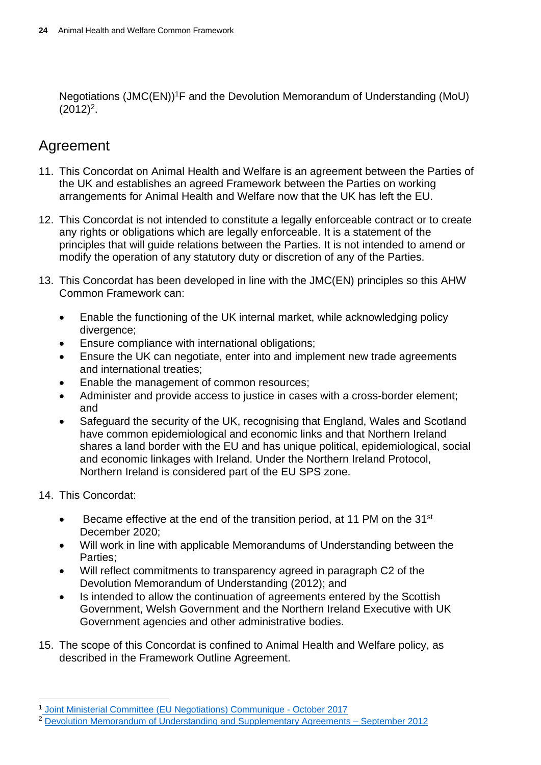Negotiations (JMC(EN))[1]F and the Devolution Memorandum of Understanding (MoU) (2012)[2].

## Agreement

11. This Concordat on Animal Health and Welfare is an agreement between the Parties of the UK and establishes an agreed Framework between the Parties on working arrangements for Animal Health and Welfare now that the UK has left the EU.

12. This Concordat is not intended to constitute a legally enforceable contract or to create any rights or obligations which are legally enforceable. It is a statement of the principles that will guide relations between the Parties. It is not intended to amend or modify the operation of any statutory duty or discretion of any of the Parties.

13. This Concordat has been developed in line with the JMC(EN) principles so this AHW Common Framework can:

    - Enable the functioning of the UK internal market, while acknowledging policy divergence;
    - Ensure compliance with international obligations;
    - Ensure the UK can negotiate, enter into and implement new trade agreements and international treaties;
    - Enable the management of common resources;
    - Administer and provide access to justice in cases with a cross-border element; and
    - Safeguard the security of the UK, recognising that England, Wales and Scotland have common epidemiological and economic links and that Northern Ireland shares a land border with the EU and has unique political, epidemiological, social and economic linkages with Ireland. Under the Northern Ireland Protocol, Northern Ireland is considered part of the EU SPS zone.

14. This Concordat:

    - Became effective at the end of the transition period, at 11 PM on the 31st December 2020;
    - Will work in line with applicable Memorandums of Understanding between the Parties;
    - Will reflect commitments to transparency agreed in paragraph C2 of the Devolution Memorandum of Understanding (2012); and
    - Is intended to allow the continuation of agreements entered by the Scottish Government, Welsh Government and the Northern Ireland Executive with UK Government agencies and other administrative bodies.

15. The scope of this Concordat is confined to Animal Health and Welfare policy, as described in the Framework Outline Agreement.

---

[1] Joint Ministerial Committee (EU Negotiations) Communique - October 2017

[2] Devolution Memorandum of Understanding and Supplementary Agreements – September 2012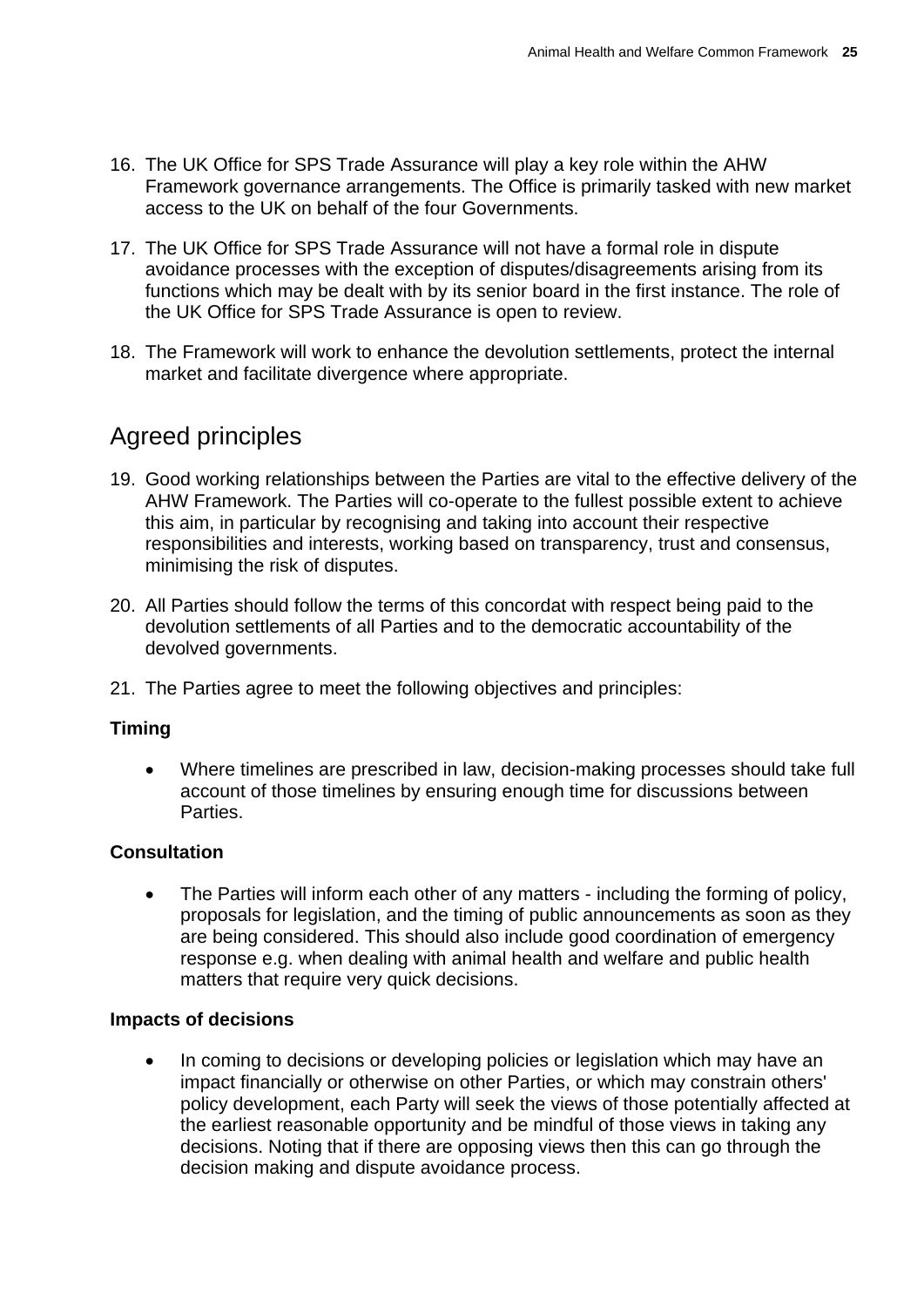16. The UK Office for SPS Trade Assurance will play a key role within the AHW Framework governance arrangements. The Office is primarily tasked with new market access to the UK on behalf of the four Governments.

17. The UK Office for SPS Trade Assurance will not have a formal role in dispute avoidance processes with the exception of disputes/disagreements arising from its functions which may be dealt with by its senior board in the first instance. The role of the UK Office for SPS Trade Assurance is open to review.

18. The Framework will work to enhance the devolution settlements, protect the internal market and facilitate divergence where appropriate.

## Agreed principles

19. Good working relationships between the Parties are vital to the effective delivery of the AHW Framework. The Parties will co-operate to the fullest possible extent to achieve this aim, in particular by recognising and taking into account their respective responsibilities and interests, working based on transparency, trust and consensus, minimising the risk of disputes.

20. All Parties should follow the terms of this concordat with respect being paid to the devolution settlements of all Parties and to the democratic accountability of the devolved governments.

21. The Parties agree to meet the following objectives and principles:

**Timing**

- Where timelines are prescribed in law, decision-making processes should take full account of those timelines by ensuring enough time for discussions between Parties.

**Consultation**

- The Parties will inform each other of any matters - including the forming of policy, proposals for legislation, and the timing of public announcements as soon as they are being considered. This should also include good coordination of emergency response e.g. when dealing with animal health and welfare and public health matters that require very quick decisions.

**Impacts of decisions**

- In coming to decisions or developing policies or legislation which may have an impact financially or otherwise on other Parties, or which may constrain others' policy development, each Party will seek the views of those potentially affected at the earliest reasonable opportunity and be mindful of those views in taking any decisions. Noting that if there are opposing views then this can go through the decision making and dispute avoidance process.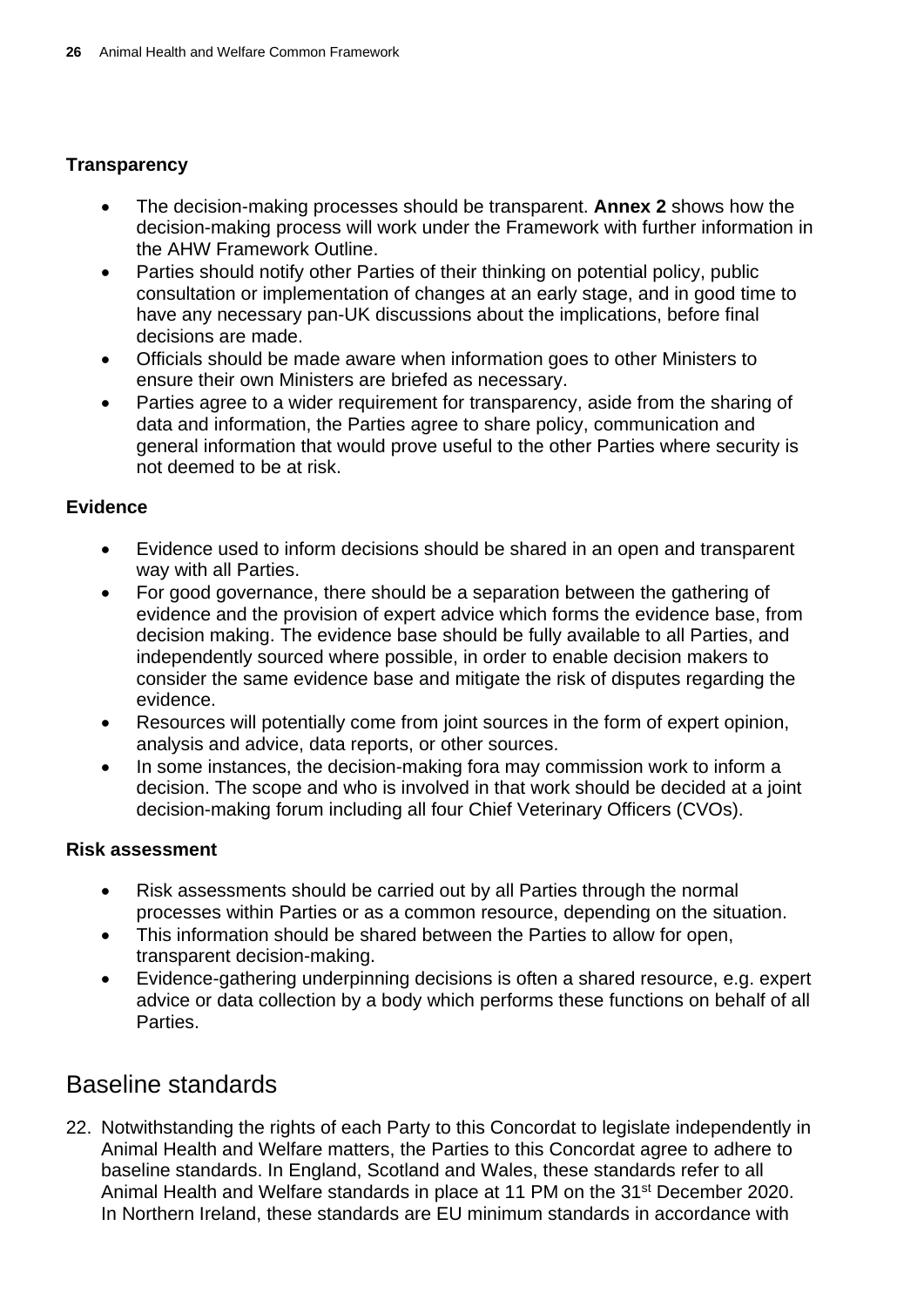### Transparency

- The decision-making processes should be transparent. **Annex 2** shows how the decision-making process will work under the Framework with further information in the AHW Framework Outline.
- Parties should notify other Parties of their thinking on potential policy, public consultation or implementation of changes at an early stage, and in good time to have any necessary pan-UK discussions about the implications, before final decisions are made.
- Officials should be made aware when information goes to other Ministers to ensure their own Ministers are briefed as necessary.
- Parties agree to a wider requirement for transparency, aside from the sharing of data and information, the Parties agree to share policy, communication and general information that would prove useful to the other Parties where security is not deemed to be at risk.

### Evidence

- Evidence used to inform decisions should be shared in an open and transparent way with all Parties.
- For good governance, there should be a separation between the gathering of evidence and the provision of expert advice which forms the evidence base, from decision making. The evidence base should be fully available to all Parties, and independently sourced where possible, in order to enable decision makers to consider the same evidence base and mitigate the risk of disputes regarding the evidence.
- Resources will potentially come from joint sources in the form of expert opinion, analysis and advice, data reports, or other sources.
- In some instances, the decision-making fora may commission work to inform a decision. The scope and who is involved in that work should be decided at a joint decision-making forum including all four Chief Veterinary Officers (CVOs).

### Risk assessment

- Risk assessments should be carried out by all Parties through the normal processes within Parties or as a common resource, depending on the situation.
- This information should be shared between the Parties to allow for open, transparent decision-making.
- Evidence-gathering underpinning decisions is often a shared resource, e.g. expert advice or data collection by a body which performs these functions on behalf of all Parties.

## Baseline standards

22. Notwithstanding the rights of each Party to this Concordat to legislate independently in Animal Health and Welfare matters, the Parties to this Concordat agree to adhere to baseline standards. In England, Scotland and Wales, these standards refer to all Animal Health and Welfare standards in place at 11 PM on the 31st December 2020. In Northern Ireland, these standards are EU minimum standards in accordance with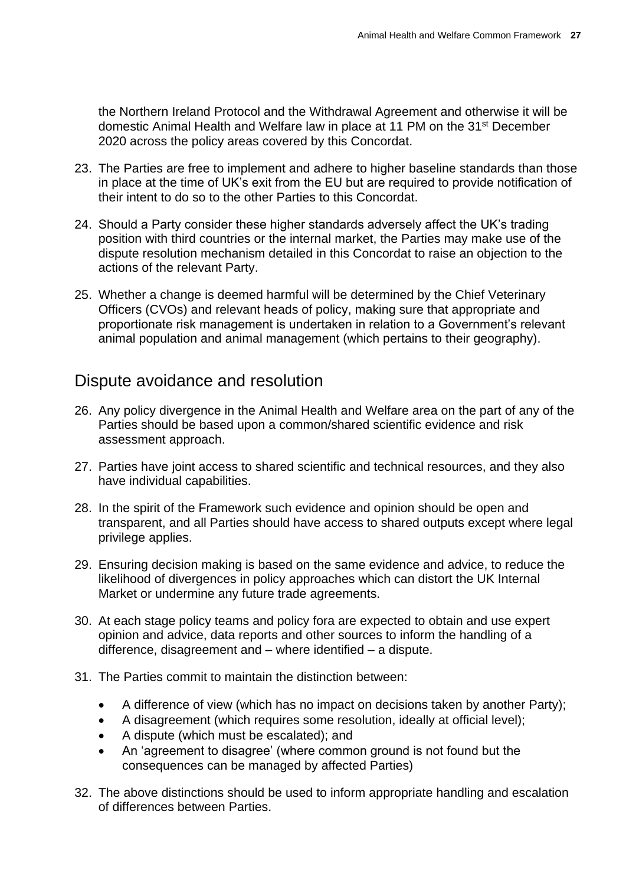the Northern Ireland Protocol and the Withdrawal Agreement and otherwise it will be domestic Animal Health and Welfare law in place at 11 PM on the 31st December 2020 across the policy areas covered by this Concordat.

23. The Parties are free to implement and adhere to higher baseline standards than those in place at the time of UK's exit from the EU but are required to provide notification of their intent to do so to the other Parties to this Concordat.

24. Should a Party consider these higher standards adversely affect the UK's trading position with third countries or the internal market, the Parties may make use of the dispute resolution mechanism detailed in this Concordat to raise an objection to the actions of the relevant Party.

25. Whether a change is deemed harmful will be determined by the Chief Veterinary Officers (CVOs) and relevant heads of policy, making sure that appropriate and proportionate risk management is undertaken in relation to a Government's relevant animal population and animal management (which pertains to their geography).

## Dispute avoidance and resolution

26. Any policy divergence in the Animal Health and Welfare area on the part of any of the Parties should be based upon a common/shared scientific evidence and risk assessment approach.

27. Parties have joint access to shared scientific and technical resources, and they also have individual capabilities.

28. In the spirit of the Framework such evidence and opinion should be open and transparent, and all Parties should have access to shared outputs except where legal privilege applies.

29. Ensuring decision making is based on the same evidence and advice, to reduce the likelihood of divergences in policy approaches which can distort the UK Internal Market or undermine any future trade agreements.

30. At each stage policy teams and policy fora are expected to obtain and use expert opinion and advice, data reports and other sources to inform the handling of a difference, disagreement and – where identified – a dispute.

31. The Parties commit to maintain the distinction between:

    - A difference of view (which has no impact on decisions taken by another Party);
    - A disagreement (which requires some resolution, ideally at official level);
    - A dispute (which must be escalated); and
    - An 'agreement to disagree' (where common ground is not found but the consequences can be managed by affected Parties)

32. The above distinctions should be used to inform appropriate handling and escalation of differences between Parties.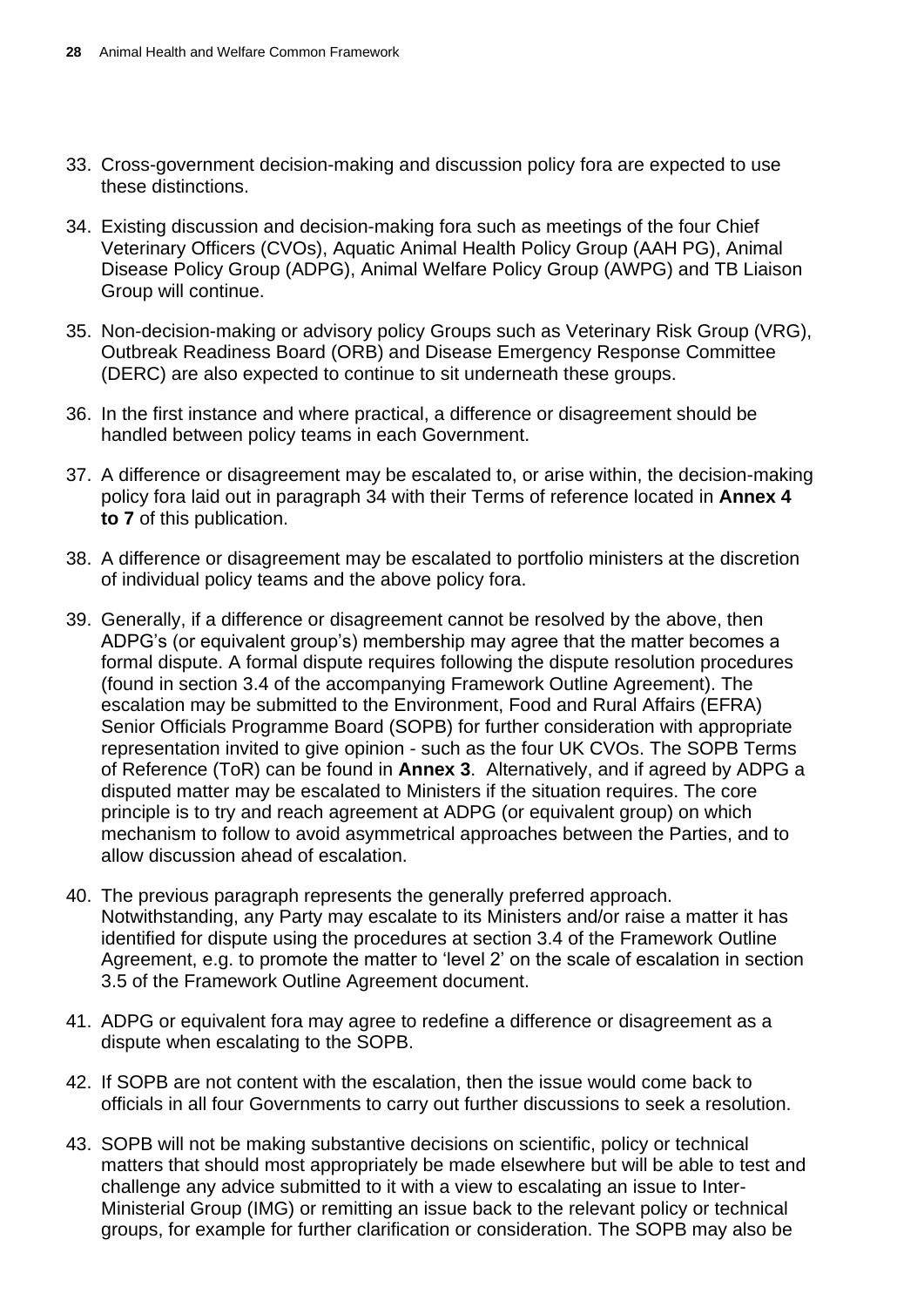33. Cross-government decision-making and discussion policy fora are expected to use these distinctions.

34. Existing discussion and decision-making fora such as meetings of the four Chief Veterinary Officers (CVOs), Aquatic Animal Health Policy Group (AAH PG), Animal Disease Policy Group (ADPG), Animal Welfare Policy Group (AWPG) and TB Liaison Group will continue.

35. Non-decision-making or advisory policy Groups such as Veterinary Risk Group (VRG), Outbreak Readiness Board (ORB) and Disease Emergency Response Committee (DERC) are also expected to continue to sit underneath these groups.

36. In the first instance and where practical, a difference or disagreement should be handled between policy teams in each Government.

37. A difference or disagreement may be escalated to, or arise within, the decision-making policy fora laid out in paragraph 34 with their Terms of reference located in **Annex 4 to 7** of this publication.

38. A difference or disagreement may be escalated to portfolio ministers at the discretion of individual policy teams and the above policy fora.

39. Generally, if a difference or disagreement cannot be resolved by the above, then ADPG's (or equivalent group's) membership may agree that the matter becomes a formal dispute. A formal dispute requires following the dispute resolution procedures (found in section 3.4 of the accompanying Framework Outline Agreement). The escalation may be submitted to the Environment, Food and Rural Affairs (EFRA) Senior Officials Programme Board (SOPB) for further consideration with appropriate representation invited to give opinion - such as the four UK CVOs. The SOPB Terms of Reference (ToR) can be found in **Annex 3**. Alternatively, and if agreed by ADPG a disputed matter may be escalated to Ministers if the situation requires. The core principle is to try and reach agreement at ADPG (or equivalent group) on which mechanism to follow to avoid asymmetrical approaches between the Parties, and to allow discussion ahead of escalation.

40. The previous paragraph represents the generally preferred approach. Notwithstanding, any Party may escalate to its Ministers and/or raise a matter it has identified for dispute using the procedures at section 3.4 of the Framework Outline Agreement, e.g. to promote the matter to 'level 2' on the scale of escalation in section 3.5 of the Framework Outline Agreement document.

41. ADPG or equivalent fora may agree to redefine a difference or disagreement as a dispute when escalating to the SOPB.

42. If SOPB are not content with the escalation, then the issue would come back to officials in all four Governments to carry out further discussions to seek a resolution.

43. SOPB will not be making substantive decisions on scientific, policy or technical matters that should most appropriately be made elsewhere but will be able to test and challenge any advice submitted to it with a view to escalating an issue to Inter-Ministerial Group (IMG) or remitting an issue back to the relevant policy or technical groups, for example for further clarification or consideration. The SOPB may also be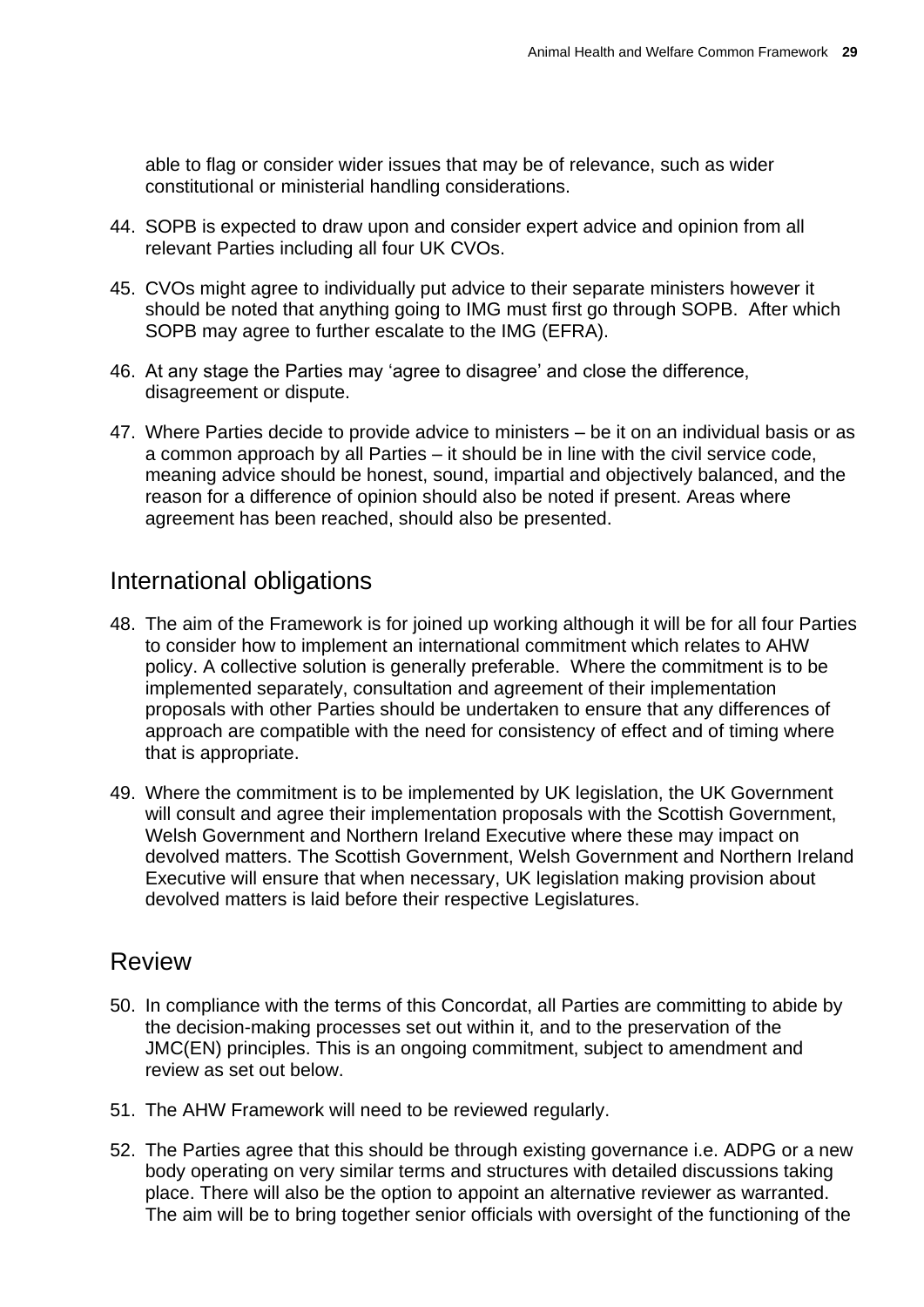able to flag or consider wider issues that may be of relevance, such as wider constitutional or ministerial handling considerations.

44. SOPB is expected to draw upon and consider expert advice and opinion from all relevant Parties including all four UK CVOs.

45. CVOs might agree to individually put advice to their separate ministers however it should be noted that anything going to IMG must first go through SOPB. After which SOPB may agree to further escalate to the IMG (EFRA).

46. At any stage the Parties may 'agree to disagree' and close the difference, disagreement or dispute.

47. Where Parties decide to provide advice to ministers – be it on an individual basis or as a common approach by all Parties – it should be in line with the civil service code, meaning advice should be honest, sound, impartial and objectively balanced, and the reason for a difference of opinion should also be noted if present. Areas where agreement has been reached, should also be presented.

## International obligations

48. The aim of the Framework is for joined up working although it will be for all four Parties to consider how to implement an international commitment which relates to AHW policy. A collective solution is generally preferable. Where the commitment is to be implemented separately, consultation and agreement of their implementation proposals with other Parties should be undertaken to ensure that any differences of approach are compatible with the need for consistency of effect and of timing where that is appropriate.

49. Where the commitment is to be implemented by UK legislation, the UK Government will consult and agree their implementation proposals with the Scottish Government, Welsh Government and Northern Ireland Executive where these may impact on devolved matters. The Scottish Government, Welsh Government and Northern Ireland Executive will ensure that when necessary, UK legislation making provision about devolved matters is laid before their respective Legislatures.

## Review

50. In compliance with the terms of this Concordat, all Parties are committing to abide by the decision-making processes set out within it, and to the preservation of the JMC(EN) principles. This is an ongoing commitment, subject to amendment and review as set out below.

51. The AHW Framework will need to be reviewed regularly.

52. The Parties agree that this should be through existing governance i.e. ADPG or a new body operating on very similar terms and structures with detailed discussions taking place. There will also be the option to appoint an alternative reviewer as warranted. The aim will be to bring together senior officials with oversight of the functioning of the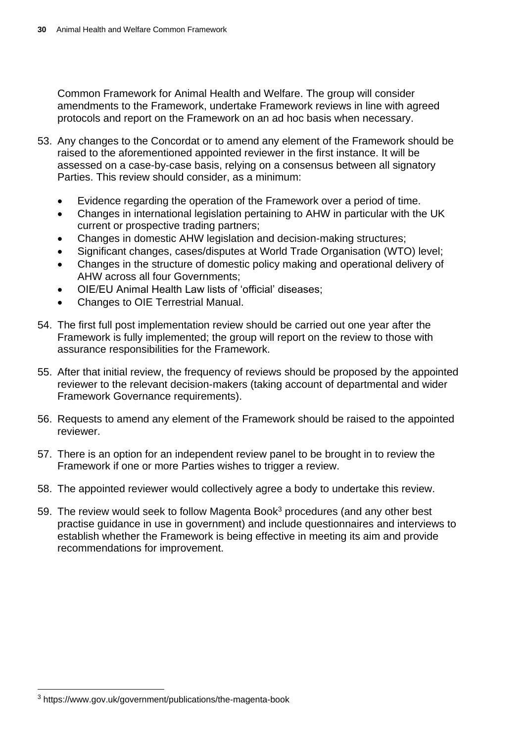Common Framework for Animal Health and Welfare. The group will consider amendments to the Framework, undertake Framework reviews in line with agreed protocols and report on the Framework on an ad hoc basis when necessary.

53. Any changes to the Concordat or to amend any element of the Framework should be raised to the aforementioned appointed reviewer in the first instance. It will be assessed on a case-by-case basis, relying on a consensus between all signatory Parties. This review should consider, as a minimum:

    - Evidence regarding the operation of the Framework over a period of time.
    - Changes in international legislation pertaining to AHW in particular with the UK current or prospective trading partners;
    - Changes in domestic AHW legislation and decision-making structures;
    - Significant changes, cases/disputes at World Trade Organisation (WTO) level;
    - Changes in the structure of domestic policy making and operational delivery of AHW across all four Governments;
    - OIE/EU Animal Health Law lists of 'official' diseases;
    - Changes to OIE Terrestrial Manual.

54. The first full post implementation review should be carried out one year after the Framework is fully implemented; the group will report on the review to those with assurance responsibilities for the Framework.

55. After that initial review, the frequency of reviews should be proposed by the appointed reviewer to the relevant decision-makers (taking account of departmental and wider Framework Governance requirements).

56. Requests to amend any element of the Framework should be raised to the appointed reviewer.

57. There is an option for an independent review panel to be brought in to review the Framework if one or more Parties wishes to trigger a review.

58. The appointed reviewer would collectively agree a body to undertake this review.

59. The review would seek to follow Magenta Book[3] procedures (and any other best practise guidance in use in government) and include questionnaires and interviews to establish whether the Framework is being effective in meeting its aim and provide recommendations for improvement.

---

[3] https://www.gov.uk/government/publications/the-magenta-book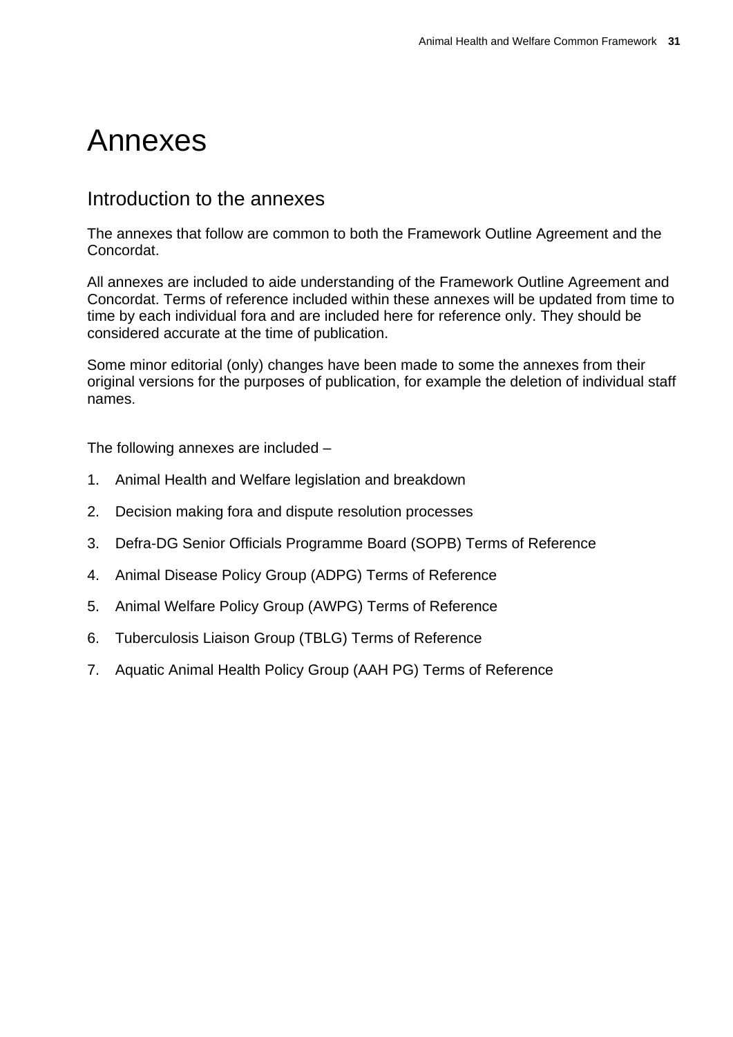# Annexes

## Introduction to the annexes

The annexes that follow are common to both the Framework Outline Agreement and the Concordat.

All annexes are included to aide understanding of the Framework Outline Agreement and Concordat. Terms of reference included within these annexes will be updated from time to time by each individual fora and are included here for reference only. They should be considered accurate at the time of publication.

Some minor editorial (only) changes have been made to some the annexes from their original versions for the purposes of publication, for example the deletion of individual staff names.

The following annexes are included –

1. Animal Health and Welfare legislation and breakdown
2. Decision making fora and dispute resolution processes
3. Defra-DG Senior Officials Programme Board (SOPB) Terms of Reference
4. Animal Disease Policy Group (ADPG) Terms of Reference
5. Animal Welfare Policy Group (AWPG) Terms of Reference
6. Tuberculosis Liaison Group (TBLG) Terms of Reference
7. Aquatic Animal Health Policy Group (AAH PG) Terms of Reference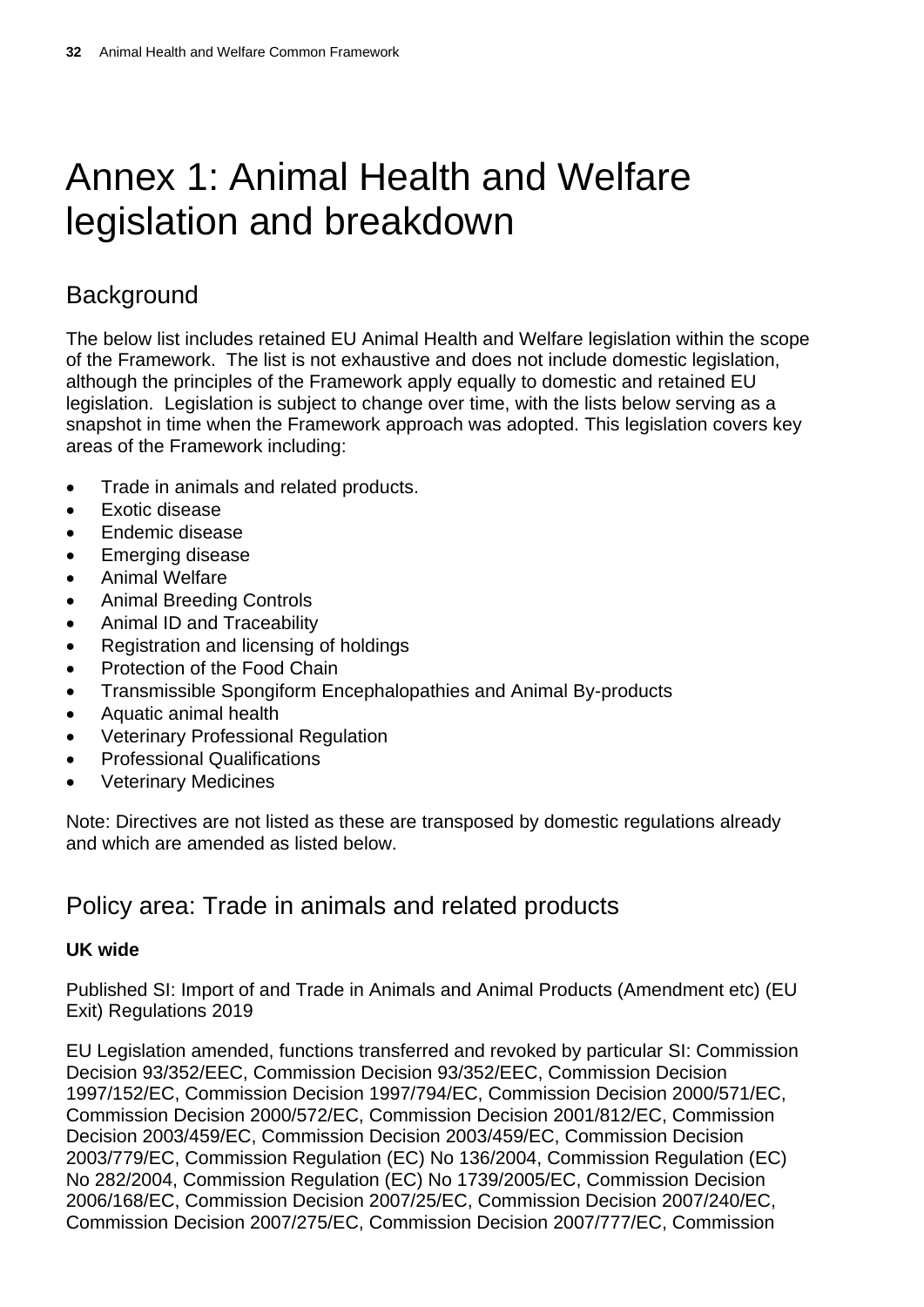# Annex 1: Animal Health and Welfare legislation and breakdown

## Background

The below list includes retained EU Animal Health and Welfare legislation within the scope of the Framework. The list is not exhaustive and does not include domestic legislation, although the principles of the Framework apply equally to domestic and retained EU legislation. Legislation is subject to change over time, with the lists below serving as a snapshot in time when the Framework approach was adopted. This legislation covers key areas of the Framework including:

- Trade in animals and related products.
- Exotic disease
- Endemic disease
- Emerging disease
- Animal Welfare
- Animal Breeding Controls
- Animal ID and Traceability
- Registration and licensing of holdings
- Protection of the Food Chain
- Transmissible Spongiform Encephalopathies and Animal By-products
- Aquatic animal health
- Veterinary Professional Regulation
- Professional Qualifications
- Veterinary Medicines

Note: Directives are not listed as these are transposed by domestic regulations already and which are amended as listed below.

## Policy area: Trade in animals and related products

**UK wide**

Published SI: Import of and Trade in Animals and Animal Products (Amendment etc) (EU Exit) Regulations 2019

EU Legislation amended, functions transferred and revoked by particular SI: Commission Decision 93/352/EEC, Commission Decision 93/352/EEC, Commission Decision 1997/152/EC, Commission Decision 1997/794/EC, Commission Decision 2000/571/EC, Commission Decision 2000/572/EC, Commission Decision 2001/812/EC, Commission Decision 2003/459/EC, Commission Decision 2003/459/EC, Commission Decision 2003/779/EC, Commission Regulation (EC) No 136/2004, Commission Regulation (EC) No 282/2004, Commission Regulation (EC) No 1739/2005/EC, Commission Decision 2006/168/EC, Commission Decision 2007/25/EC, Commission Decision 2007/240/EC, Commission Decision 2007/275/EC, Commission Decision 2007/777/EC, Commission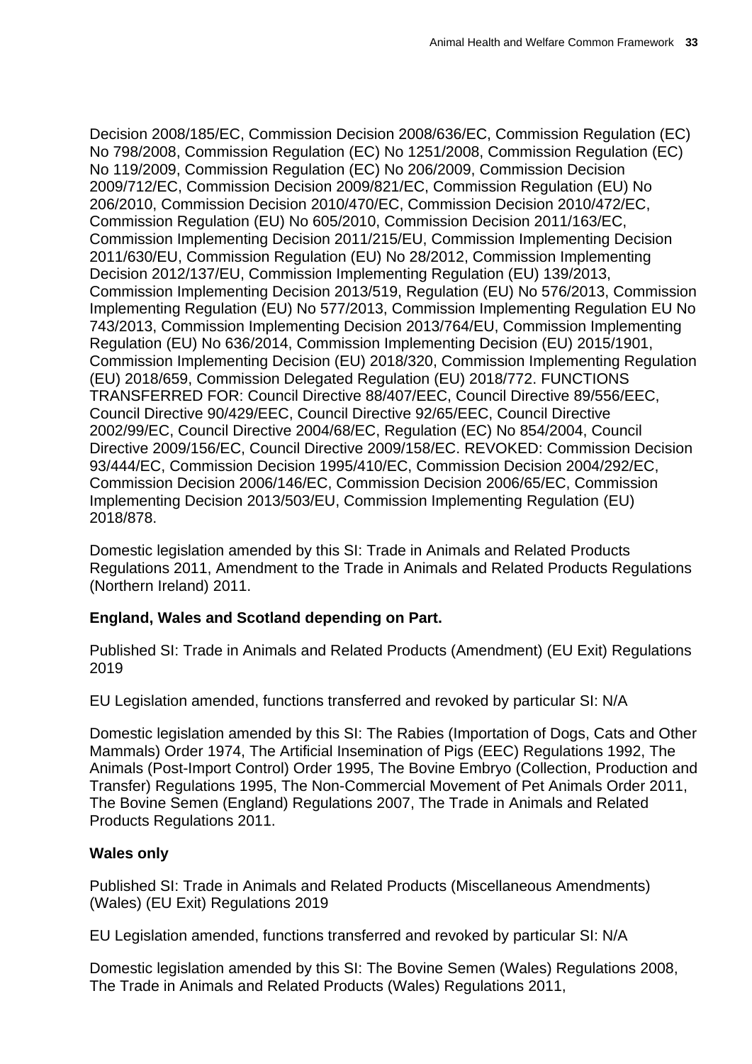Decision 2008/185/EC, Commission Decision 2008/636/EC, Commission Regulation (EC) No 798/2008, Commission Regulation (EC) No 1251/2008, Commission Regulation (EC) No 119/2009, Commission Regulation (EC) No 206/2009, Commission Decision 2009/712/EC, Commission Decision 2009/821/EC, Commission Regulation (EU) No 206/2010, Commission Decision 2010/470/EC, Commission Decision 2010/472/EC, Commission Regulation (EU) No 605/2010, Commission Decision 2011/163/EC, Commission Implementing Decision 2011/215/EU, Commission Implementing Decision 2011/630/EU, Commission Regulation (EU) No 28/2012, Commission Implementing Decision 2012/137/EU, Commission Implementing Regulation (EU) 139/2013, Commission Implementing Decision 2013/519, Regulation (EU) No 576/2013, Commission Implementing Regulation (EU) No 577/2013, Commission Implementing Regulation EU No 743/2013, Commission Implementing Decision 2013/764/EU, Commission Implementing Regulation (EU) No 636/2014, Commission Implementing Decision (EU) 2015/1901, Commission Implementing Decision (EU) 2018/320, Commission Implementing Regulation (EU) 2018/659, Commission Delegated Regulation (EU) 2018/772. FUNCTIONS TRANSFERRED FOR: Council Directive 88/407/EEC, Council Directive 89/556/EEC, Council Directive 90/429/EEC, Council Directive 92/65/EEC, Council Directive 2002/99/EC, Council Directive 2004/68/EC, Regulation (EC) No 854/2004, Council Directive 2009/156/EC, Council Directive 2009/158/EC. REVOKED: Commission Decision 93/444/EC, Commission Decision 1995/410/EC, Commission Decision 2004/292/EC, Commission Decision 2006/146/EC, Commission Decision 2006/65/EC, Commission Implementing Decision 2013/503/EU, Commission Implementing Regulation (EU) 2018/878.

Domestic legislation amended by this SI: Trade in Animals and Related Products Regulations 2011, Amendment to the Trade in Animals and Related Products Regulations (Northern Ireland) 2011.

**England, Wales and Scotland depending on Part.**

Published SI: Trade in Animals and Related Products (Amendment) (EU Exit) Regulations 2019

EU Legislation amended, functions transferred and revoked by particular SI: N/A

Domestic legislation amended by this SI: The Rabies (Importation of Dogs, Cats and Other Mammals) Order 1974, The Artificial Insemination of Pigs (EEC) Regulations 1992, The Animals (Post-Import Control) Order 1995, The Bovine Embryo (Collection, Production and Transfer) Regulations 1995, The Non-Commercial Movement of Pet Animals Order 2011, The Bovine Semen (England) Regulations 2007, The Trade in Animals and Related Products Regulations 2011.

**Wales only**

Published SI: Trade in Animals and Related Products (Miscellaneous Amendments) (Wales) (EU Exit) Regulations 2019

EU Legislation amended, functions transferred and revoked by particular SI: N/A

Domestic legislation amended by this SI: The Bovine Semen (Wales) Regulations 2008, The Trade in Animals and Related Products (Wales) Regulations 2011,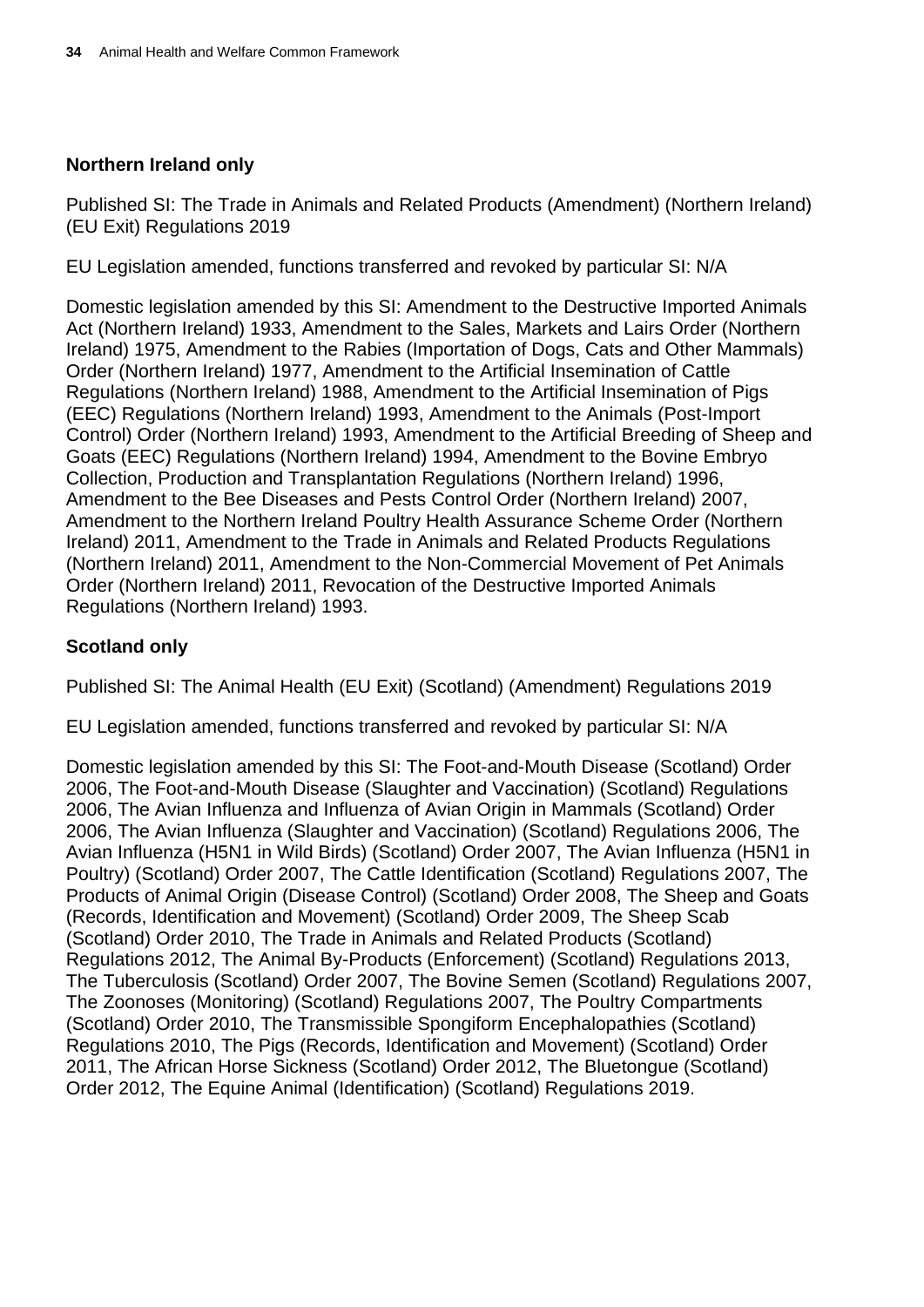**Northern Ireland only**

Published SI: The Trade in Animals and Related Products (Amendment) (Northern Ireland) (EU Exit) Regulations 2019

EU Legislation amended, functions transferred and revoked by particular SI: N/A

Domestic legislation amended by this SI: Amendment to the Destructive Imported Animals Act (Northern Ireland) 1933, Amendment to the Sales, Markets and Lairs Order (Northern Ireland) 1975, Amendment to the Rabies (Importation of Dogs, Cats and Other Mammals) Order (Northern Ireland) 1977, Amendment to the Artificial Insemination of Cattle Regulations (Northern Ireland) 1988, Amendment to the Artificial Insemination of Pigs (EEC) Regulations (Northern Ireland) 1993, Amendment to the Animals (Post-Import Control) Order (Northern Ireland) 1993, Amendment to the Artificial Breeding of Sheep and Goats (EEC) Regulations (Northern Ireland) 1994, Amendment to the Bovine Embryo Collection, Production and Transplantation Regulations (Northern Ireland) 1996, Amendment to the Bee Diseases and Pests Control Order (Northern Ireland) 2007, Amendment to the Northern Ireland Poultry Health Assurance Scheme Order (Northern Ireland) 2011, Amendment to the Trade in Animals and Related Products Regulations (Northern Ireland) 2011, Amendment to the Non-Commercial Movement of Pet Animals Order (Northern Ireland) 2011, Revocation of the Destructive Imported Animals Regulations (Northern Ireland) 1993.

**Scotland only**

Published SI: The Animal Health (EU Exit) (Scotland) (Amendment) Regulations 2019

EU Legislation amended, functions transferred and revoked by particular SI: N/A

Domestic legislation amended by this SI: The Foot-and-Mouth Disease (Scotland) Order 2006, The Foot-and-Mouth Disease (Slaughter and Vaccination) (Scotland) Regulations 2006, The Avian Influenza and Influenza of Avian Origin in Mammals (Scotland) Order 2006, The Avian Influenza (Slaughter and Vaccination) (Scotland) Regulations 2006, The Avian Influenza (H5N1 in Wild Birds) (Scotland) Order 2007, The Avian Influenza (H5N1 in Poultry) (Scotland) Order 2007, The Cattle Identification (Scotland) Regulations 2007, The Products of Animal Origin (Disease Control) (Scotland) Order 2008, The Sheep and Goats (Records, Identification and Movement) (Scotland) Order 2009, The Sheep Scab (Scotland) Order 2010, The Trade in Animals and Related Products (Scotland) Regulations 2012, The Animal By-Products (Enforcement) (Scotland) Regulations 2013, The Tuberculosis (Scotland) Order 2007, The Bovine Semen (Scotland) Regulations 2007, The Zoonoses (Monitoring) (Scotland) Regulations 2007, The Poultry Compartments (Scotland) Order 2010, The Transmissible Spongiform Encephalopathies (Scotland) Regulations 2010, The Pigs (Records, Identification and Movement) (Scotland) Order 2011, The African Horse Sickness (Scotland) Order 2012, The Bluetongue (Scotland) Order 2012, The Equine Animal (Identification) (Scotland) Regulations 2019.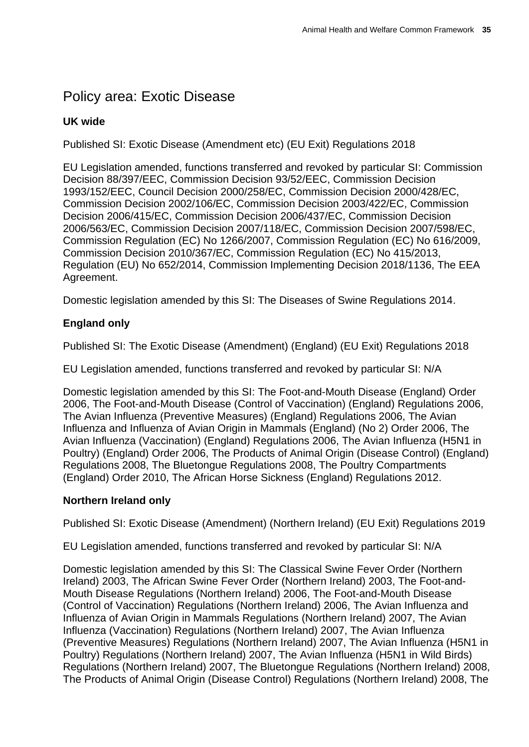## Policy area: Exotic Disease

### UK wide

Published SI: Exotic Disease (Amendment etc) (EU Exit) Regulations 2018

EU Legislation amended, functions transferred and revoked by particular SI: Commission Decision 88/397/EEC, Commission Decision 93/52/EEC, Commission Decision 1993/152/EEC, Council Decision 2000/258/EC, Commission Decision 2000/428/EC, Commission Decision 2002/106/EC, Commission Decision 2003/422/EC, Commission Decision 2006/415/EC, Commission Decision 2006/437/EC, Commission Decision 2006/563/EC, Commission Decision 2007/118/EC, Commission Decision 2007/598/EC, Commission Regulation (EC) No 1266/2007, Commission Regulation (EC) No 616/2009, Commission Decision 2010/367/EC, Commission Regulation (EC) No 415/2013, Regulation (EU) No 652/2014, Commission Implementing Decision 2018/1136, The EEA Agreement.

Domestic legislation amended by this SI: The Diseases of Swine Regulations 2014.

### England only

Published SI: The Exotic Disease (Amendment) (England) (EU Exit) Regulations 2018

EU Legislation amended, functions transferred and revoked by particular SI: N/A

Domestic legislation amended by this SI: The Foot-and-Mouth Disease (England) Order 2006, The Foot-and-Mouth Disease (Control of Vaccination) (England) Regulations 2006, The Avian Influenza (Preventive Measures) (England) Regulations 2006, The Avian Influenza and Influenza of Avian Origin in Mammals (England) (No 2) Order 2006, The Avian Influenza (Vaccination) (England) Regulations 2006, The Avian Influenza (H5N1 in Poultry) (England) Order 2006, The Products of Animal Origin (Disease Control) (England) Regulations 2008, The Bluetongue Regulations 2008, The Poultry Compartments (England) Order 2010, The African Horse Sickness (England) Regulations 2012.

### Northern Ireland only

Published SI: Exotic Disease (Amendment) (Northern Ireland) (EU Exit) Regulations 2019

EU Legislation amended, functions transferred and revoked by particular SI: N/A

Domestic legislation amended by this SI: The Classical Swine Fever Order (Northern Ireland) 2003, The African Swine Fever Order (Northern Ireland) 2003, The Foot-and-Mouth Disease Regulations (Northern Ireland) 2006, The Foot-and-Mouth Disease (Control of Vaccination) Regulations (Northern Ireland) 2006, The Avian Influenza and Influenza of Avian Origin in Mammals Regulations (Northern Ireland) 2007, The Avian Influenza (Vaccination) Regulations (Northern Ireland) 2007, The Avian Influenza (Preventive Measures) Regulations (Northern Ireland) 2007, The Avian Influenza (H5N1 in Poultry) Regulations (Northern Ireland) 2007, The Avian Influenza (H5N1 in Wild Birds) Regulations (Northern Ireland) 2007, The Bluetongue Regulations (Northern Ireland) 2008, The Products of Animal Origin (Disease Control) Regulations (Northern Ireland) 2008, The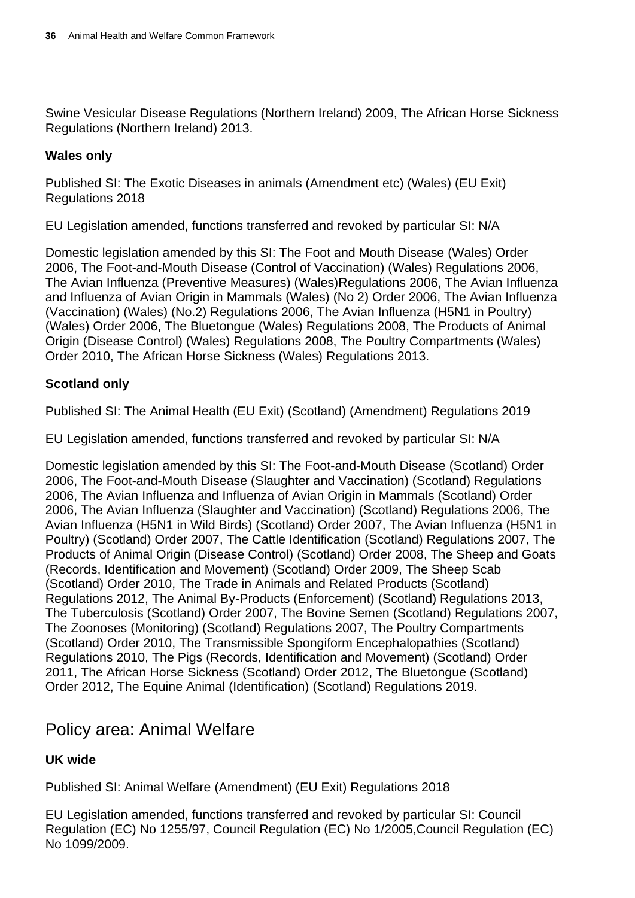Swine Vesicular Disease Regulations (Northern Ireland) 2009, The African Horse Sickness Regulations (Northern Ireland) 2013.

**Wales only**

Published SI: The Exotic Diseases in animals (Amendment etc) (Wales) (EU Exit) Regulations 2018

EU Legislation amended, functions transferred and revoked by particular SI: N/A

Domestic legislation amended by this SI: The Foot and Mouth Disease (Wales) Order 2006, The Foot-and-Mouth Disease (Control of Vaccination) (Wales) Regulations 2006, The Avian Influenza (Preventive Measures) (Wales)Regulations 2006, The Avian Influenza and Influenza of Avian Origin in Mammals (Wales) (No 2) Order 2006, The Avian Influenza (Vaccination) (Wales) (No.2) Regulations 2006, The Avian Influenza (H5N1 in Poultry) (Wales) Order 2006, The Bluetongue (Wales) Regulations 2008, The Products of Animal Origin (Disease Control) (Wales) Regulations 2008, The Poultry Compartments (Wales) Order 2010, The African Horse Sickness (Wales) Regulations 2013.

**Scotland only**

Published SI: The Animal Health (EU Exit) (Scotland) (Amendment) Regulations 2019

EU Legislation amended, functions transferred and revoked by particular SI: N/A

Domestic legislation amended by this SI: The Foot-and-Mouth Disease (Scotland) Order 2006, The Foot-and-Mouth Disease (Slaughter and Vaccination) (Scotland) Regulations 2006, The Avian Influenza and Influenza of Avian Origin in Mammals (Scotland) Order 2006, The Avian Influenza (Slaughter and Vaccination) (Scotland) Regulations 2006, The Avian Influenza (H5N1 in Wild Birds) (Scotland) Order 2007, The Avian Influenza (H5N1 in Poultry) (Scotland) Order 2007, The Cattle Identification (Scotland) Regulations 2007, The Products of Animal Origin (Disease Control) (Scotland) Order 2008, The Sheep and Goats (Records, Identification and Movement) (Scotland) Order 2009, The Sheep Scab (Scotland) Order 2010, The Trade in Animals and Related Products (Scotland) Regulations 2012, The Animal By-Products (Enforcement) (Scotland) Regulations 2013, The Tuberculosis (Scotland) Order 2007, The Bovine Semen (Scotland) Regulations 2007, The Zoonoses (Monitoring) (Scotland) Regulations 2007, The Poultry Compartments (Scotland) Order 2010, The Transmissible Spongiform Encephalopathies (Scotland) Regulations 2010, The Pigs (Records, Identification and Movement) (Scotland) Order 2011, The African Horse Sickness (Scotland) Order 2012, The Bluetongue (Scotland) Order 2012, The Equine Animal (Identification) (Scotland) Regulations 2019.

## Policy area: Animal Welfare

**UK wide**

Published SI: Animal Welfare (Amendment) (EU Exit) Regulations 2018

EU Legislation amended, functions transferred and revoked by particular SI: Council Regulation (EC) No 1255/97, Council Regulation (EC) No 1/2005,Council Regulation (EC) No 1099/2009.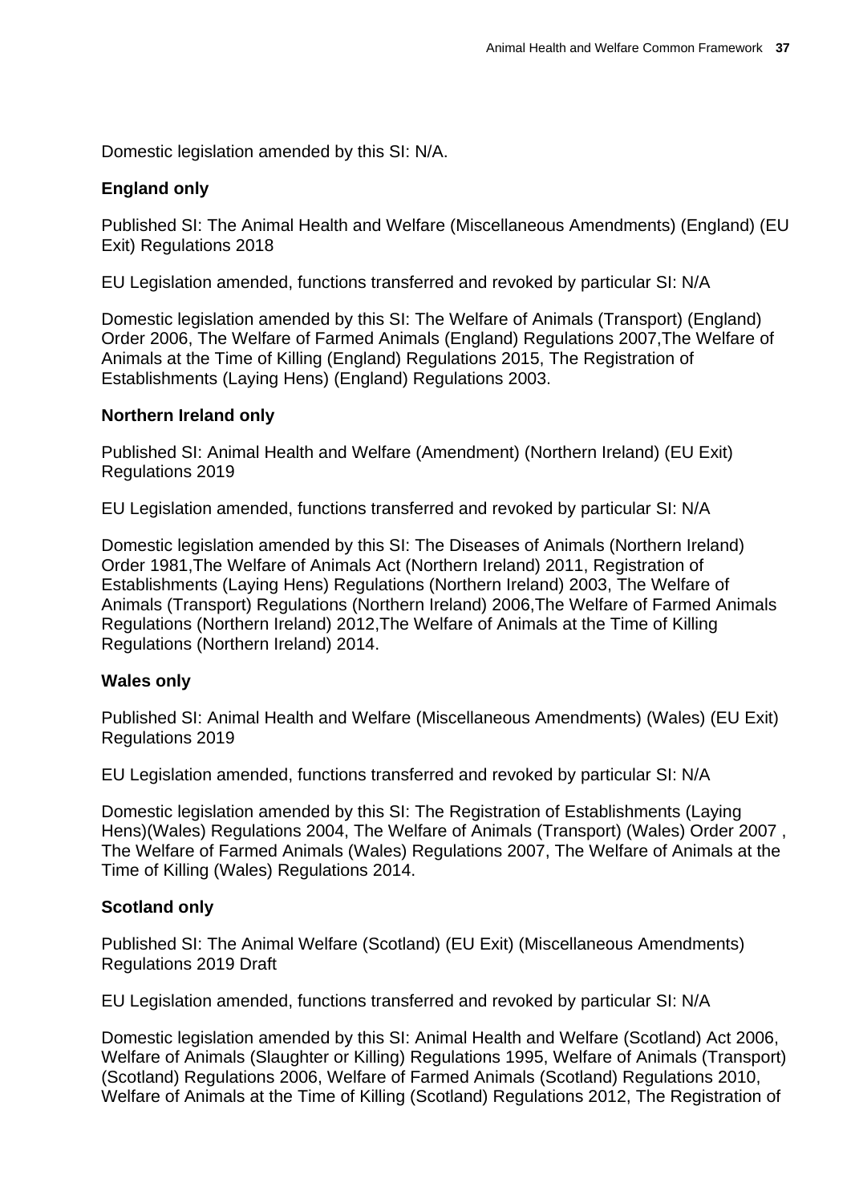Domestic legislation amended by this SI: N/A.

**England only**

Published SI: The Animal Health and Welfare (Miscellaneous Amendments) (England) (EU Exit) Regulations 2018

EU Legislation amended, functions transferred and revoked by particular SI: N/A

Domestic legislation amended by this SI: The Welfare of Animals (Transport) (England) Order 2006, The Welfare of Farmed Animals (England) Regulations 2007,The Welfare of Animals at the Time of Killing (England) Regulations 2015, The Registration of Establishments (Laying Hens) (England) Regulations 2003.

**Northern Ireland only**

Published SI: Animal Health and Welfare (Amendment) (Northern Ireland) (EU Exit) Regulations 2019

EU Legislation amended, functions transferred and revoked by particular SI: N/A

Domestic legislation amended by this SI: The Diseases of Animals (Northern Ireland) Order 1981,The Welfare of Animals Act (Northern Ireland) 2011, Registration of Establishments (Laying Hens) Regulations (Northern Ireland) 2003, The Welfare of Animals (Transport) Regulations (Northern Ireland) 2006,The Welfare of Farmed Animals Regulations (Northern Ireland) 2012,The Welfare of Animals at the Time of Killing Regulations (Northern Ireland) 2014.

**Wales only**

Published SI: Animal Health and Welfare (Miscellaneous Amendments) (Wales) (EU Exit) Regulations 2019

EU Legislation amended, functions transferred and revoked by particular SI: N/A

Domestic legislation amended by this SI: The Registration of Establishments (Laying Hens)(Wales) Regulations 2004, The Welfare of Animals (Transport) (Wales) Order 2007 , The Welfare of Farmed Animals (Wales) Regulations 2007, The Welfare of Animals at the Time of Killing (Wales) Regulations 2014.

**Scotland only**

Published SI: The Animal Welfare (Scotland) (EU Exit) (Miscellaneous Amendments) Regulations 2019 Draft

EU Legislation amended, functions transferred and revoked by particular SI: N/A

Domestic legislation amended by this SI: Animal Health and Welfare (Scotland) Act 2006, Welfare of Animals (Slaughter or Killing) Regulations 1995, Welfare of Animals (Transport) (Scotland) Regulations 2006, Welfare of Farmed Animals (Scotland) Regulations 2010, Welfare of Animals at the Time of Killing (Scotland) Regulations 2012, The Registration of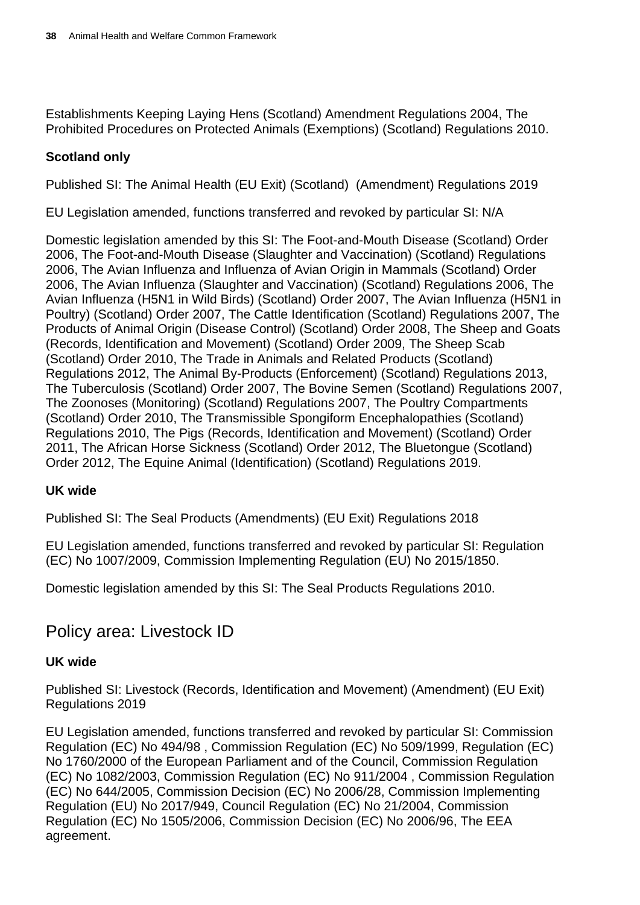Establishments Keeping Laying Hens (Scotland) Amendment Regulations 2004, The Prohibited Procedures on Protected Animals (Exemptions) (Scotland) Regulations 2010.

**Scotland only**

Published SI: The Animal Health (EU Exit) (Scotland) (Amendment) Regulations 2019

EU Legislation amended, functions transferred and revoked by particular SI: N/A

Domestic legislation amended by this SI: The Foot-and-Mouth Disease (Scotland) Order 2006, The Foot-and-Mouth Disease (Slaughter and Vaccination) (Scotland) Regulations 2006, The Avian Influenza and Influenza of Avian Origin in Mammals (Scotland) Order 2006, The Avian Influenza (Slaughter and Vaccination) (Scotland) Regulations 2006, The Avian Influenza (H5N1 in Wild Birds) (Scotland) Order 2007, The Avian Influenza (H5N1 in Poultry) (Scotland) Order 2007, The Cattle Identification (Scotland) Regulations 2007, The Products of Animal Origin (Disease Control) (Scotland) Order 2008, The Sheep and Goats (Records, Identification and Movement) (Scotland) Order 2009, The Sheep Scab (Scotland) Order 2010, The Trade in Animals and Related Products (Scotland) Regulations 2012, The Animal By-Products (Enforcement) (Scotland) Regulations 2013, The Tuberculosis (Scotland) Order 2007, The Bovine Semen (Scotland) Regulations 2007, The Zoonoses (Monitoring) (Scotland) Regulations 2007, The Poultry Compartments (Scotland) Order 2010, The Transmissible Spongiform Encephalopathies (Scotland) Regulations 2010, The Pigs (Records, Identification and Movement) (Scotland) Order 2011, The African Horse Sickness (Scotland) Order 2012, The Bluetongue (Scotland) Order 2012, The Equine Animal (Identification) (Scotland) Regulations 2019.

**UK wide**

Published SI: The Seal Products (Amendments) (EU Exit) Regulations 2018

EU Legislation amended, functions transferred and revoked by particular SI: Regulation (EC) No 1007/2009, Commission Implementing Regulation (EU) No 2015/1850.

Domestic legislation amended by this SI: The Seal Products Regulations 2010.

## Policy area: Livestock ID

**UK wide**

Published SI: Livestock (Records, Identification and Movement) (Amendment) (EU Exit) Regulations 2019

EU Legislation amended, functions transferred and revoked by particular SI: Commission Regulation (EC) No 494/98 , Commission Regulation (EC) No 509/1999, Regulation (EC) No 1760/2000 of the European Parliament and of the Council, Commission Regulation (EC) No 1082/2003, Commission Regulation (EC) No 911/2004 , Commission Regulation (EC) No 644/2005, Commission Decision (EC) No 2006/28, Commission Implementing Regulation (EU) No 2017/949, Council Regulation (EC) No 21/2004, Commission Regulation (EC) No 1505/2006, Commission Decision (EC) No 2006/96, The EEA agreement.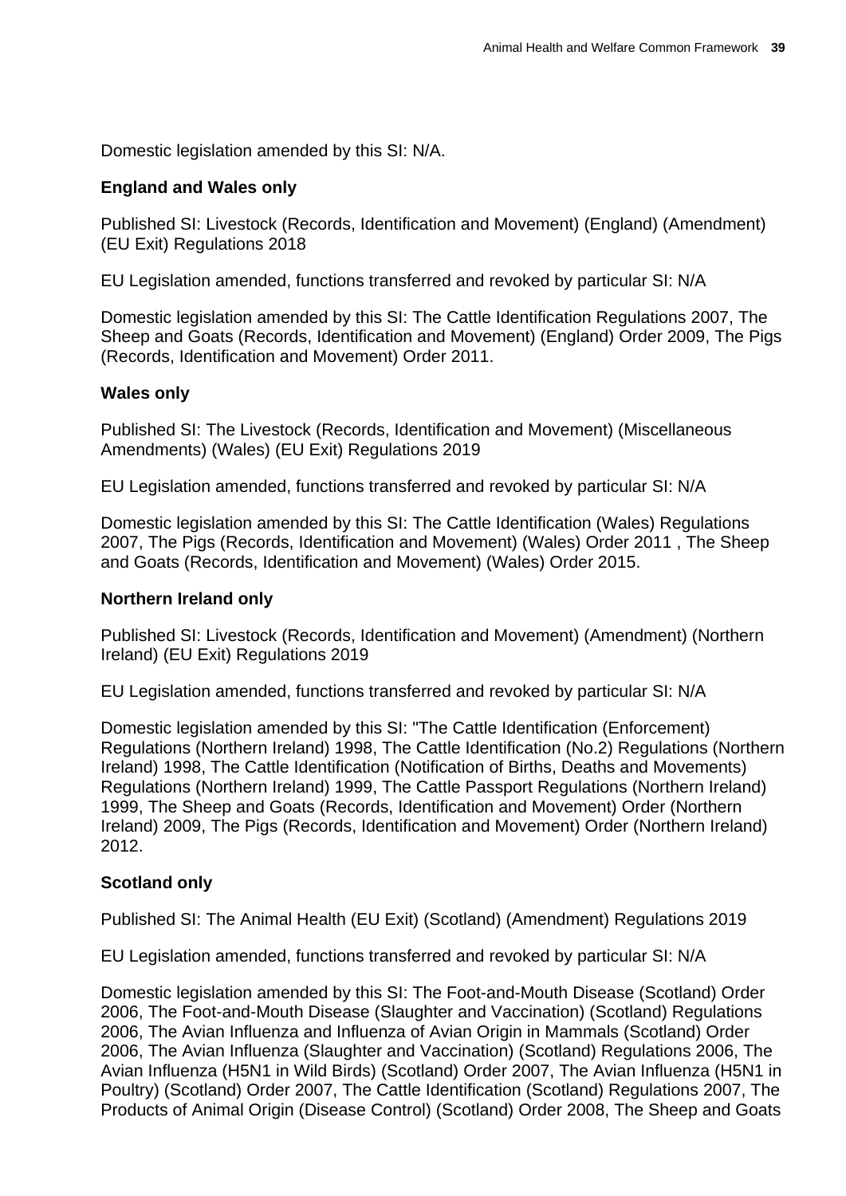Domestic legislation amended by this SI: N/A.

**England and Wales only**

Published SI: Livestock (Records, Identification and Movement) (England) (Amendment) (EU Exit) Regulations 2018

EU Legislation amended, functions transferred and revoked by particular SI: N/A

Domestic legislation amended by this SI: The Cattle Identification Regulations 2007, The Sheep and Goats (Records, Identification and Movement) (England) Order 2009, The Pigs (Records, Identification and Movement) Order 2011.

**Wales only**

Published SI: The Livestock (Records, Identification and Movement) (Miscellaneous Amendments) (Wales) (EU Exit) Regulations 2019

EU Legislation amended, functions transferred and revoked by particular SI: N/A

Domestic legislation amended by this SI: The Cattle Identification (Wales) Regulations 2007, The Pigs (Records, Identification and Movement) (Wales) Order 2011 , The Sheep and Goats (Records, Identification and Movement) (Wales) Order 2015.

**Northern Ireland only**

Published SI: Livestock (Records, Identification and Movement) (Amendment) (Northern Ireland) (EU Exit) Regulations 2019

EU Legislation amended, functions transferred and revoked by particular SI: N/A

Domestic legislation amended by this SI: "The Cattle Identification (Enforcement) Regulations (Northern Ireland) 1998, The Cattle Identification (No.2) Regulations (Northern Ireland) 1998, The Cattle Identification (Notification of Births, Deaths and Movements) Regulations (Northern Ireland) 1999, The Cattle Passport Regulations (Northern Ireland) 1999, The Sheep and Goats (Records, Identification and Movement) Order (Northern Ireland) 2009, The Pigs (Records, Identification and Movement) Order (Northern Ireland) 2012.

**Scotland only**

Published SI: The Animal Health (EU Exit) (Scotland) (Amendment) Regulations 2019

EU Legislation amended, functions transferred and revoked by particular SI: N/A

Domestic legislation amended by this SI: The Foot-and-Mouth Disease (Scotland) Order 2006, The Foot-and-Mouth Disease (Slaughter and Vaccination) (Scotland) Regulations 2006, The Avian Influenza and Influenza of Avian Origin in Mammals (Scotland) Order 2006, The Avian Influenza (Slaughter and Vaccination) (Scotland) Regulations 2006, The Avian Influenza (H5N1 in Wild Birds) (Scotland) Order 2007, The Avian Influenza (H5N1 in Poultry) (Scotland) Order 2007, The Cattle Identification (Scotland) Regulations 2007, The Products of Animal Origin (Disease Control) (Scotland) Order 2008, The Sheep and Goats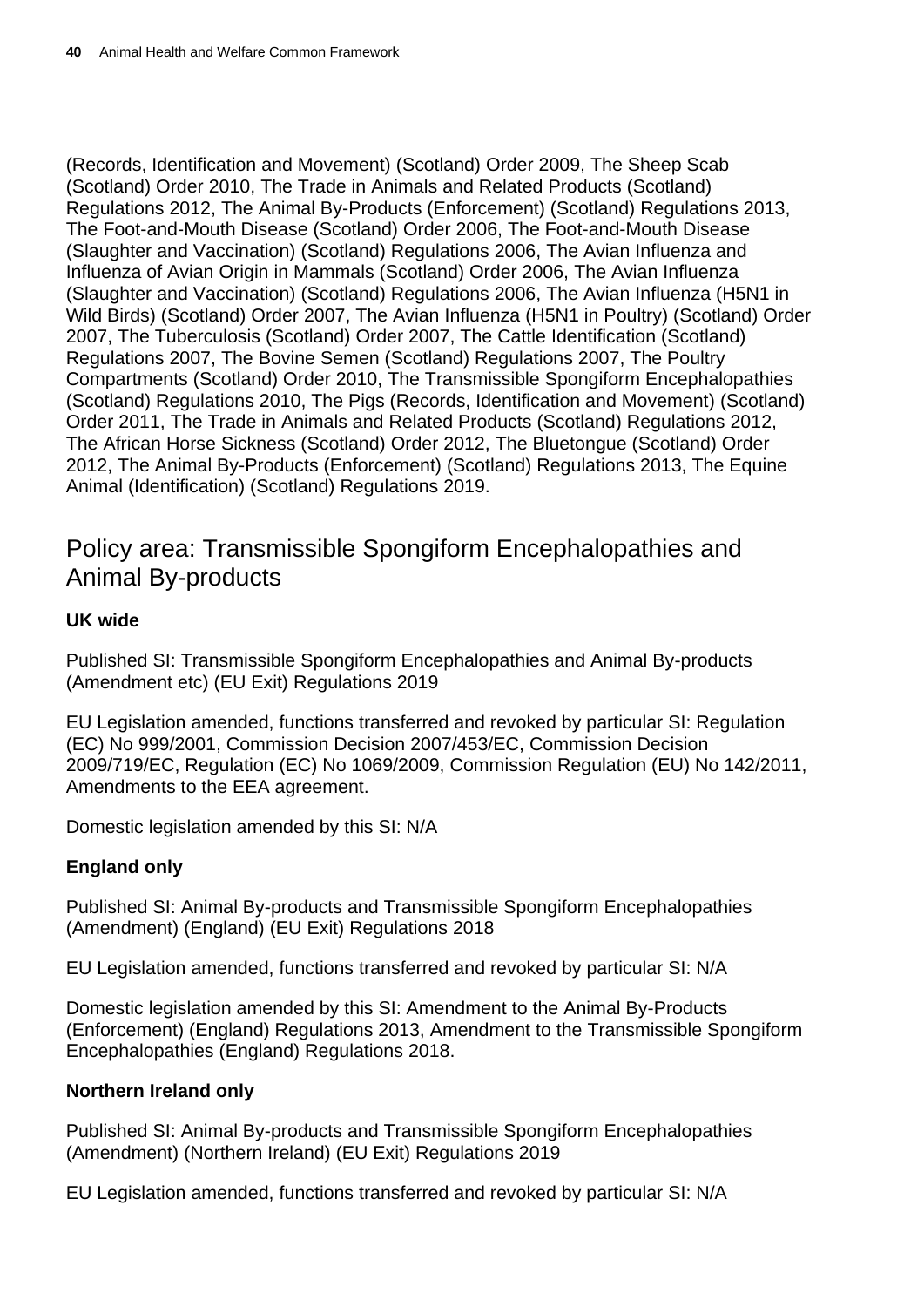(Records, Identification and Movement) (Scotland) Order 2009, The Sheep Scab (Scotland) Order 2010, The Trade in Animals and Related Products (Scotland) Regulations 2012, The Animal By-Products (Enforcement) (Scotland) Regulations 2013, The Foot-and-Mouth Disease (Scotland) Order 2006, The Foot-and-Mouth Disease (Slaughter and Vaccination) (Scotland) Regulations 2006, The Avian Influenza and Influenza of Avian Origin in Mammals (Scotland) Order 2006, The Avian Influenza (Slaughter and Vaccination) (Scotland) Regulations 2006, The Avian Influenza (H5N1 in Wild Birds) (Scotland) Order 2007, The Avian Influenza (H5N1 in Poultry) (Scotland) Order 2007, The Tuberculosis (Scotland) Order 2007, The Cattle Identification (Scotland) Regulations 2007, The Bovine Semen (Scotland) Regulations 2007, The Poultry Compartments (Scotland) Order 2010, The Transmissible Spongiform Encephalopathies (Scotland) Regulations 2010, The Pigs (Records, Identification and Movement) (Scotland) Order 2011, The Trade in Animals and Related Products (Scotland) Regulations 2012, The African Horse Sickness (Scotland) Order 2012, The Bluetongue (Scotland) Order 2012, The Animal By-Products (Enforcement) (Scotland) Regulations 2013, The Equine Animal (Identification) (Scotland) Regulations 2019.

## Policy area: Transmissible Spongiform Encephalopathies and Animal By-products

**UK wide**

Published SI: Transmissible Spongiform Encephalopathies and Animal By-products (Amendment etc) (EU Exit) Regulations 2019

EU Legislation amended, functions transferred and revoked by particular SI: Regulation (EC) No 999/2001, Commission Decision 2007/453/EC, Commission Decision 2009/719/EC, Regulation (EC) No 1069/2009, Commission Regulation (EU) No 142/2011, Amendments to the EEA agreement.

Domestic legislation amended by this SI: N/A

**England only**

Published SI: Animal By-products and Transmissible Spongiform Encephalopathies (Amendment) (England) (EU Exit) Regulations 2018

EU Legislation amended, functions transferred and revoked by particular SI: N/A

Domestic legislation amended by this SI: Amendment to the Animal By-Products (Enforcement) (England) Regulations 2013, Amendment to the Transmissible Spongiform Encephalopathies (England) Regulations 2018.

**Northern Ireland only**

Published SI: Animal By-products and Transmissible Spongiform Encephalopathies (Amendment) (Northern Ireland) (EU Exit) Regulations 2019

EU Legislation amended, functions transferred and revoked by particular SI: N/A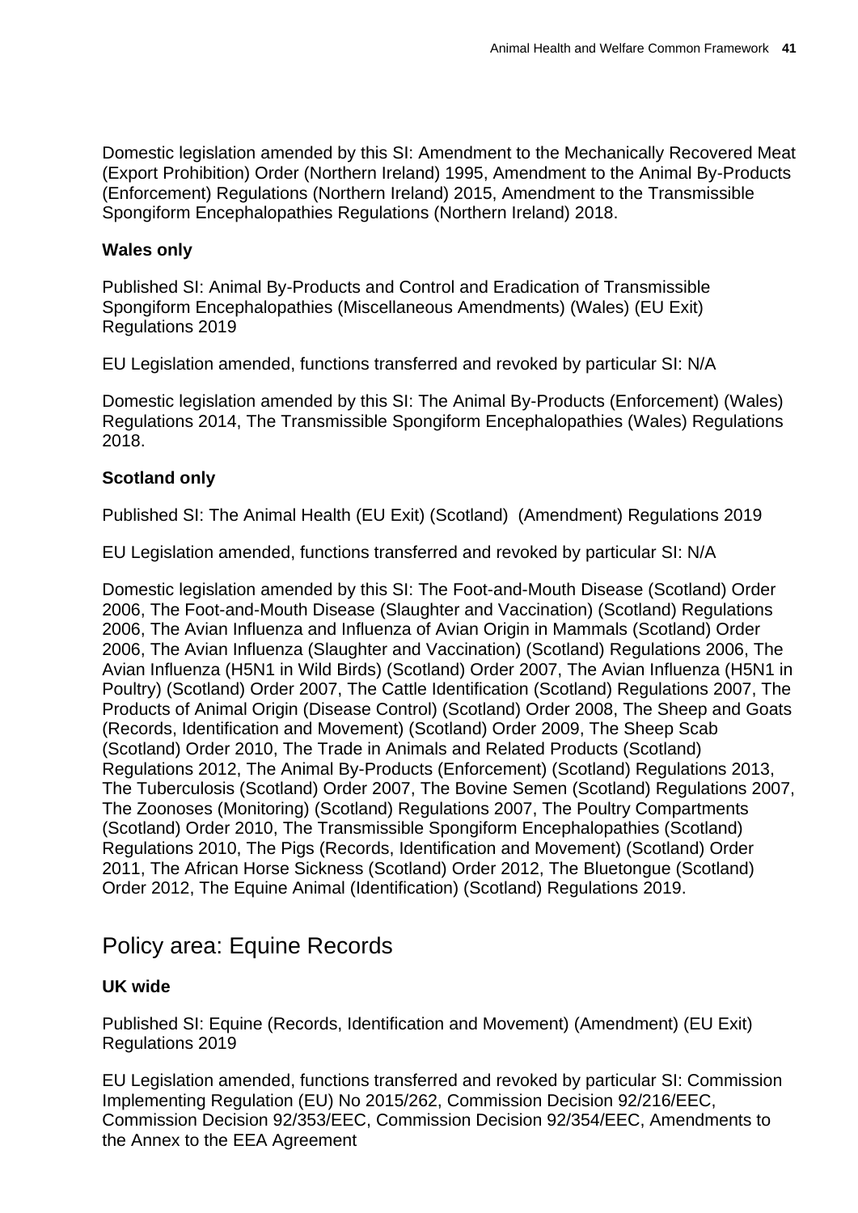Domestic legislation amended by this SI: Amendment to the Mechanically Recovered Meat (Export Prohibition) Order (Northern Ireland) 1995, Amendment to the Animal By-Products (Enforcement) Regulations (Northern Ireland) 2015, Amendment to the Transmissible Spongiform Encephalopathies Regulations (Northern Ireland) 2018.

**Wales only**

Published SI: Animal By-Products and Control and Eradication of Transmissible Spongiform Encephalopathies (Miscellaneous Amendments) (Wales) (EU Exit) Regulations 2019

EU Legislation amended, functions transferred and revoked by particular SI: N/A

Domestic legislation amended by this SI: The Animal By-Products (Enforcement) (Wales) Regulations 2014, The Transmissible Spongiform Encephalopathies (Wales) Regulations 2018.

**Scotland only**

Published SI: The Animal Health (EU Exit) (Scotland) (Amendment) Regulations 2019

EU Legislation amended, functions transferred and revoked by particular SI: N/A

Domestic legislation amended by this SI: The Foot-and-Mouth Disease (Scotland) Order 2006, The Foot-and-Mouth Disease (Slaughter and Vaccination) (Scotland) Regulations 2006, The Avian Influenza and Influenza of Avian Origin in Mammals (Scotland) Order 2006, The Avian Influenza (Slaughter and Vaccination) (Scotland) Regulations 2006, The Avian Influenza (H5N1 in Wild Birds) (Scotland) Order 2007, The Avian Influenza (H5N1 in Poultry) (Scotland) Order 2007, The Cattle Identification (Scotland) Regulations 2007, The Products of Animal Origin (Disease Control) (Scotland) Order 2008, The Sheep and Goats (Records, Identification and Movement) (Scotland) Order 2009, The Sheep Scab (Scotland) Order 2010, The Trade in Animals and Related Products (Scotland) Regulations 2012, The Animal By-Products (Enforcement) (Scotland) Regulations 2013, The Tuberculosis (Scotland) Order 2007, The Bovine Semen (Scotland) Regulations 2007, The Zoonoses (Monitoring) (Scotland) Regulations 2007, The Poultry Compartments (Scotland) Order 2010, The Transmissible Spongiform Encephalopathies (Scotland) Regulations 2010, The Pigs (Records, Identification and Movement) (Scotland) Order 2011, The African Horse Sickness (Scotland) Order 2012, The Bluetongue (Scotland) Order 2012, The Equine Animal (Identification) (Scotland) Regulations 2019.

## Policy area: Equine Records

**UK wide**

Published SI: Equine (Records, Identification and Movement) (Amendment) (EU Exit) Regulations 2019

EU Legislation amended, functions transferred and revoked by particular SI: Commission Implementing Regulation (EU) No 2015/262, Commission Decision 92/216/EEC, Commission Decision 92/353/EEC, Commission Decision 92/354/EEC, Amendments to the Annex to the EEA Agreement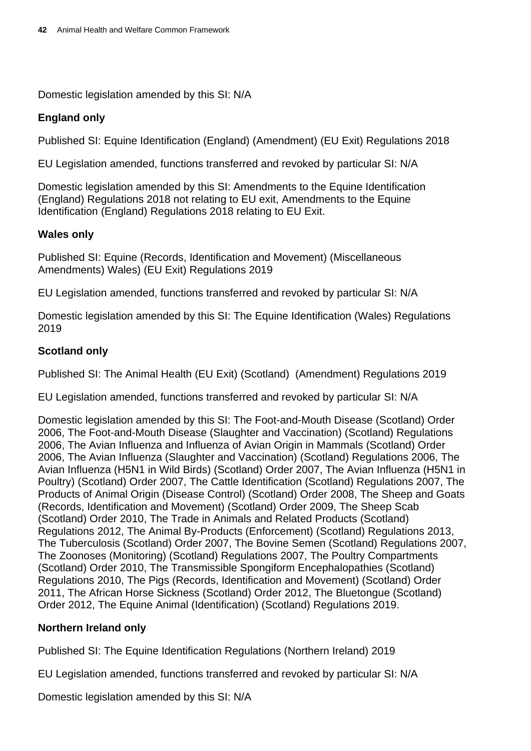Domestic legislation amended by this SI: N/A

**England only**

Published SI: Equine Identification (England) (Amendment) (EU Exit) Regulations 2018

EU Legislation amended, functions transferred and revoked by particular SI: N/A

Domestic legislation amended by this SI: Amendments to the Equine Identification (England) Regulations 2018 not relating to EU exit, Amendments to the Equine Identification (England) Regulations 2018 relating to EU Exit.

**Wales only**

Published SI: Equine (Records, Identification and Movement) (Miscellaneous Amendments) Wales) (EU Exit) Regulations 2019

EU Legislation amended, functions transferred and revoked by particular SI: N/A

Domestic legislation amended by this SI: The Equine Identification (Wales) Regulations 2019

**Scotland only**

Published SI: The Animal Health (EU Exit) (Scotland) (Amendment) Regulations 2019

EU Legislation amended, functions transferred and revoked by particular SI: N/A

Domestic legislation amended by this SI: The Foot-and-Mouth Disease (Scotland) Order 2006, The Foot-and-Mouth Disease (Slaughter and Vaccination) (Scotland) Regulations 2006, The Avian Influenza and Influenza of Avian Origin in Mammals (Scotland) Order 2006, The Avian Influenza (Slaughter and Vaccination) (Scotland) Regulations 2006, The Avian Influenza (H5N1 in Wild Birds) (Scotland) Order 2007, The Avian Influenza (H5N1 in Poultry) (Scotland) Order 2007, The Cattle Identification (Scotland) Regulations 2007, The Products of Animal Origin (Disease Control) (Scotland) Order 2008, The Sheep and Goats (Records, Identification and Movement) (Scotland) Order 2009, The Sheep Scab (Scotland) Order 2010, The Trade in Animals and Related Products (Scotland) Regulations 2012, The Animal By-Products (Enforcement) (Scotland) Regulations 2013, The Tuberculosis (Scotland) Order 2007, The Bovine Semen (Scotland) Regulations 2007, The Zoonoses (Monitoring) (Scotland) Regulations 2007, The Poultry Compartments (Scotland) Order 2010, The Transmissible Spongiform Encephalopathies (Scotland) Regulations 2010, The Pigs (Records, Identification and Movement) (Scotland) Order 2011, The African Horse Sickness (Scotland) Order 2012, The Bluetongue (Scotland) Order 2012, The Equine Animal (Identification) (Scotland) Regulations 2019.

**Northern Ireland only**

Published SI: The Equine Identification Regulations (Northern Ireland) 2019

EU Legislation amended, functions transferred and revoked by particular SI: N/A

Domestic legislation amended by this SI: N/A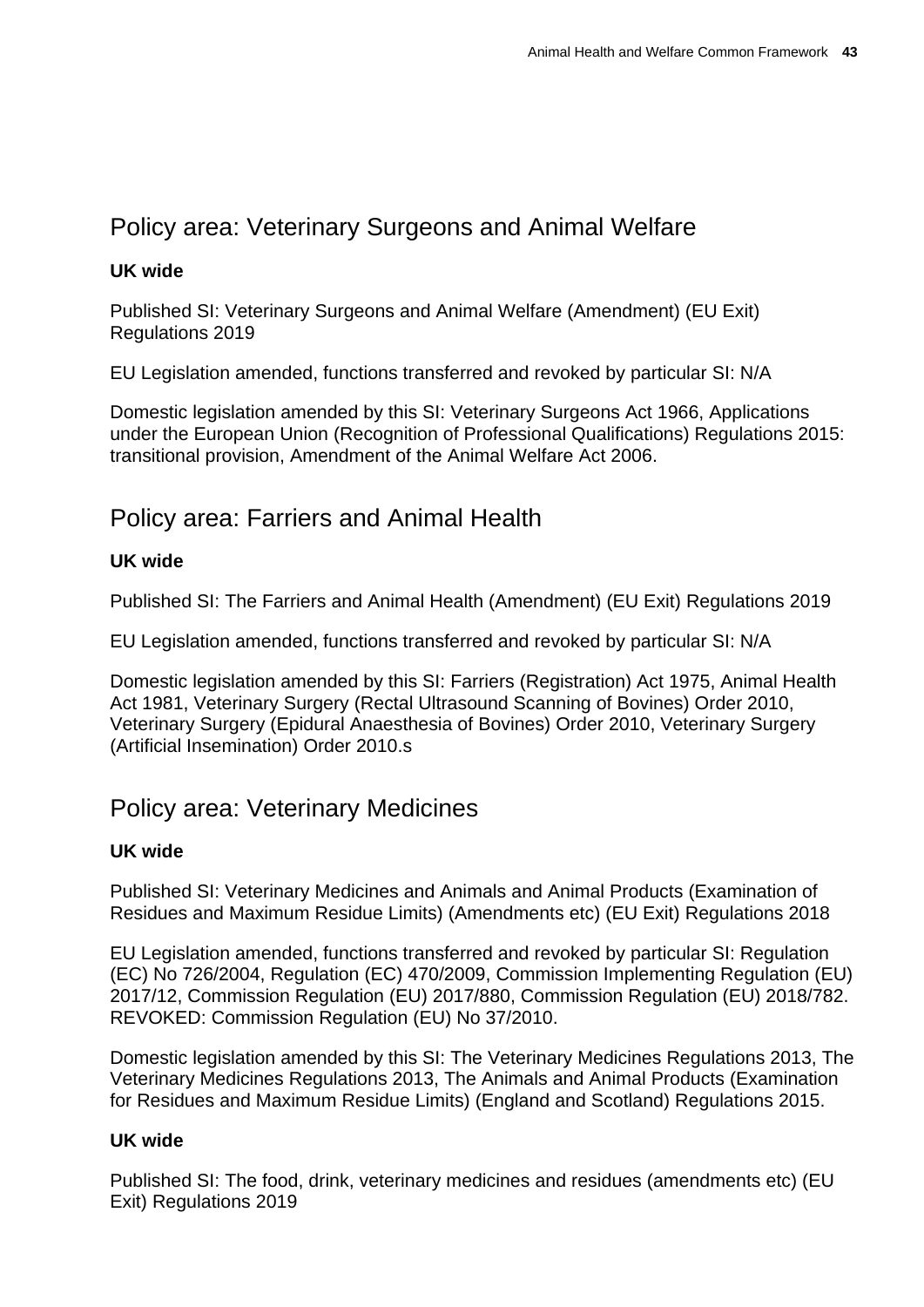## Policy area: Veterinary Surgeons and Animal Welfare

**UK wide**

Published SI: Veterinary Surgeons and Animal Welfare (Amendment) (EU Exit) Regulations 2019

EU Legislation amended, functions transferred and revoked by particular SI: N/A

Domestic legislation amended by this SI: Veterinary Surgeons Act 1966, Applications under the European Union (Recognition of Professional Qualifications) Regulations 2015: transitional provision, Amendment of the Animal Welfare Act 2006.

## Policy area: Farriers and Animal Health

**UK wide**

Published SI: The Farriers and Animal Health (Amendment) (EU Exit) Regulations 2019

EU Legislation amended, functions transferred and revoked by particular SI: N/A

Domestic legislation amended by this SI: Farriers (Registration) Act 1975, Animal Health Act 1981, Veterinary Surgery (Rectal Ultrasound Scanning of Bovines) Order 2010, Veterinary Surgery (Epidural Anaesthesia of Bovines) Order 2010, Veterinary Surgery (Artificial Insemination) Order 2010.s

## Policy area: Veterinary Medicines

**UK wide**

Published SI: Veterinary Medicines and Animals and Animal Products (Examination of Residues and Maximum Residue Limits) (Amendments etc) (EU Exit) Regulations 2018

EU Legislation amended, functions transferred and revoked by particular SI: Regulation (EC) No 726/2004, Regulation (EC) 470/2009, Commission Implementing Regulation (EU) 2017/12, Commission Regulation (EU) 2017/880, Commission Regulation (EU) 2018/782. REVOKED: Commission Regulation (EU) No 37/2010.

Domestic legislation amended by this SI: The Veterinary Medicines Regulations 2013, The Veterinary Medicines Regulations 2013, The Animals and Animal Products (Examination for Residues and Maximum Residue Limits) (England and Scotland) Regulations 2015.

**UK wide**

Published SI: The food, drink, veterinary medicines and residues (amendments etc) (EU Exit) Regulations 2019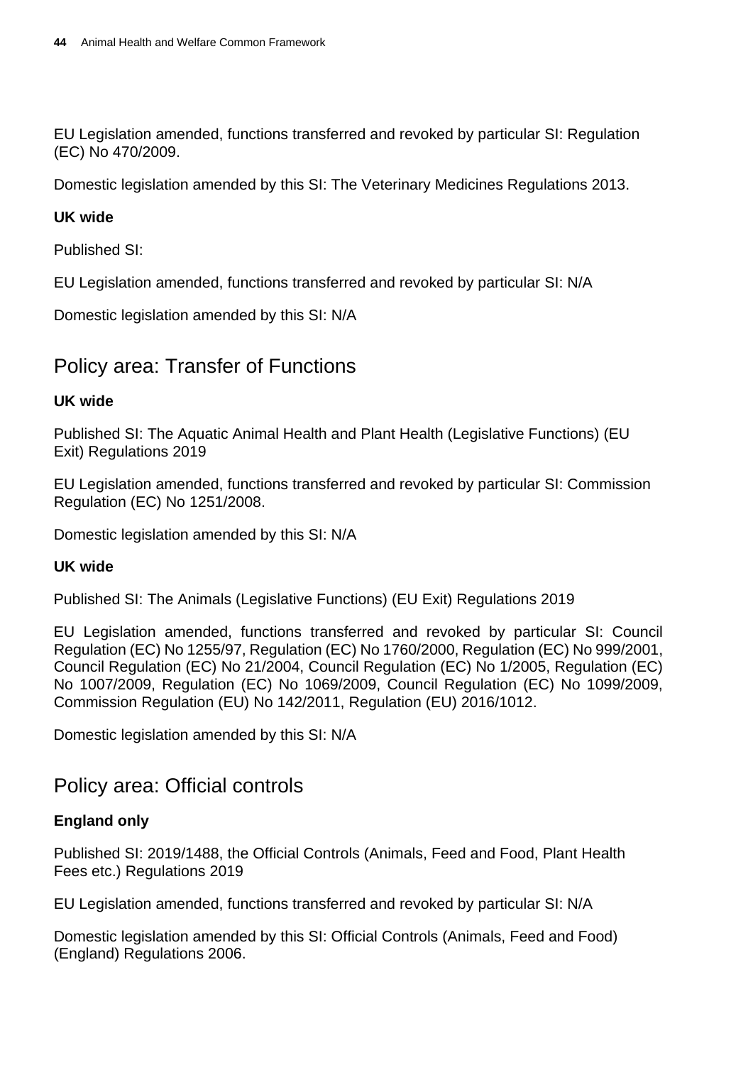EU Legislation amended, functions transferred and revoked by particular SI: Regulation (EC) No 470/2009.

Domestic legislation amended by this SI: The Veterinary Medicines Regulations 2013.

**UK wide**

Published SI:

EU Legislation amended, functions transferred and revoked by particular SI: N/A

Domestic legislation amended by this SI: N/A

## Policy area: Transfer of Functions

**UK wide**

Published SI: The Aquatic Animal Health and Plant Health (Legislative Functions) (EU Exit) Regulations 2019

EU Legislation amended, functions transferred and revoked by particular SI: Commission Regulation (EC) No 1251/2008.

Domestic legislation amended by this SI: N/A

**UK wide**

Published SI: The Animals (Legislative Functions) (EU Exit) Regulations 2019

EU Legislation amended, functions transferred and revoked by particular SI: Council Regulation (EC) No 1255/97, Regulation (EC) No 1760/2000, Regulation (EC) No 999/2001, Council Regulation (EC) No 21/2004, Council Regulation (EC) No 1/2005, Regulation (EC) No 1007/2009, Regulation (EC) No 1069/2009, Council Regulation (EC) No 1099/2009, Commission Regulation (EU) No 142/2011, Regulation (EU) 2016/1012.

Domestic legislation amended by this SI: N/A

## Policy area: Official controls

**England only**

Published SI: 2019/1488, the Official Controls (Animals, Feed and Food, Plant Health Fees etc.) Regulations 2019

EU Legislation amended, functions transferred and revoked by particular SI: N/A

Domestic legislation amended by this SI: Official Controls (Animals, Feed and Food) (England) Regulations 2006.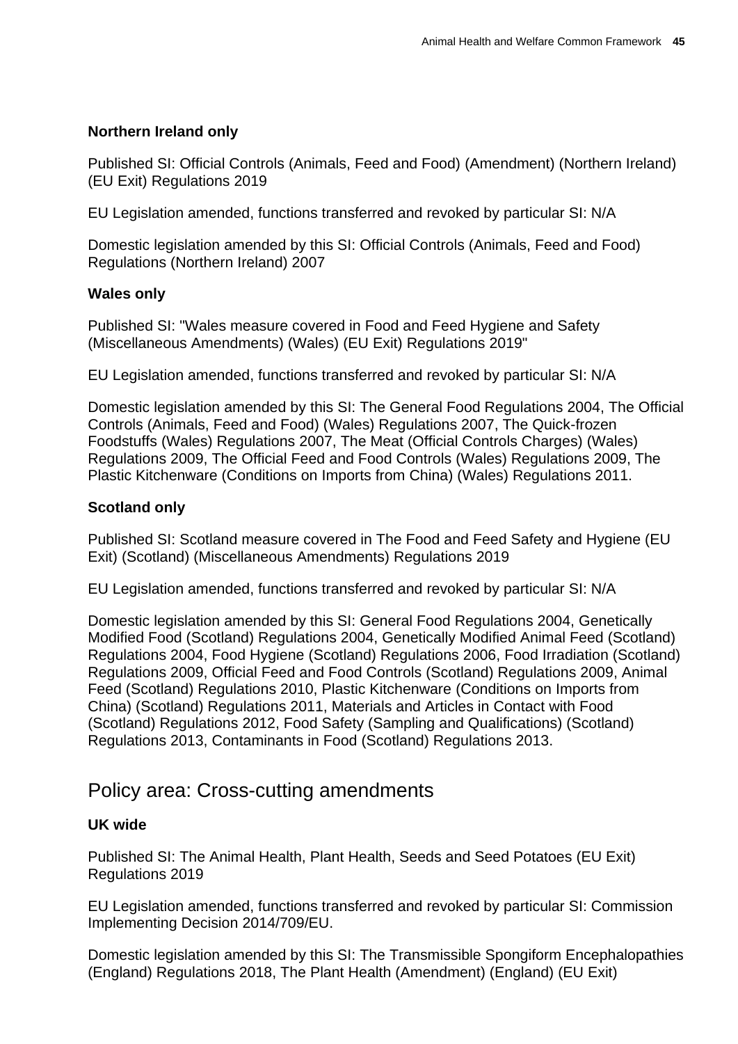**Northern Ireland only**

Published SI: Official Controls (Animals, Feed and Food) (Amendment) (Northern Ireland) (EU Exit) Regulations 2019

EU Legislation amended, functions transferred and revoked by particular SI: N/A

Domestic legislation amended by this SI: Official Controls (Animals, Feed and Food) Regulations (Northern Ireland) 2007

**Wales only**

Published SI: "Wales measure covered in Food and Feed Hygiene and Safety (Miscellaneous Amendments) (Wales) (EU Exit) Regulations 2019"

EU Legislation amended, functions transferred and revoked by particular SI: N/A

Domestic legislation amended by this SI: The General Food Regulations 2004, The Official Controls (Animals, Feed and Food) (Wales) Regulations 2007, The Quick-frozen Foodstuffs (Wales) Regulations 2007, The Meat (Official Controls Charges) (Wales) Regulations 2009, The Official Feed and Food Controls (Wales) Regulations 2009, The Plastic Kitchenware (Conditions on Imports from China) (Wales) Regulations 2011.

**Scotland only**

Published SI: Scotland measure covered in The Food and Feed Safety and Hygiene (EU Exit) (Scotland) (Miscellaneous Amendments) Regulations 2019

EU Legislation amended, functions transferred and revoked by particular SI: N/A

Domestic legislation amended by this SI: General Food Regulations 2004, Genetically Modified Food (Scotland) Regulations 2004, Genetically Modified Animal Feed (Scotland) Regulations 2004, Food Hygiene (Scotland) Regulations 2006, Food Irradiation (Scotland) Regulations 2009, Official Feed and Food Controls (Scotland) Regulations 2009, Animal Feed (Scotland) Regulations 2010, Plastic Kitchenware (Conditions on Imports from China) (Scotland) Regulations 2011, Materials and Articles in Contact with Food (Scotland) Regulations 2012, Food Safety (Sampling and Qualifications) (Scotland) Regulations 2013, Contaminants in Food (Scotland) Regulations 2013.

## Policy area: Cross-cutting amendments

**UK wide**

Published SI: The Animal Health, Plant Health, Seeds and Seed Potatoes (EU Exit) Regulations 2019

EU Legislation amended, functions transferred and revoked by particular SI: Commission Implementing Decision 2014/709/EU.

Domestic legislation amended by this SI: The Transmissible Spongiform Encephalopathies (England) Regulations 2018, The Plant Health (Amendment) (England) (EU Exit)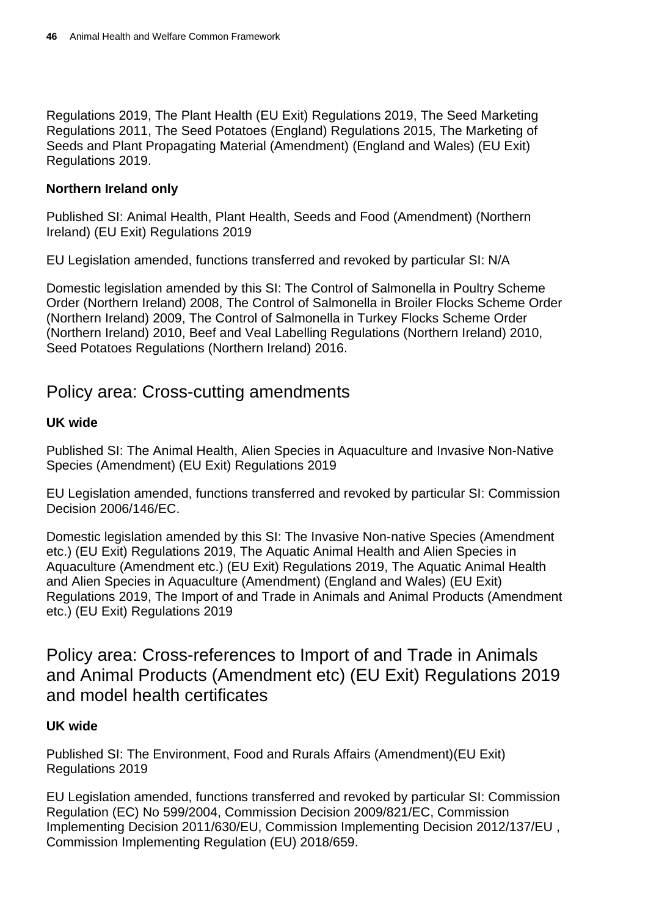Regulations 2019, The Plant Health (EU Exit) Regulations 2019, The Seed Marketing Regulations 2011, The Seed Potatoes (England) Regulations 2015, The Marketing of Seeds and Plant Propagating Material (Amendment) (England and Wales) (EU Exit) Regulations 2019.

**Northern Ireland only**

Published SI: Animal Health, Plant Health, Seeds and Food (Amendment) (Northern Ireland) (EU Exit) Regulations 2019

EU Legislation amended, functions transferred and revoked by particular SI: N/A

Domestic legislation amended by this SI: The Control of Salmonella in Poultry Scheme Order (Northern Ireland) 2008, The Control of Salmonella in Broiler Flocks Scheme Order (Northern Ireland) 2009, The Control of Salmonella in Turkey Flocks Scheme Order (Northern Ireland) 2010, Beef and Veal Labelling Regulations (Northern Ireland) 2010, Seed Potatoes Regulations (Northern Ireland) 2016.

## Policy area: Cross-cutting amendments

**UK wide**

Published SI: The Animal Health, Alien Species in Aquaculture and Invasive Non-Native Species (Amendment) (EU Exit) Regulations 2019

EU Legislation amended, functions transferred and revoked by particular SI: Commission Decision 2006/146/EC.

Domestic legislation amended by this SI: The Invasive Non-native Species (Amendment etc.) (EU Exit) Regulations 2019, The Aquatic Animal Health and Alien Species in Aquaculture (Amendment etc.) (EU Exit) Regulations 2019, The Aquatic Animal Health and Alien Species in Aquaculture (Amendment) (England and Wales) (EU Exit) Regulations 2019, The Import of and Trade in Animals and Animal Products (Amendment etc.) (EU Exit) Regulations 2019

## Policy area: Cross-references to Import of and Trade in Animals and Animal Products (Amendment etc) (EU Exit) Regulations 2019 and model health certificates

**UK wide**

Published SI: The Environment, Food and Rurals Affairs (Amendment)(EU Exit) Regulations 2019

EU Legislation amended, functions transferred and revoked by particular SI: Commission Regulation (EC) No 599/2004, Commission Decision 2009/821/EC, Commission Implementing Decision 2011/630/EU, Commission Implementing Decision 2012/137/EU , Commission Implementing Regulation (EU) 2018/659.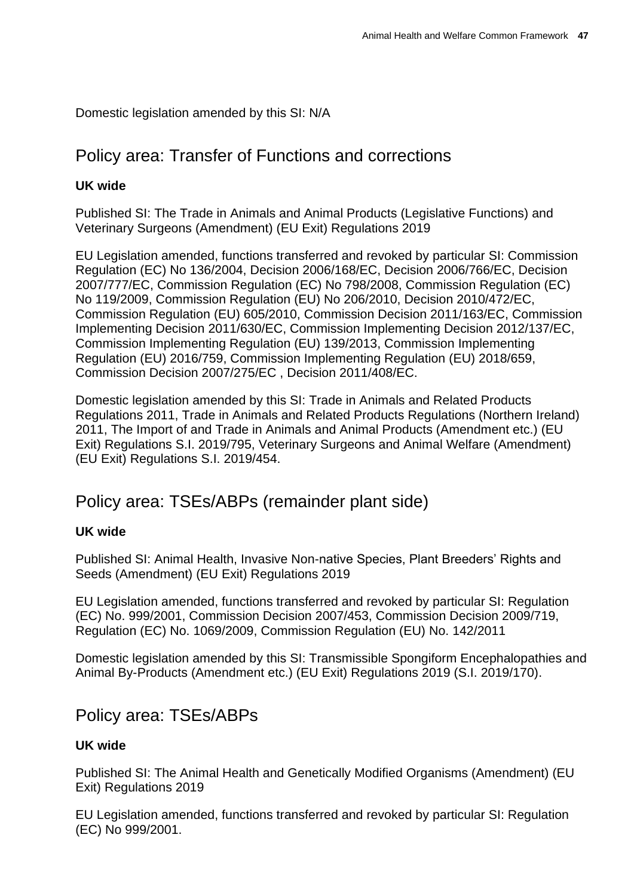Domestic legislation amended by this SI: N/A

## Policy area: Transfer of Functions and corrections

**UK wide**

Published SI: The Trade in Animals and Animal Products (Legislative Functions) and Veterinary Surgeons (Amendment) (EU Exit) Regulations 2019

EU Legislation amended, functions transferred and revoked by particular SI: Commission Regulation (EC) No 136/2004, Decision 2006/168/EC, Decision 2006/766/EC, Decision 2007/777/EC, Commission Regulation (EC) No 798/2008, Commission Regulation (EC) No 119/2009, Commission Regulation (EU) No 206/2010, Decision 2010/472/EC, Commission Regulation (EU) 605/2010, Commission Decision 2011/163/EC, Commission Implementing Decision 2011/630/EC, Commission Implementing Decision 2012/137/EC, Commission Implementing Regulation (EU) 139/2013, Commission Implementing Regulation (EU) 2016/759, Commission Implementing Regulation (EU) 2018/659, Commission Decision 2007/275/EC , Decision 2011/408/EC.

Domestic legislation amended by this SI: Trade in Animals and Related Products Regulations 2011, Trade in Animals and Related Products Regulations (Northern Ireland) 2011, The Import of and Trade in Animals and Animal Products (Amendment etc.) (EU Exit) Regulations S.I. 2019/795, Veterinary Surgeons and Animal Welfare (Amendment) (EU Exit) Regulations S.I. 2019/454.

## Policy area: TSEs/ABPs (remainder plant side)

**UK wide**

Published SI: Animal Health, Invasive Non-native Species, Plant Breeders' Rights and Seeds (Amendment) (EU Exit) Regulations 2019

EU Legislation amended, functions transferred and revoked by particular SI: Regulation (EC) No. 999/2001, Commission Decision 2007/453, Commission Decision 2009/719, Regulation (EC) No. 1069/2009, Commission Regulation (EU) No. 142/2011

Domestic legislation amended by this SI: Transmissible Spongiform Encephalopathies and Animal By-Products (Amendment etc.) (EU Exit) Regulations 2019 (S.I. 2019/170).

## Policy area: TSEs/ABPs

**UK wide**

Published SI: The Animal Health and Genetically Modified Organisms (Amendment) (EU Exit) Regulations 2019

EU Legislation amended, functions transferred and revoked by particular SI: Regulation (EC) No 999/2001.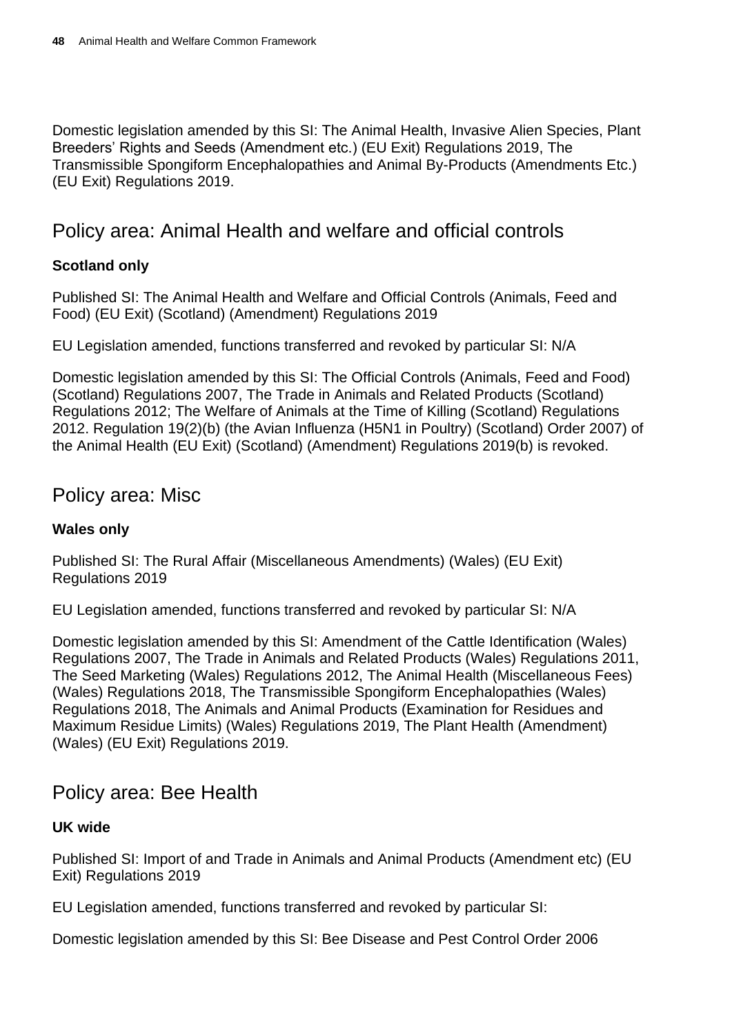Domestic legislation amended by this SI: The Animal Health, Invasive Alien Species, Plant Breeders' Rights and Seeds (Amendment etc.) (EU Exit) Regulations 2019, The Transmissible Spongiform Encephalopathies and Animal By-Products (Amendments Etc.) (EU Exit) Regulations 2019.

## Policy area: Animal Health and welfare and official controls

**Scotland only**

Published SI: The Animal Health and Welfare and Official Controls (Animals, Feed and Food) (EU Exit) (Scotland) (Amendment) Regulations 2019

EU Legislation amended, functions transferred and revoked by particular SI: N/A

Domestic legislation amended by this SI: The Official Controls (Animals, Feed and Food) (Scotland) Regulations 2007, The Trade in Animals and Related Products (Scotland) Regulations 2012; The Welfare of Animals at the Time of Killing (Scotland) Regulations 2012. Regulation 19(2)(b) (the Avian Influenza (H5N1 in Poultry) (Scotland) Order 2007) of the Animal Health (EU Exit) (Scotland) (Amendment) Regulations 2019(b) is revoked.

## Policy area: Misc

**Wales only**

Published SI: The Rural Affair (Miscellaneous Amendments) (Wales) (EU Exit) Regulations 2019

EU Legislation amended, functions transferred and revoked by particular SI: N/A

Domestic legislation amended by this SI: Amendment of the Cattle Identification (Wales) Regulations 2007, The Trade in Animals and Related Products (Wales) Regulations 2011, The Seed Marketing (Wales) Regulations 2012, The Animal Health (Miscellaneous Fees) (Wales) Regulations 2018, The Transmissible Spongiform Encephalopathies (Wales) Regulations 2018, The Animals and Animal Products (Examination for Residues and Maximum Residue Limits) (Wales) Regulations 2019, The Plant Health (Amendment) (Wales) (EU Exit) Regulations 2019.

## Policy area: Bee Health

**UK wide**

Published SI: Import of and Trade in Animals and Animal Products (Amendment etc) (EU Exit) Regulations 2019

EU Legislation amended, functions transferred and revoked by particular SI:

Domestic legislation amended by this SI: Bee Disease and Pest Control Order 2006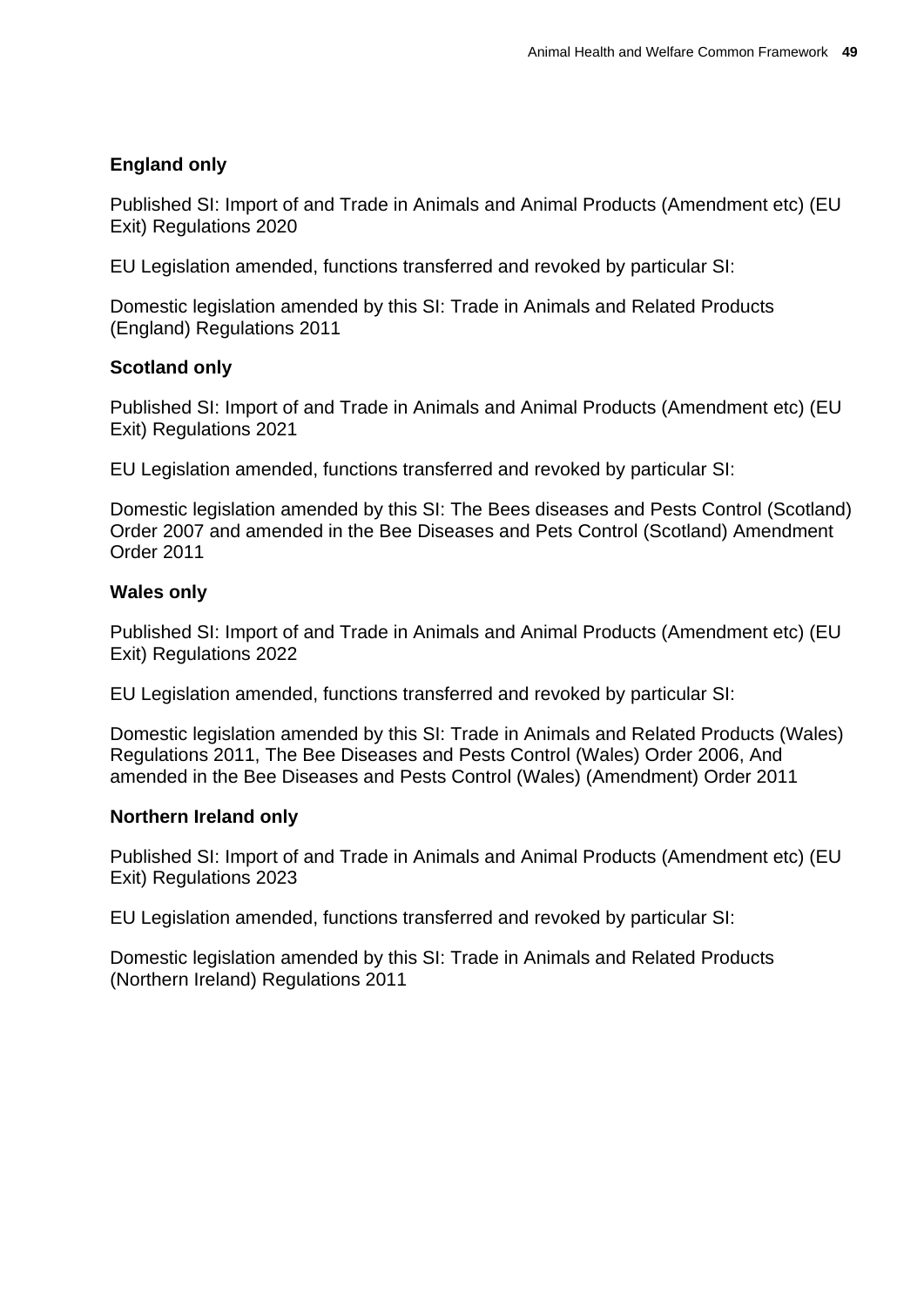**England only**

Published SI: Import of and Trade in Animals and Animal Products (Amendment etc) (EU Exit) Regulations 2020

EU Legislation amended, functions transferred and revoked by particular SI:

Domestic legislation amended by this SI: Trade in Animals and Related Products (England) Regulations 2011

**Scotland only**

Published SI: Import of and Trade in Animals and Animal Products (Amendment etc) (EU Exit) Regulations 2021

EU Legislation amended, functions transferred and revoked by particular SI:

Domestic legislation amended by this SI: The Bees diseases and Pests Control (Scotland) Order 2007 and amended in the Bee Diseases and Pets Control (Scotland) Amendment Order 2011

**Wales only**

Published SI: Import of and Trade in Animals and Animal Products (Amendment etc) (EU Exit) Regulations 2022

EU Legislation amended, functions transferred and revoked by particular SI:

Domestic legislation amended by this SI: Trade in Animals and Related Products (Wales) Regulations 2011, The Bee Diseases and Pests Control (Wales) Order 2006, And amended in the Bee Diseases and Pests Control (Wales) (Amendment) Order 2011

**Northern Ireland only**

Published SI: Import of and Trade in Animals and Animal Products (Amendment etc) (EU Exit) Regulations 2023

EU Legislation amended, functions transferred and revoked by particular SI:

Domestic legislation amended by this SI: Trade in Animals and Related Products (Northern Ireland) Regulations 2011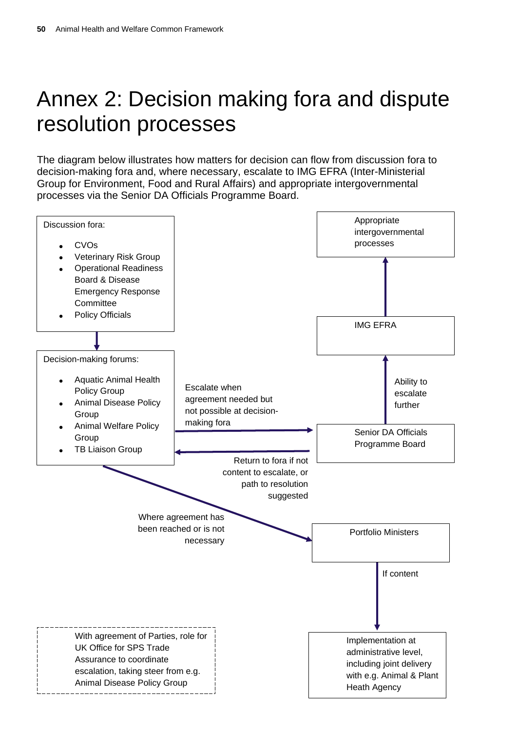# Annex 2: Decision making fora and dispute resolution processes

The diagram below illustrates how matters for decision can flow from discussion fora to decision-making fora and, where necessary, escalate to IMG EFRA (Inter-Ministerial Group for Environment, Food and Rural Affairs) and appropriate intergovernmental processes via the Senior DA Officials Programme Board.

Discussion fora:

- CVOs
- Veterinary Risk Group
- Operational Readiness Board & Disease Emergency Response Committee
- Policy Officials

Decision-making forums:

- Aquatic Animal Health Policy Group
- Animal Disease Policy Group
- Animal Welfare Policy Group
- TB Liaison Group

Escalate when agreement needed but not possible at decision-making fora

Senior DA Officials Programme Board

Return to fora if not content to escalate, or path to resolution suggested

Ability to escalate further

IMG EFRA

Appropriate intergovernmental processes

Where agreement has been reached or is not necessary

Portfolio Ministers

If content

Implementation at administrative level, including joint delivery with e.g. Animal & Plant Heath Agency

With agreement of Parties, role for UK Office for SPS Trade Assurance to coordinate escalation, taking steer from e.g. Animal Disease Policy Group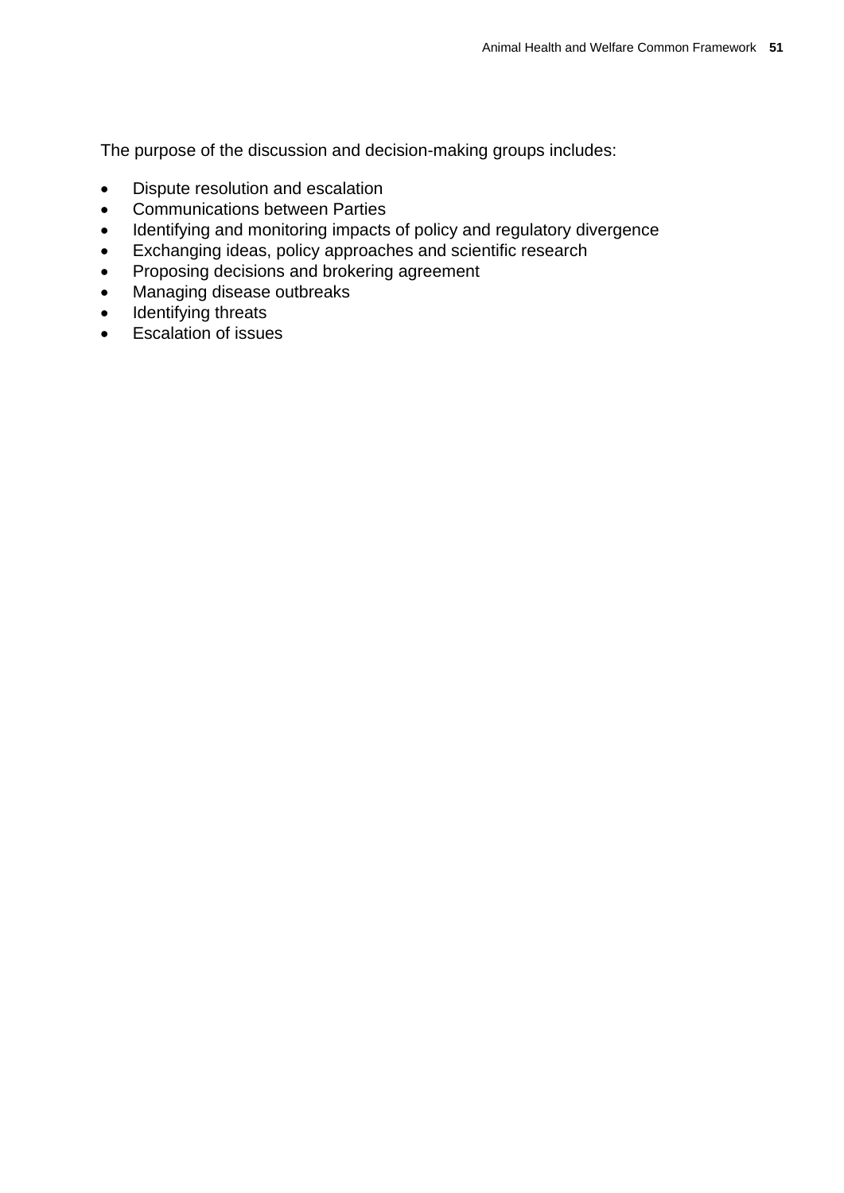The purpose of the discussion and decision-making groups includes:

- Dispute resolution and escalation
- Communications between Parties
- Identifying and monitoring impacts of policy and regulatory divergence
- Exchanging ideas, policy approaches and scientific research
- Proposing decisions and brokering agreement
- Managing disease outbreaks
- Identifying threats
- Escalation of issues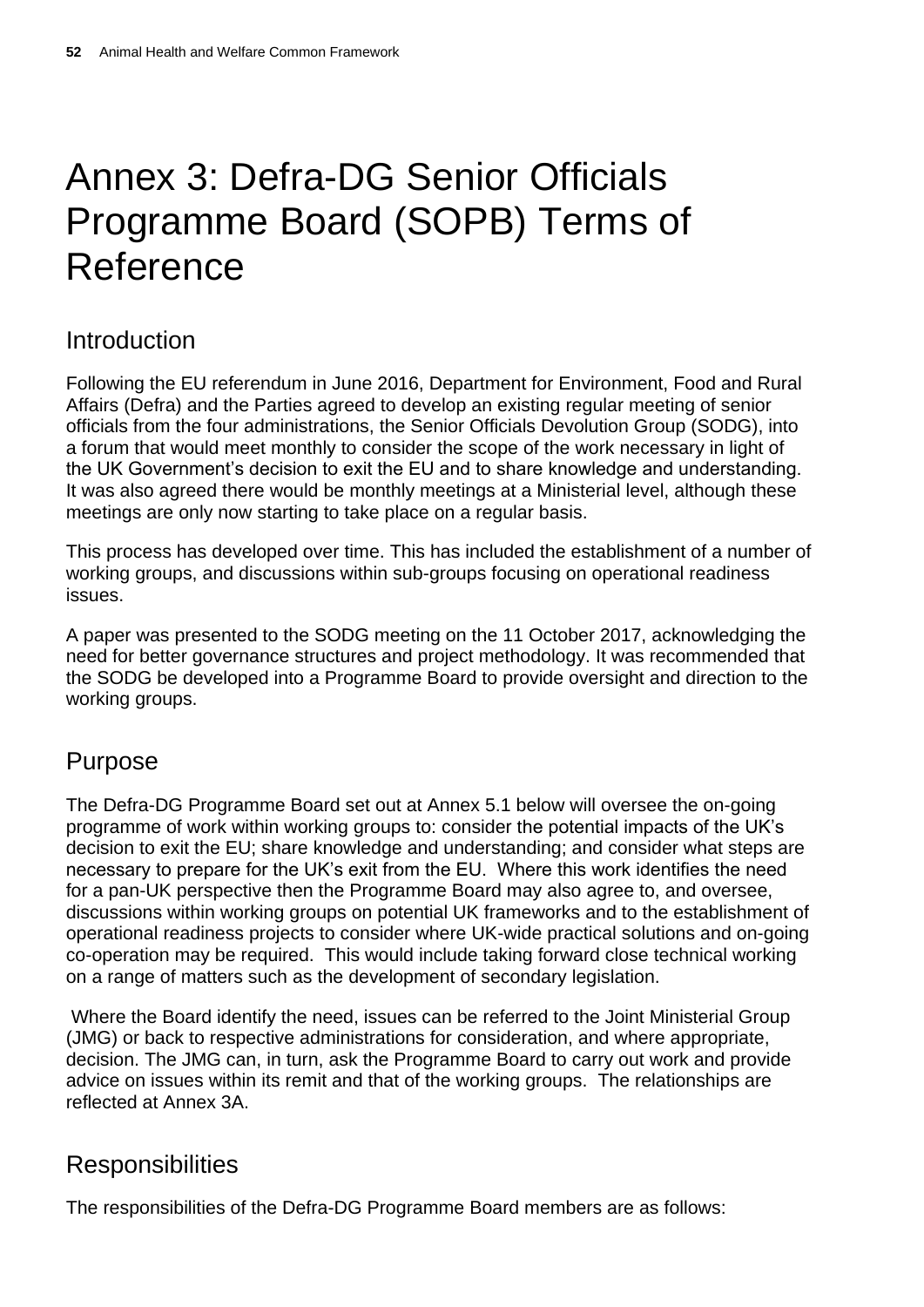# Annex 3: Defra-DG Senior Officials Programme Board (SOPB) Terms of Reference

## Introduction

Following the EU referendum in June 2016, Department for Environment, Food and Rural Affairs (Defra) and the Parties agreed to develop an existing regular meeting of senior officials from the four administrations, the Senior Officials Devolution Group (SODG), into a forum that would meet monthly to consider the scope of the work necessary in light of the UK Government's decision to exit the EU and to share knowledge and understanding. It was also agreed there would be monthly meetings at a Ministerial level, although these meetings are only now starting to take place on a regular basis.

This process has developed over time. This has included the establishment of a number of working groups, and discussions within sub-groups focusing on operational readiness issues.

A paper was presented to the SODG meeting on the 11 October 2017, acknowledging the need for better governance structures and project methodology. It was recommended that the SODG be developed into a Programme Board to provide oversight and direction to the working groups.

## Purpose

The Defra-DG Programme Board set out at Annex 5.1 below will oversee the on-going programme of work within working groups to: consider the potential impacts of the UK's decision to exit the EU; share knowledge and understanding; and consider what steps are necessary to prepare for the UK's exit from the EU. Where this work identifies the need for a pan-UK perspective then the Programme Board may also agree to, and oversee, discussions within working groups on potential UK frameworks and to the establishment of operational readiness projects to consider where UK-wide practical solutions and on-going co-operation may be required. This would include taking forward close technical working on a range of matters such as the development of secondary legislation.

Where the Board identify the need, issues can be referred to the Joint Ministerial Group (JMG) or back to respective administrations for consideration, and where appropriate, decision. The JMG can, in turn, ask the Programme Board to carry out work and provide advice on issues within its remit and that of the working groups. The relationships are reflected at Annex 3A.

## Responsibilities

The responsibilities of the Defra-DG Programme Board members are as follows: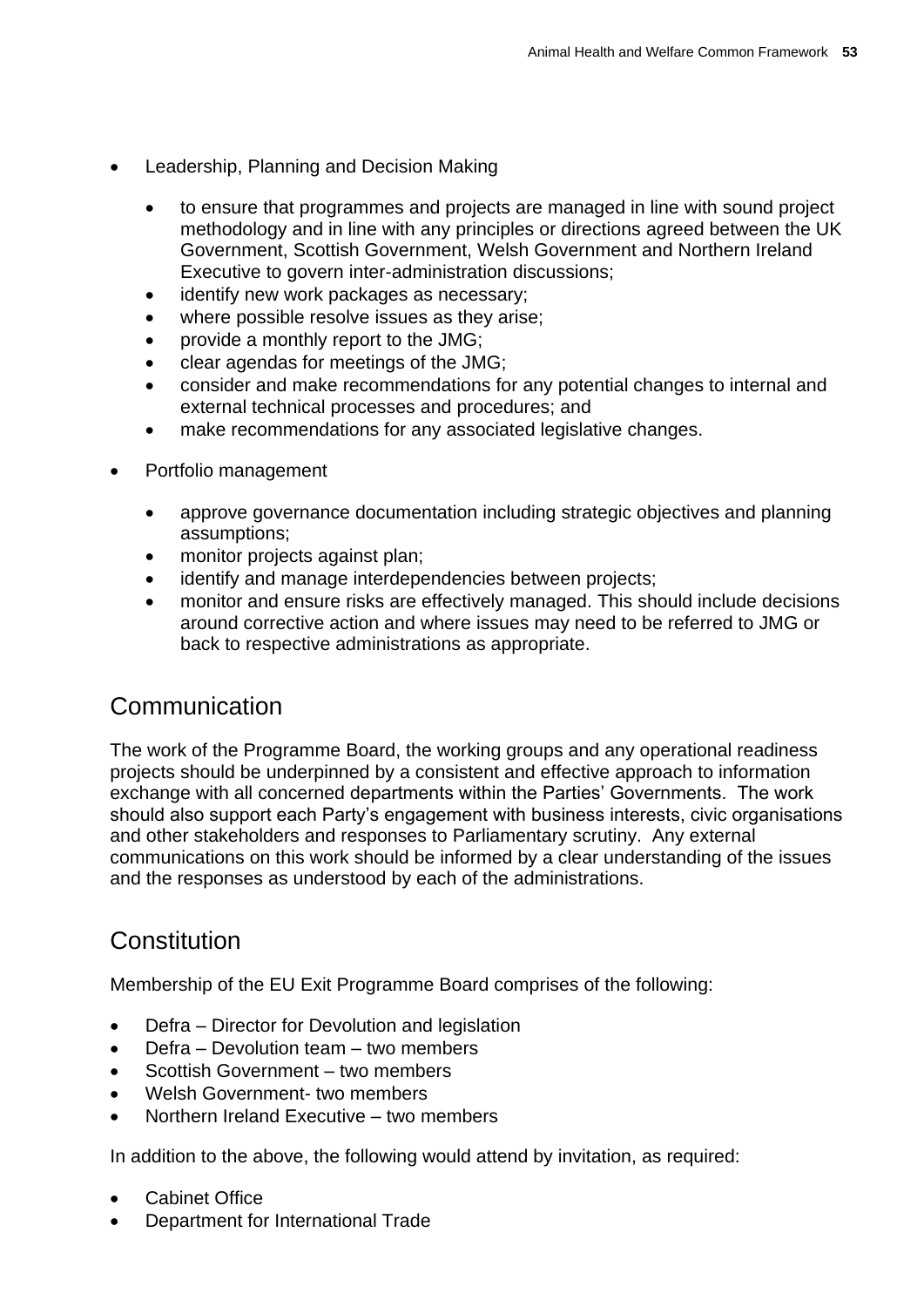- Leadership, Planning and Decision Making
    - to ensure that programmes and projects are managed in line with sound project methodology and in line with any principles or directions agreed between the UK Government, Scottish Government, Welsh Government and Northern Ireland Executive to govern inter-administration discussions;
    - identify new work packages as necessary;
    - where possible resolve issues as they arise;
    - provide a monthly report to the JMG;
    - clear agendas for meetings of the JMG;
    - consider and make recommendations for any potential changes to internal and external technical processes and procedures; and
    - make recommendations for any associated legislative changes.
- Portfolio management
    - approve governance documentation including strategic objectives and planning assumptions;
    - monitor projects against plan;
    - identify and manage interdependencies between projects;
    - monitor and ensure risks are effectively managed. This should include decisions around corrective action and where issues may need to be referred to JMG or back to respective administrations as appropriate.

## Communication

The work of the Programme Board, the working groups and any operational readiness projects should be underpinned by a consistent and effective approach to information exchange with all concerned departments within the Parties' Governments. The work should also support each Party's engagement with business interests, civic organisations and other stakeholders and responses to Parliamentary scrutiny. Any external communications on this work should be informed by a clear understanding of the issues and the responses as understood by each of the administrations.

## Constitution

Membership of the EU Exit Programme Board comprises of the following:

- Defra – Director for Devolution and legislation
- Defra – Devolution team – two members
- Scottish Government – two members
- Welsh Government- two members
- Northern Ireland Executive – two members

In addition to the above, the following would attend by invitation, as required:

- Cabinet Office
- Department for International Trade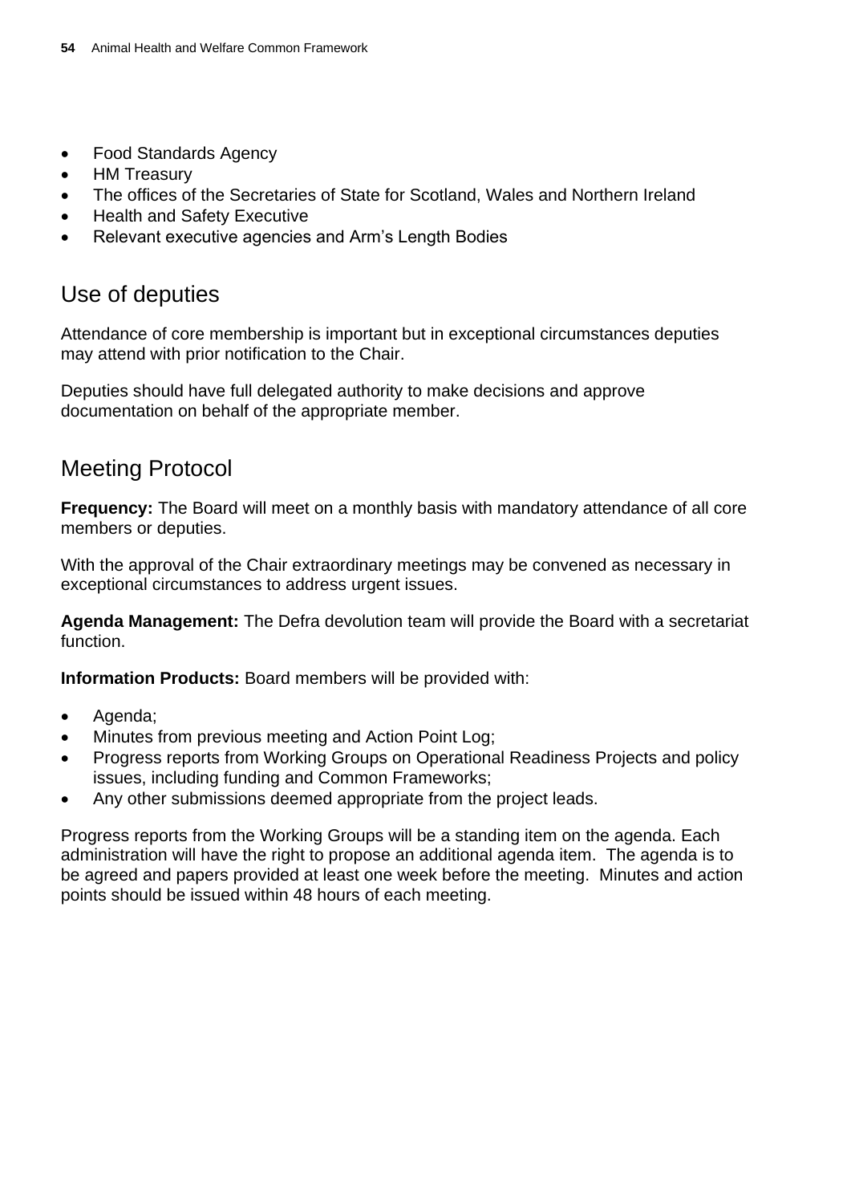- Food Standards Agency
- HM Treasury
- The offices of the Secretaries of State for Scotland, Wales and Northern Ireland
- Health and Safety Executive
- Relevant executive agencies and Arm's Length Bodies

## Use of deputies

Attendance of core membership is important but in exceptional circumstances deputies may attend with prior notification to the Chair.

Deputies should have full delegated authority to make decisions and approve documentation on behalf of the appropriate member.

## Meeting Protocol

**Frequency:** The Board will meet on a monthly basis with mandatory attendance of all core members or deputies.

With the approval of the Chair extraordinary meetings may be convened as necessary in exceptional circumstances to address urgent issues.

**Agenda Management:** The Defra devolution team will provide the Board with a secretariat function.

**Information Products:** Board members will be provided with:

- Agenda;
- Minutes from previous meeting and Action Point Log;
- Progress reports from Working Groups on Operational Readiness Projects and policy issues, including funding and Common Frameworks;
- Any other submissions deemed appropriate from the project leads.

Progress reports from the Working Groups will be a standing item on the agenda. Each administration will have the right to propose an additional agenda item. The agenda is to be agreed and papers provided at least one week before the meeting. Minutes and action points should be issued within 48 hours of each meeting.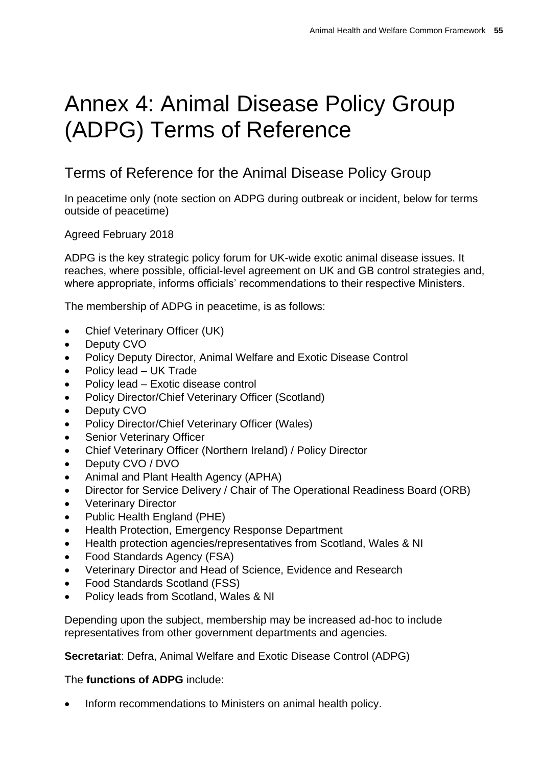# Annex 4: Animal Disease Policy Group (ADPG) Terms of Reference

## Terms of Reference for the Animal Disease Policy Group

In peacetime only (note section on ADPG during outbreak or incident, below for terms outside of peacetime)

Agreed February 2018

ADPG is the key strategic policy forum for UK-wide exotic animal disease issues. It reaches, where possible, official-level agreement on UK and GB control strategies and, where appropriate, informs officials' recommendations to their respective Ministers.

The membership of ADPG in peacetime, is as follows:

- Chief Veterinary Officer (UK)
- Deputy CVO
- Policy Deputy Director, Animal Welfare and Exotic Disease Control
- Policy lead – UK Trade
- Policy lead – Exotic disease control
- Policy Director/Chief Veterinary Officer (Scotland)
- Deputy CVO
- Policy Director/Chief Veterinary Officer (Wales)
- Senior Veterinary Officer
- Chief Veterinary Officer (Northern Ireland) / Policy Director
- Deputy CVO / DVO
- Animal and Plant Health Agency (APHA)
- Director for Service Delivery / Chair of The Operational Readiness Board (ORB)
- Veterinary Director
- Public Health England (PHE)
- Health Protection, Emergency Response Department
- Health protection agencies/representatives from Scotland, Wales & NI
- Food Standards Agency (FSA)
- Veterinary Director and Head of Science, Evidence and Research
- Food Standards Scotland (FSS)
- Policy leads from Scotland, Wales & NI

Depending upon the subject, membership may be increased ad-hoc to include representatives from other government departments and agencies.

**Secretariat**: Defra, Animal Welfare and Exotic Disease Control (ADPG)

The **functions of ADPG** include:

- Inform recommendations to Ministers on animal health policy.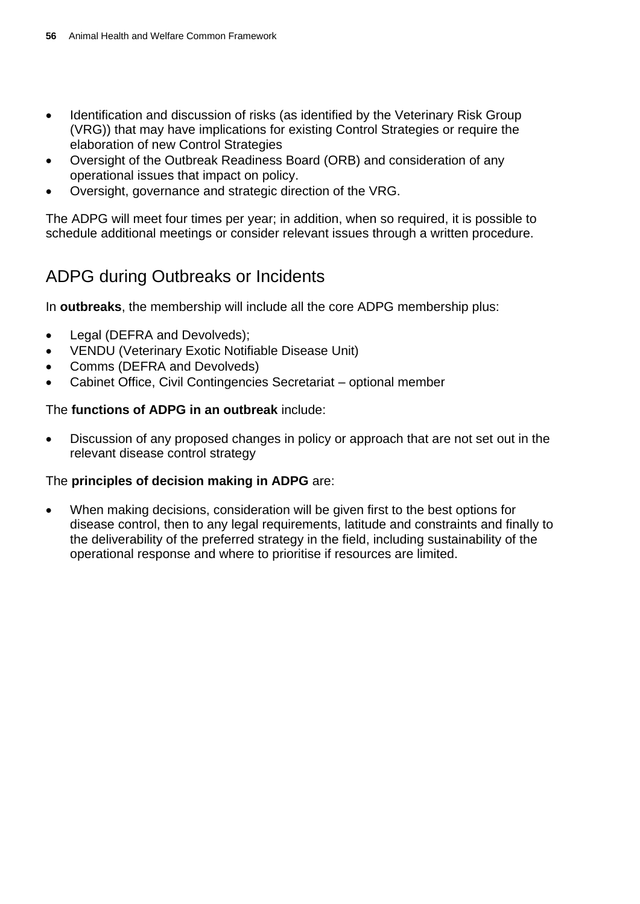- Identification and discussion of risks (as identified by the Veterinary Risk Group (VRG)) that may have implications for existing Control Strategies or require the elaboration of new Control Strategies
- Oversight of the Outbreak Readiness Board (ORB) and consideration of any operational issues that impact on policy.
- Oversight, governance and strategic direction of the VRG.

The ADPG will meet four times per year; in addition, when so required, it is possible to schedule additional meetings or consider relevant issues through a written procedure.

## ADPG during Outbreaks or Incidents

In **outbreaks**, the membership will include all the core ADPG membership plus:

- Legal (DEFRA and Devolveds);
- VENDU (Veterinary Exotic Notifiable Disease Unit)
- Comms (DEFRA and Devolveds)
- Cabinet Office, Civil Contingencies Secretariat – optional member

The **functions of ADPG in an outbreak** include:

- Discussion of any proposed changes in policy or approach that are not set out in the relevant disease control strategy

The **principles of decision making in ADPG** are:

- When making decisions, consideration will be given first to the best options for disease control, then to any legal requirements, latitude and constraints and finally to the deliverability of the preferred strategy in the field, including sustainability of the operational response and where to prioritise if resources are limited.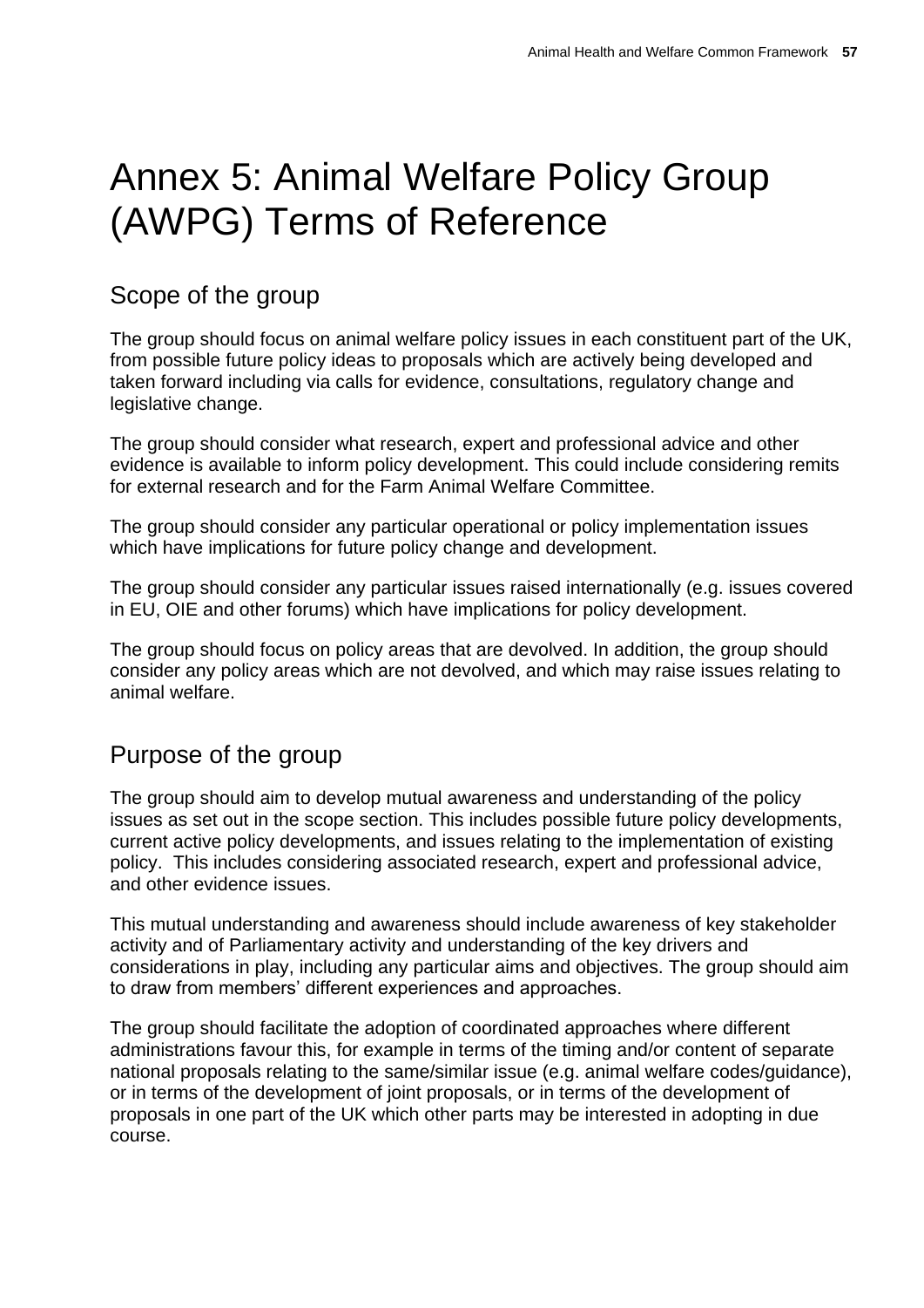# Annex 5: Animal Welfare Policy Group (AWPG) Terms of Reference

## Scope of the group

The group should focus on animal welfare policy issues in each constituent part of the UK, from possible future policy ideas to proposals which are actively being developed and taken forward including via calls for evidence, consultations, regulatory change and legislative change.

The group should consider what research, expert and professional advice and other evidence is available to inform policy development. This could include considering remits for external research and for the Farm Animal Welfare Committee.

The group should consider any particular operational or policy implementation issues which have implications for future policy change and development.

The group should consider any particular issues raised internationally (e.g. issues covered in EU, OIE and other forums) which have implications for policy development.

The group should focus on policy areas that are devolved. In addition, the group should consider any policy areas which are not devolved, and which may raise issues relating to animal welfare.

## Purpose of the group

The group should aim to develop mutual awareness and understanding of the policy issues as set out in the scope section. This includes possible future policy developments, current active policy developments, and issues relating to the implementation of existing policy. This includes considering associated research, expert and professional advice, and other evidence issues.

This mutual understanding and awareness should include awareness of key stakeholder activity and of Parliamentary activity and understanding of the key drivers and considerations in play, including any particular aims and objectives. The group should aim to draw from members' different experiences and approaches.

The group should facilitate the adoption of coordinated approaches where different administrations favour this, for example in terms of the timing and/or content of separate national proposals relating to the same/similar issue (e.g. animal welfare codes/guidance), or in terms of the development of joint proposals, or in terms of the development of proposals in one part of the UK which other parts may be interested in adopting in due course.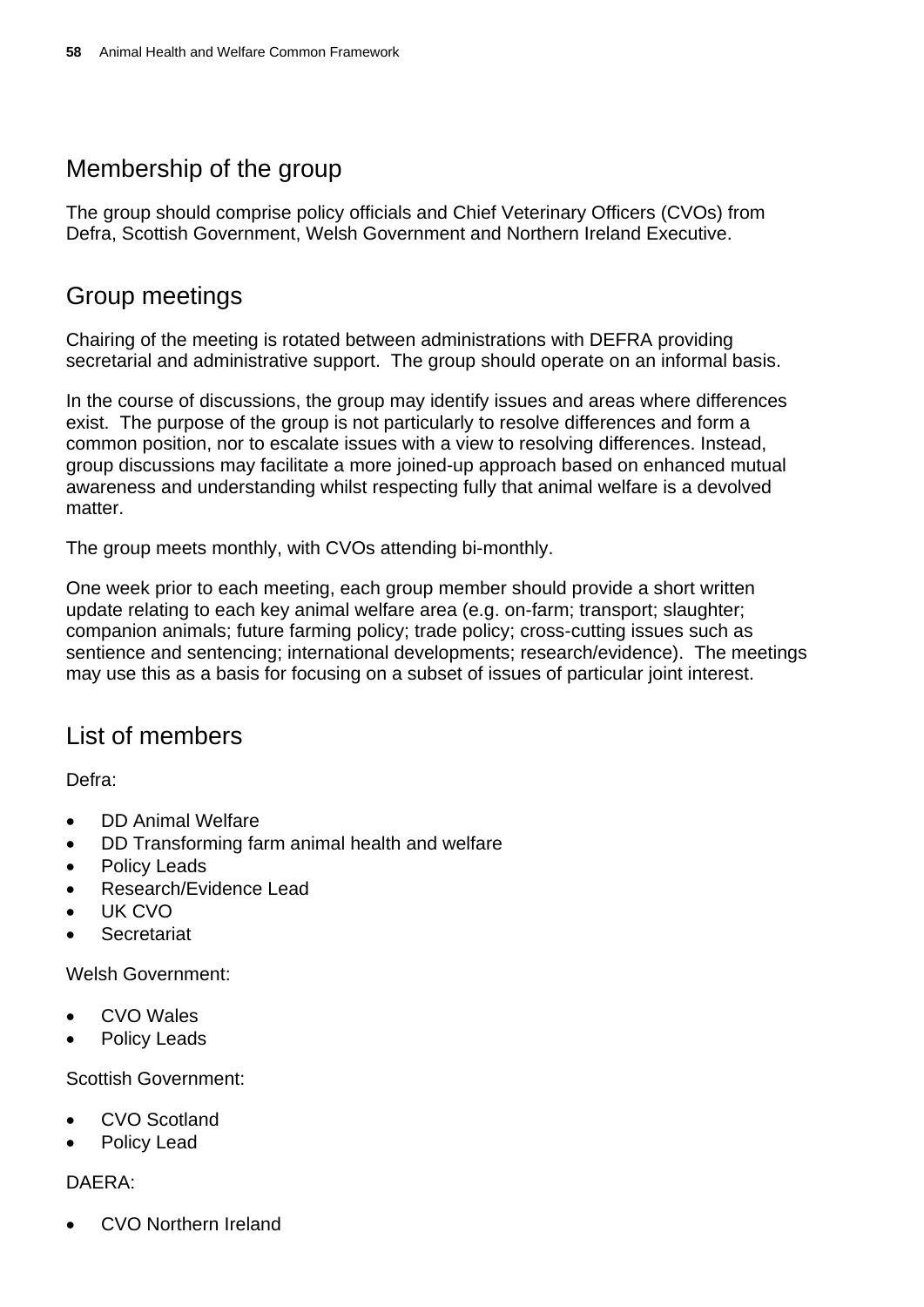## Membership of the group

The group should comprise policy officials and Chief Veterinary Officers (CVOs) from Defra, Scottish Government, Welsh Government and Northern Ireland Executive.

## Group meetings

Chairing of the meeting is rotated between administrations with DEFRA providing secretarial and administrative support. The group should operate on an informal basis.

In the course of discussions, the group may identify issues and areas where differences exist. The purpose of the group is not particularly to resolve differences and form a common position, nor to escalate issues with a view to resolving differences. Instead, group discussions may facilitate a more joined-up approach based on enhanced mutual awareness and understanding whilst respecting fully that animal welfare is a devolved matter.

The group meets monthly, with CVOs attending bi-monthly.

One week prior to each meeting, each group member should provide a short written update relating to each key animal welfare area (e.g. on-farm; transport; slaughter; companion animals; future farming policy; trade policy; cross-cutting issues such as sentience and sentencing; international developments; research/evidence). The meetings may use this as a basis for focusing on a subset of issues of particular joint interest.

## List of members

Defra:

- DD Animal Welfare
- DD Transforming farm animal health and welfare
- Policy Leads
- Research/Evidence Lead
- UK CVO
- Secretariat

Welsh Government:

- CVO Wales
- Policy Leads

Scottish Government:

- CVO Scotland
- Policy Lead

DAERA:

- CVO Northern Ireland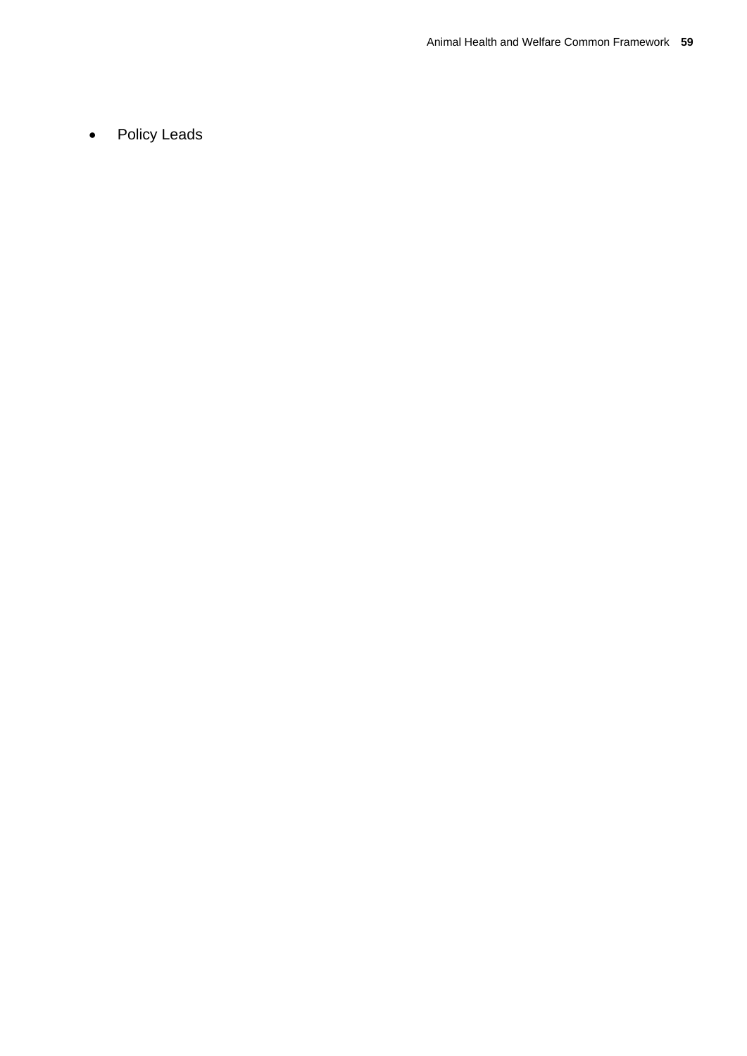- Policy Leads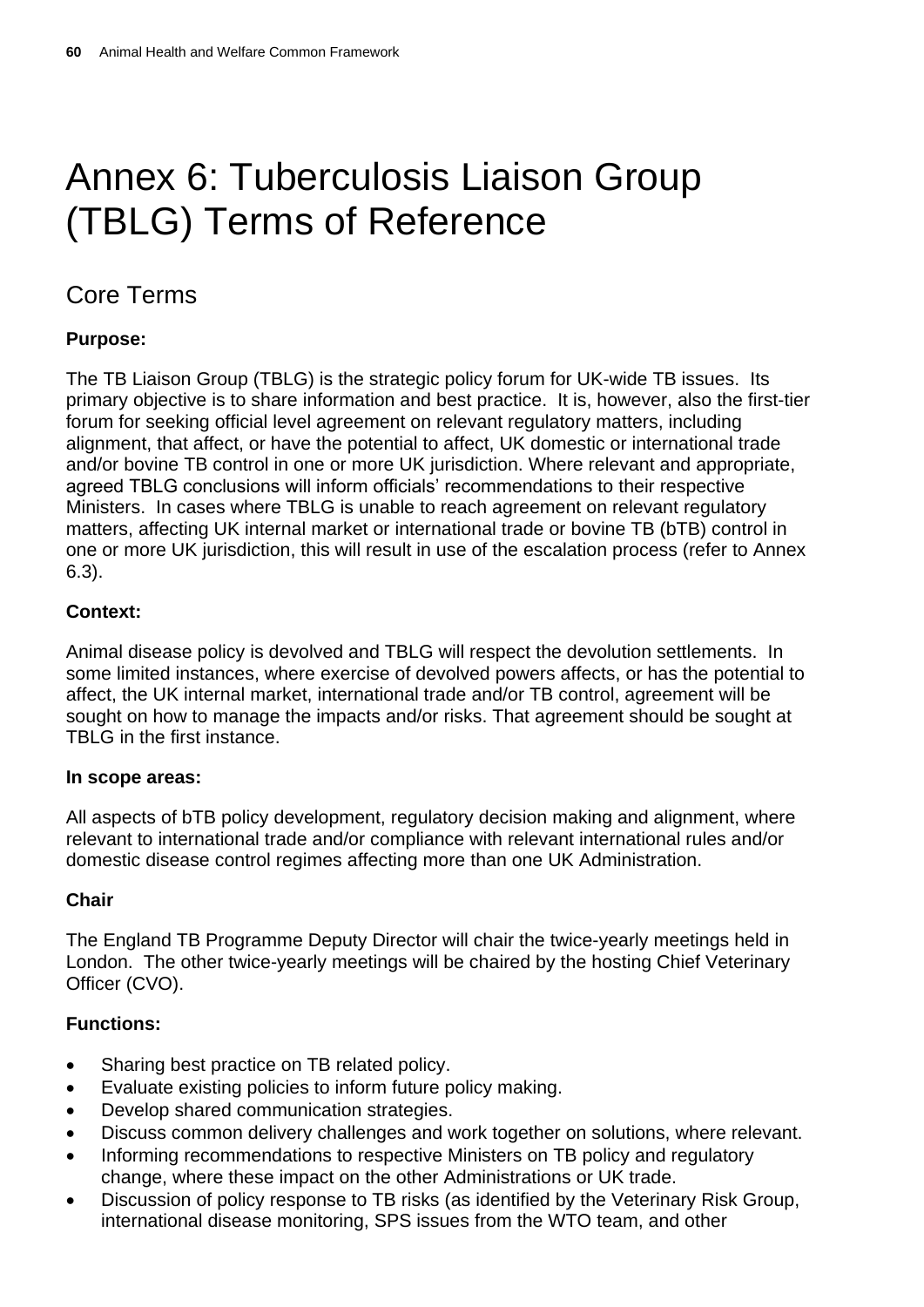# Annex 6: Tuberculosis Liaison Group (TBLG) Terms of Reference

## Core Terms

**Purpose:**

The TB Liaison Group (TBLG) is the strategic policy forum for UK-wide TB issues. Its primary objective is to share information and best practice. It is, however, also the first-tier forum for seeking official level agreement on relevant regulatory matters, including alignment, that affect, or have the potential to affect, UK domestic or international trade and/or bovine TB control in one or more UK jurisdiction. Where relevant and appropriate, agreed TBLG conclusions will inform officials' recommendations to their respective Ministers. In cases where TBLG is unable to reach agreement on relevant regulatory matters, affecting UK internal market or international trade or bovine TB (bTB) control in one or more UK jurisdiction, this will result in use of the escalation process (refer to Annex 6.3).

**Context:**

Animal disease policy is devolved and TBLG will respect the devolution settlements. In some limited instances, where exercise of devolved powers affects, or has the potential to affect, the UK internal market, international trade and/or TB control, agreement will be sought on how to manage the impacts and/or risks. That agreement should be sought at TBLG in the first instance.

**In scope areas:**

All aspects of bTB policy development, regulatory decision making and alignment, where relevant to international trade and/or compliance with relevant international rules and/or domestic disease control regimes affecting more than one UK Administration.

**Chair**

The England TB Programme Deputy Director will chair the twice-yearly meetings held in London. The other twice-yearly meetings will be chaired by the hosting Chief Veterinary Officer (CVO).

**Functions:**

- Sharing best practice on TB related policy.
- Evaluate existing policies to inform future policy making.
- Develop shared communication strategies.
- Discuss common delivery challenges and work together on solutions, where relevant.
- Informing recommendations to respective Ministers on TB policy and regulatory change, where these impact on the other Administrations or UK trade.
- Discussion of policy response to TB risks (as identified by the Veterinary Risk Group, international disease monitoring, SPS issues from the WTO team, and other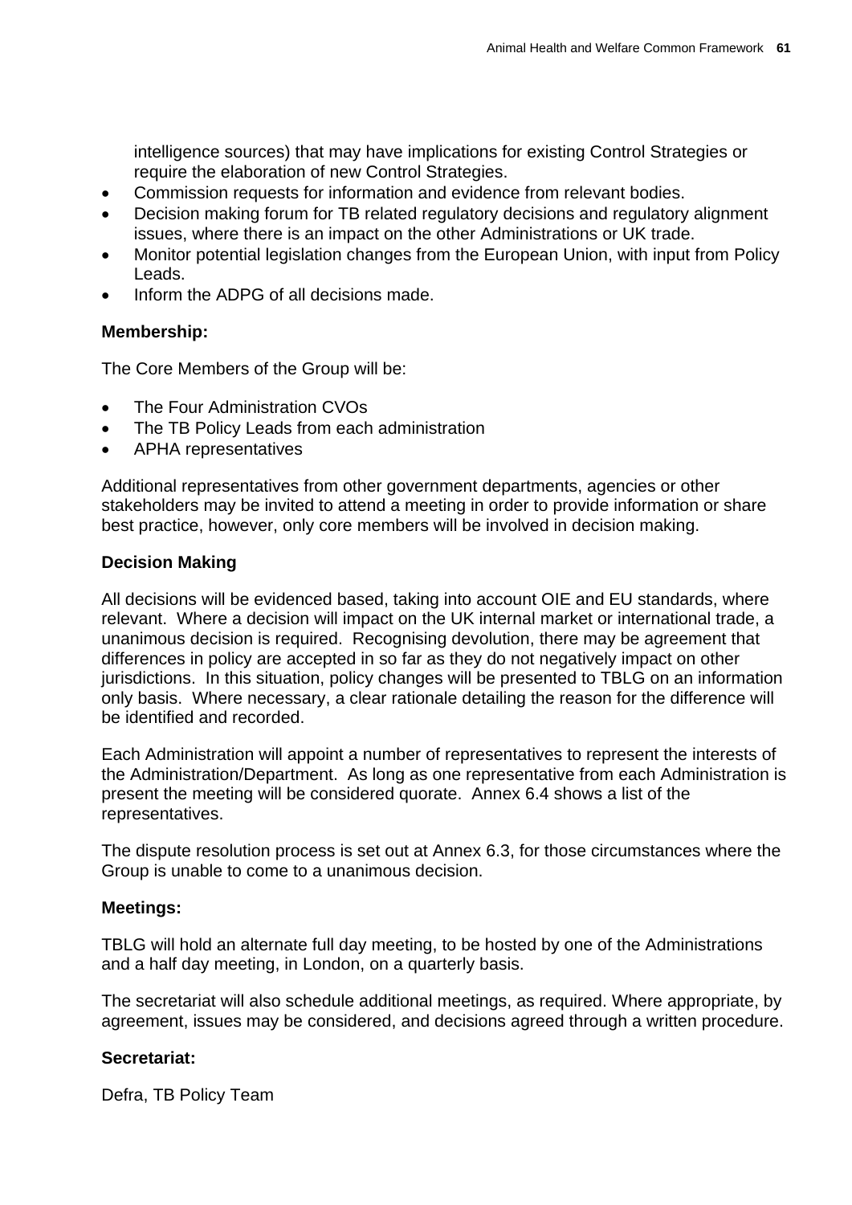intelligence sources) that may have implications for existing Control Strategies or require the elaboration of new Control Strategies.

- Commission requests for information and evidence from relevant bodies.
- Decision making forum for TB related regulatory decisions and regulatory alignment issues, where there is an impact on the other Administrations or UK trade.
- Monitor potential legislation changes from the European Union, with input from Policy Leads.
- Inform the ADPG of all decisions made.

**Membership:**

The Core Members of the Group will be:

- The Four Administration CVOs
- The TB Policy Leads from each administration
- APHA representatives

Additional representatives from other government departments, agencies or other stakeholders may be invited to attend a meeting in order to provide information or share best practice, however, only core members will be involved in decision making.

**Decision Making**

All decisions will be evidenced based, taking into account OIE and EU standards, where relevant. Where a decision will impact on the UK internal market or international trade, a unanimous decision is required. Recognising devolution, there may be agreement that differences in policy are accepted in so far as they do not negatively impact on other jurisdictions. In this situation, policy changes will be presented to TBLG on an information only basis. Where necessary, a clear rationale detailing the reason for the difference will be identified and recorded.

Each Administration will appoint a number of representatives to represent the interests of the Administration/Department. As long as one representative from each Administration is present the meeting will be considered quorate. Annex 6.4 shows a list of the representatives.

The dispute resolution process is set out at Annex 6.3, for those circumstances where the Group is unable to come to a unanimous decision.

**Meetings:**

TBLG will hold an alternate full day meeting, to be hosted by one of the Administrations and a half day meeting, in London, on a quarterly basis.

The secretariat will also schedule additional meetings, as required. Where appropriate, by agreement, issues may be considered, and decisions agreed through a written procedure.

**Secretariat:**

Defra, TB Policy Team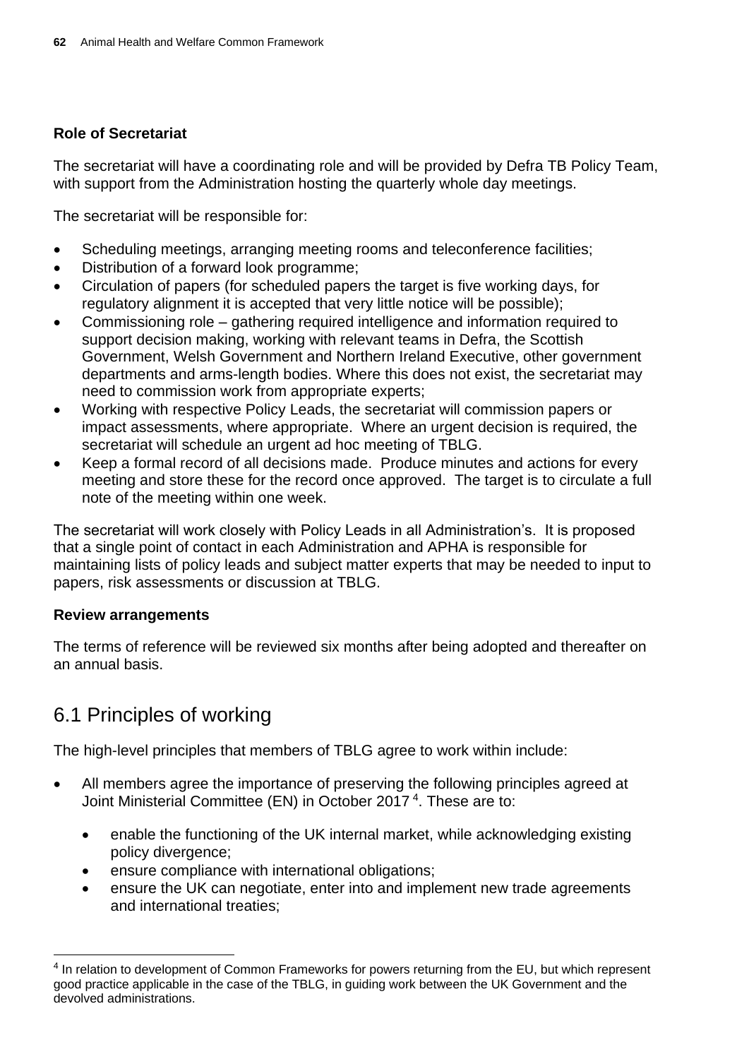**Role of Secretariat**

The secretariat will have a coordinating role and will be provided by Defra TB Policy Team, with support from the Administration hosting the quarterly whole day meetings.

The secretariat will be responsible for:

- Scheduling meetings, arranging meeting rooms and teleconference facilities;
- Distribution of a forward look programme;
- Circulation of papers (for scheduled papers the target is five working days, for regulatory alignment it is accepted that very little notice will be possible);
- Commissioning role – gathering required intelligence and information required to support decision making, working with relevant teams in Defra, the Scottish Government, Welsh Government and Northern Ireland Executive, other government departments and arms-length bodies. Where this does not exist, the secretariat may need to commission work from appropriate experts;
- Working with respective Policy Leads, the secretariat will commission papers or impact assessments, where appropriate. Where an urgent decision is required, the secretariat will schedule an urgent ad hoc meeting of TBLG.
- Keep a formal record of all decisions made. Produce minutes and actions for every meeting and store these for the record once approved. The target is to circulate a full note of the meeting within one week.

The secretariat will work closely with Policy Leads in all Administration's. It is proposed that a single point of contact in each Administration and APHA is responsible for maintaining lists of policy leads and subject matter experts that may be needed to input to papers, risk assessments or discussion at TBLG.

**Review arrangements**

The terms of reference will be reviewed six months after being adopted and thereafter on an annual basis.

## 6.1 Principles of working

The high-level principles that members of TBLG agree to work within include:

- All members agree the importance of preserving the following principles agreed at Joint Ministerial Committee (EN) in October 2017 [4]. These are to:
  - enable the functioning of the UK internal market, while acknowledging existing policy divergence;
  - ensure compliance with international obligations;
  - ensure the UK can negotiate, enter into and implement new trade agreements and international treaties;

[4] In relation to development of Common Frameworks for powers returning from the EU, but which represent good practice applicable in the case of the TBLG, in guiding work between the UK Government and the devolved administrations.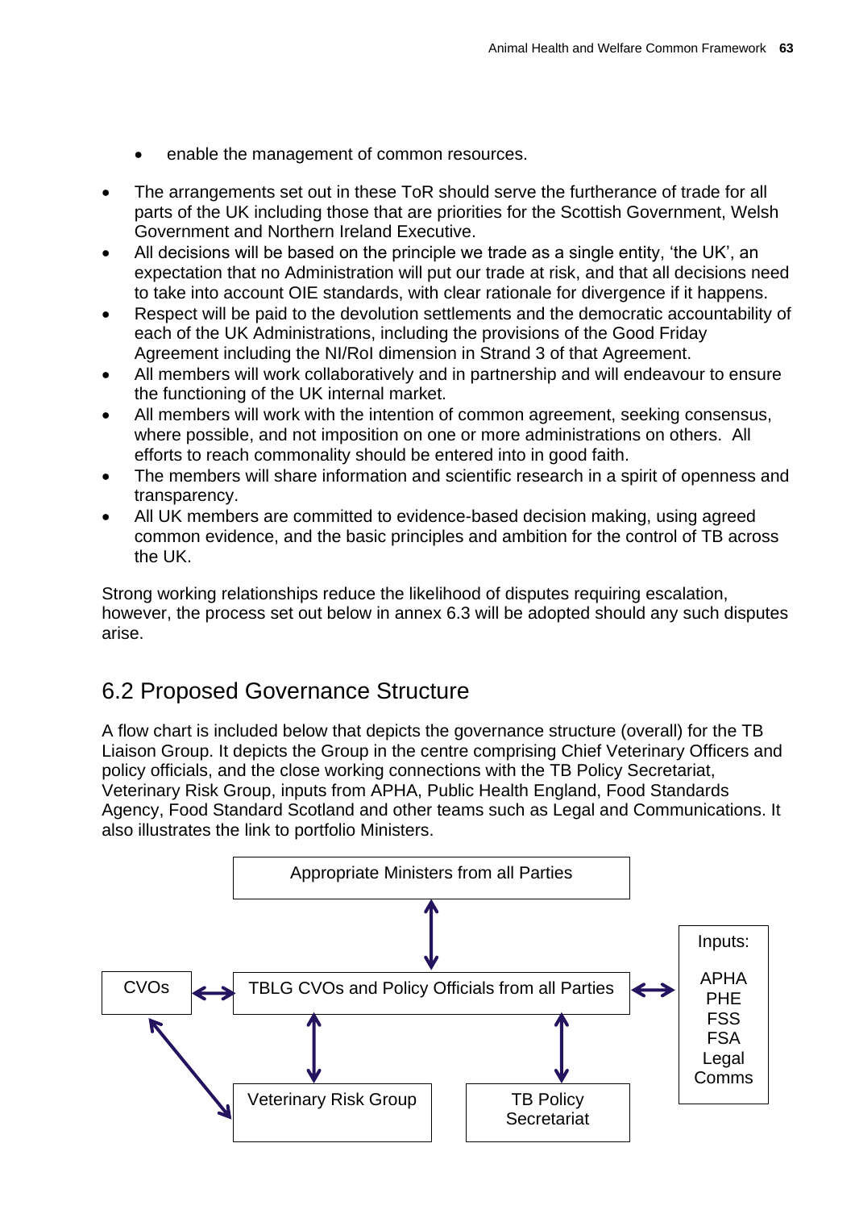- enable the management of common resources.

- The arrangements set out in these ToR should serve the furtherance of trade for all parts of the UK including those that are priorities for the Scottish Government, Welsh Government and Northern Ireland Executive.
- All decisions will be based on the principle we trade as a single entity, 'the UK', an expectation that no Administration will put our trade at risk, and that all decisions need to take into account OIE standards, with clear rationale for divergence if it happens.
- Respect will be paid to the devolution settlements and the democratic accountability of each of the UK Administrations, including the provisions of the Good Friday Agreement including the NI/RoI dimension in Strand 3 of that Agreement.
- All members will work collaboratively and in partnership and will endeavour to ensure the functioning of the UK internal market.
- All members will work with the intention of common agreement, seeking consensus, where possible, and not imposition on one or more administrations on others. All efforts to reach commonality should be entered into in good faith.
- The members will share information and scientific research in a spirit of openness and transparency.
- All UK members are committed to evidence-based decision making, using agreed common evidence, and the basic principles and ambition for the control of TB across the UK.

Strong working relationships reduce the likelihood of disputes requiring escalation, however, the process set out below in annex 6.3 will be adopted should any such disputes arise.

## 6.2 Proposed Governance Structure

A flow chart is included below that depicts the governance structure (overall) for the TB Liaison Group. It depicts the Group in the centre comprising Chief Veterinary Officers and policy officials, and the close working connections with the TB Policy Secretariat, Veterinary Risk Group, inputs from APHA, Public Health England, Food Standards Agency, Food Standard Scotland and other teams such as Legal and Communications. It also illustrates the link to portfolio Ministers.

Appropriate Ministers from all Parties

CVOs

TBLG CVOs and Policy Officials from all Parties

Inputs:

APHA
PHE
FSS
FSA
Legal
Comms

Veterinary Risk Group

TB Policy Secretariat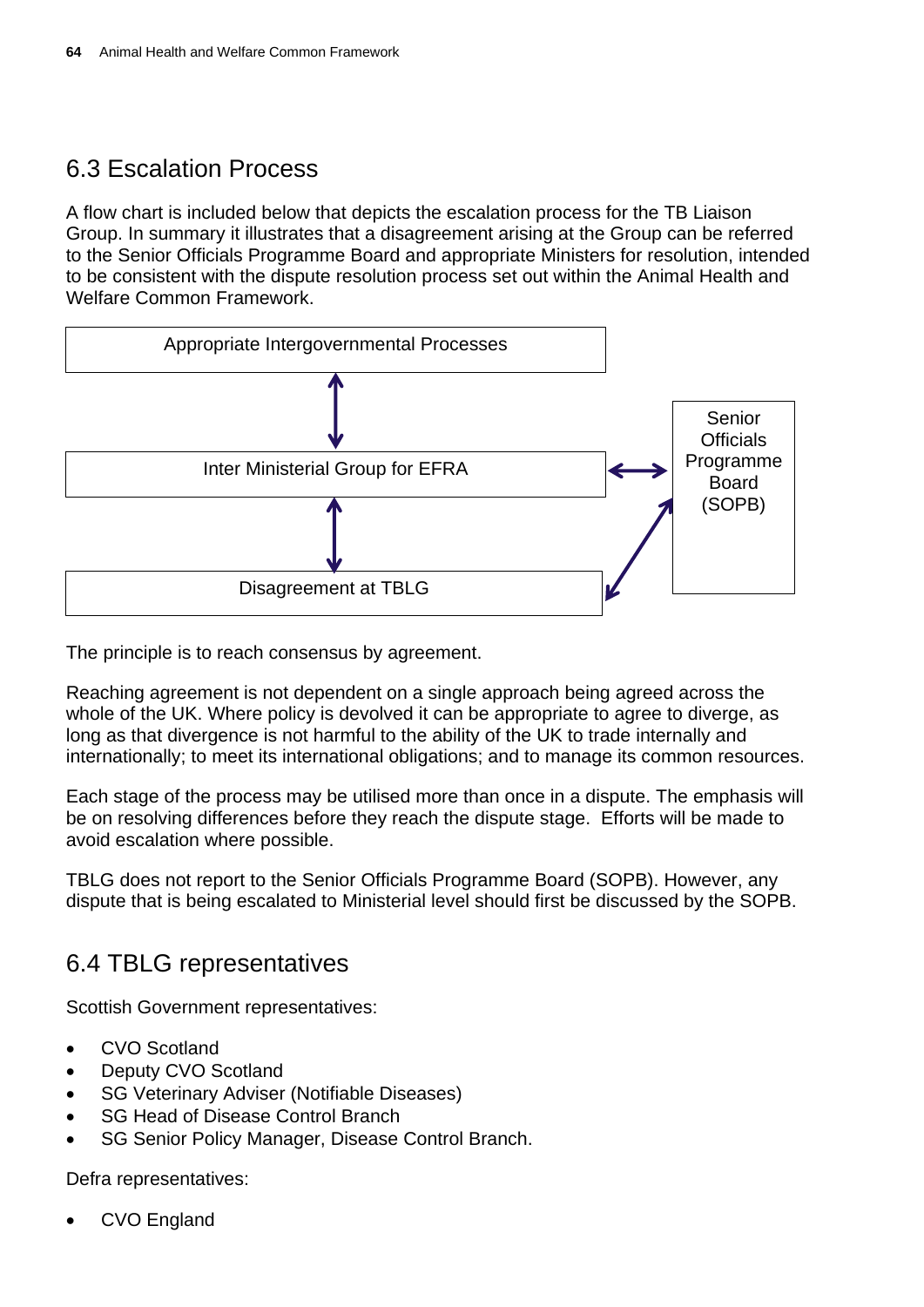## 6.3 Escalation Process

A flow chart is included below that depicts the escalation process for the TB Liaison Group. In summary it illustrates that a disagreement arising at the Group can be referred to the Senior Officials Programme Board and appropriate Ministers for resolution, intended to be consistent with the dispute resolution process set out within the Animal Health and Welfare Common Framework.

Appropriate Intergovernmental Processes

↕

Inter Ministerial Group for EFRA ↔ Senior Officials Programme Board (SOPB)

↕

Disagreement at TBLG ↔ Senior Officials Programme Board (SOPB)

The principle is to reach consensus by agreement.

Reaching agreement is not dependent on a single approach being agreed across the whole of the UK. Where policy is devolved it can be appropriate to agree to diverge, as long as that divergence is not harmful to the ability of the UK to trade internally and internationally; to meet its international obligations; and to manage its common resources.

Each stage of the process may be utilised more than once in a dispute. The emphasis will be on resolving differences before they reach the dispute stage. Efforts will be made to avoid escalation where possible.

TBLG does not report to the Senior Officials Programme Board (SOPB). However, any dispute that is being escalated to Ministerial level should first be discussed by the SOPB.

## 6.4 TBLG representatives

Scottish Government representatives:

- CVO Scotland
- Deputy CVO Scotland
- SG Veterinary Adviser (Notifiable Diseases)
- SG Head of Disease Control Branch
- SG Senior Policy Manager, Disease Control Branch.

Defra representatives:

- CVO England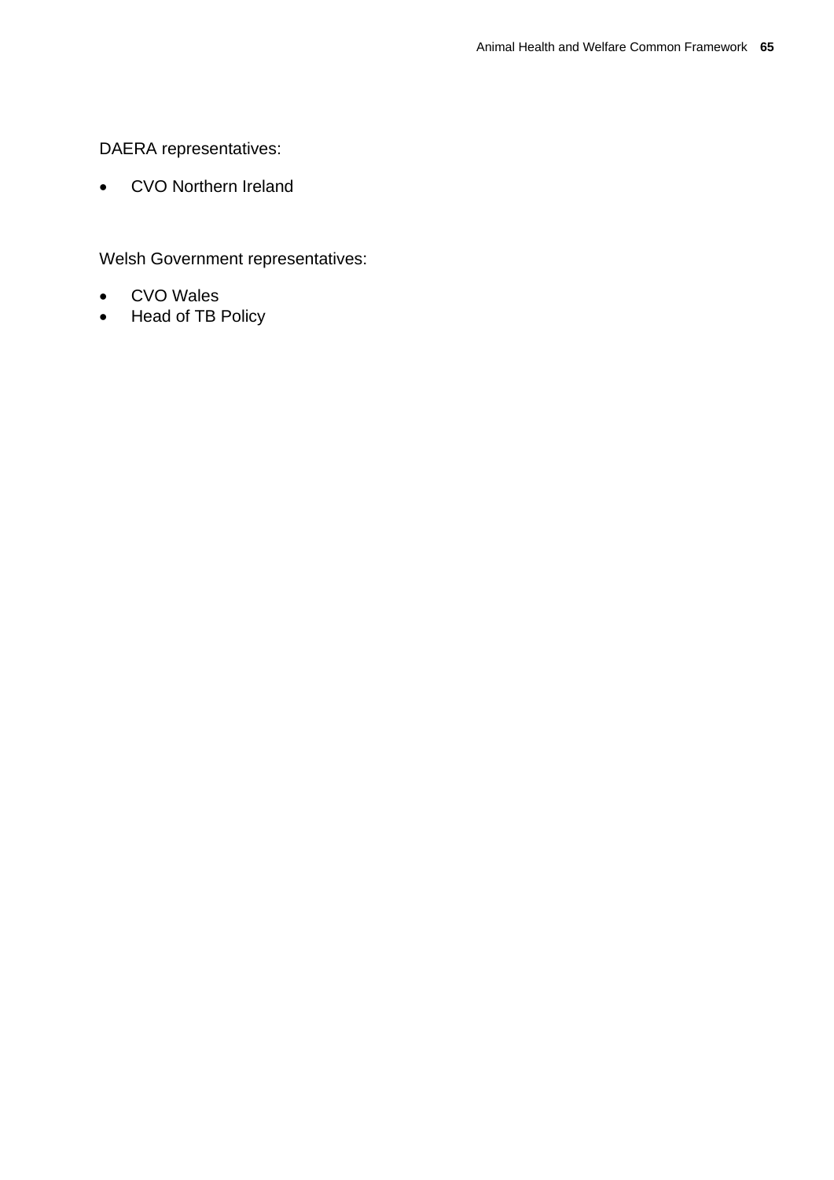DAERA representatives:

- CVO Northern Ireland

Welsh Government representatives:

- CVO Wales
- Head of TB Policy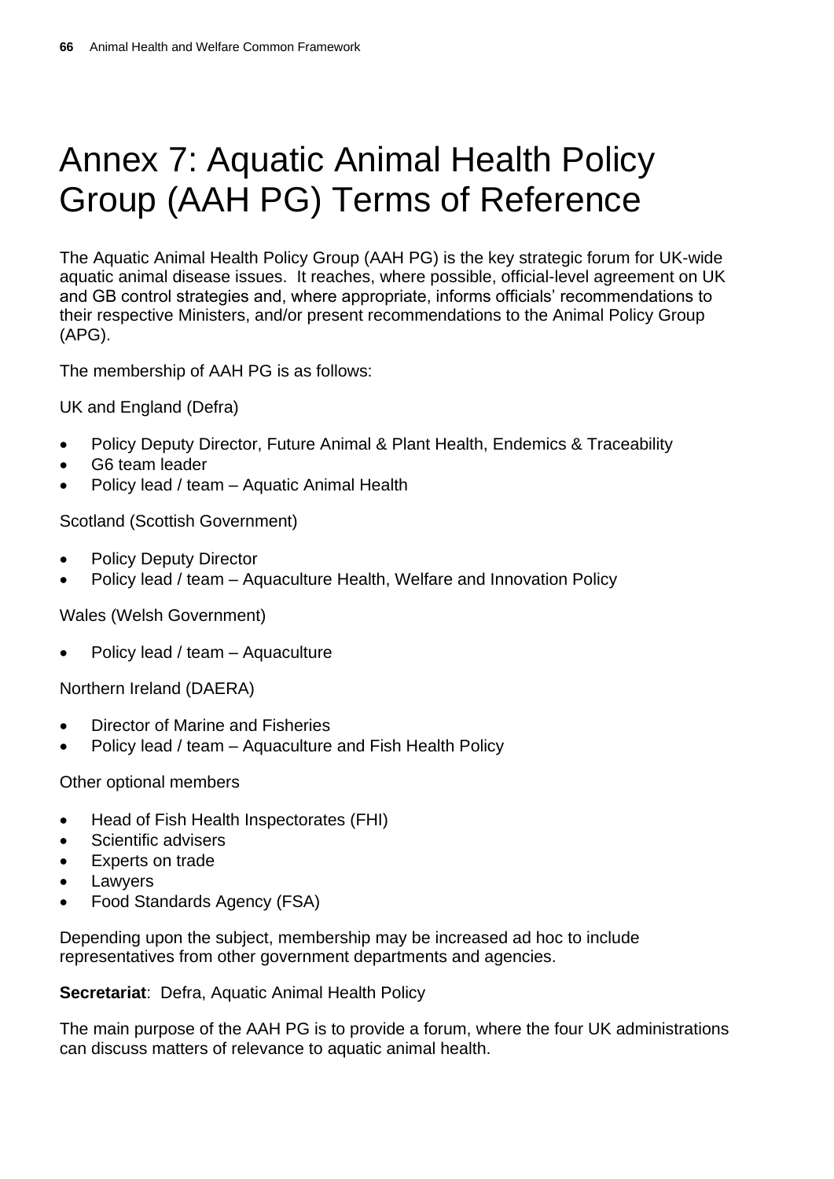# Annex 7: Aquatic Animal Health Policy Group (AAH PG) Terms of Reference

The Aquatic Animal Health Policy Group (AAH PG) is the key strategic forum for UK-wide aquatic animal disease issues. It reaches, where possible, official-level agreement on UK and GB control strategies and, where appropriate, informs officials' recommendations to their respective Ministers, and/or present recommendations to the Animal Policy Group (APG).

The membership of AAH PG is as follows:

UK and England (Defra)

- Policy Deputy Director, Future Animal & Plant Health, Endemics & Traceability
- G6 team leader
- Policy lead / team – Aquatic Animal Health

Scotland (Scottish Government)

- Policy Deputy Director
- Policy lead / team – Aquaculture Health, Welfare and Innovation Policy

Wales (Welsh Government)

- Policy lead / team – Aquaculture

Northern Ireland (DAERA)

- Director of Marine and Fisheries
- Policy lead / team – Aquaculture and Fish Health Policy

Other optional members

- Head of Fish Health Inspectorates (FHI)
- Scientific advisers
- Experts on trade
- Lawyers
- Food Standards Agency (FSA)

Depending upon the subject, membership may be increased ad hoc to include representatives from other government departments and agencies.

**Secretariat**: Defra, Aquatic Animal Health Policy

The main purpose of the AAH PG is to provide a forum, where the four UK administrations can discuss matters of relevance to aquatic animal health.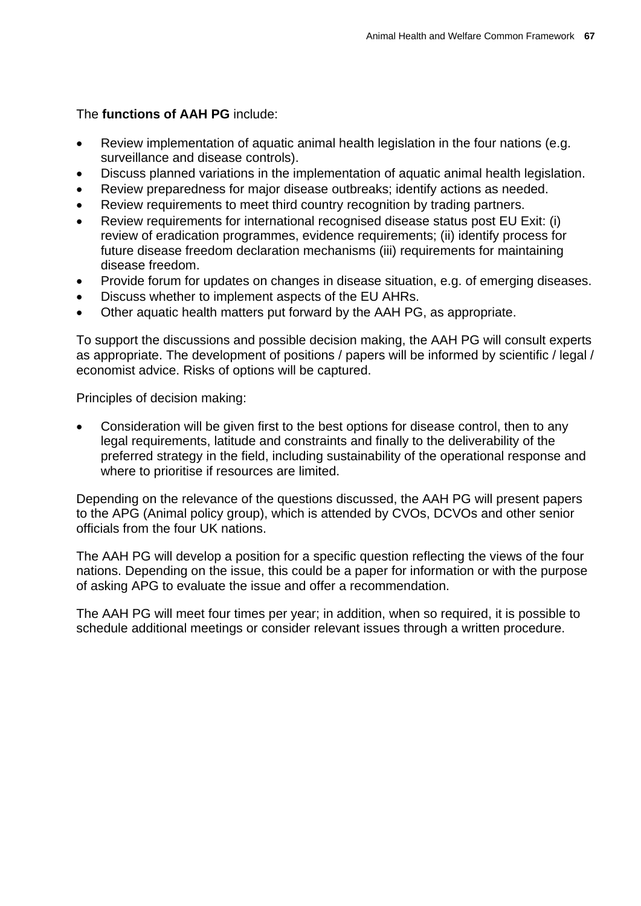The **functions of AAH PG** include:

- Review implementation of aquatic animal health legislation in the four nations (e.g. surveillance and disease controls).
- Discuss planned variations in the implementation of aquatic animal health legislation.
- Review preparedness for major disease outbreaks; identify actions as needed.
- Review requirements to meet third country recognition by trading partners.
- Review requirements for international recognised disease status post EU Exit: (i) review of eradication programmes, evidence requirements; (ii) identify process for future disease freedom declaration mechanisms (iii) requirements for maintaining disease freedom.
- Provide forum for updates on changes in disease situation, e.g. of emerging diseases.
- Discuss whether to implement aspects of the EU AHRs.
- Other aquatic health matters put forward by the AAH PG, as appropriate.

To support the discussions and possible decision making, the AAH PG will consult experts as appropriate. The development of positions / papers will be informed by scientific / legal / economist advice. Risks of options will be captured.

Principles of decision making:

- Consideration will be given first to the best options for disease control, then to any legal requirements, latitude and constraints and finally to the deliverability of the preferred strategy in the field, including sustainability of the operational response and where to prioritise if resources are limited.

Depending on the relevance of the questions discussed, the AAH PG will present papers to the APG (Animal policy group), which is attended by CVOs, DCVOs and other senior officials from the four UK nations.

The AAH PG will develop a position for a specific question reflecting the views of the four nations. Depending on the issue, this could be a paper for information or with the purpose of asking APG to evaluate the issue and offer a recommendation.

The AAH PG will meet four times per year; in addition, when so required, it is possible to schedule additional meetings or consider relevant issues through a written procedure.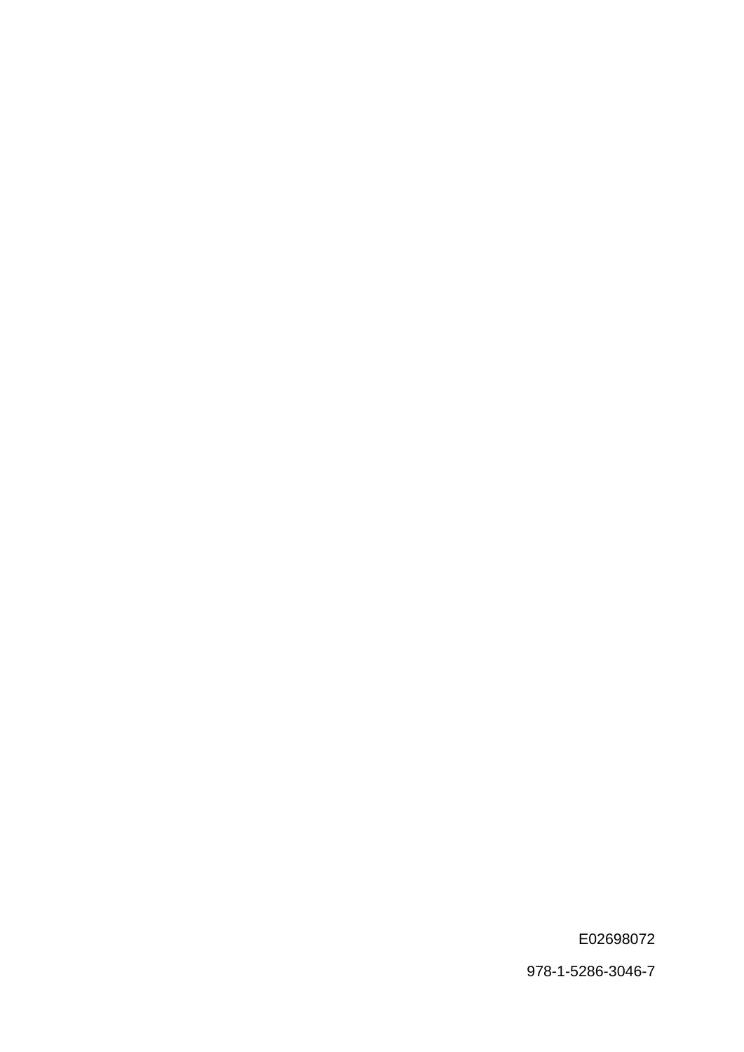E02698072

978-1-5286-3046-7